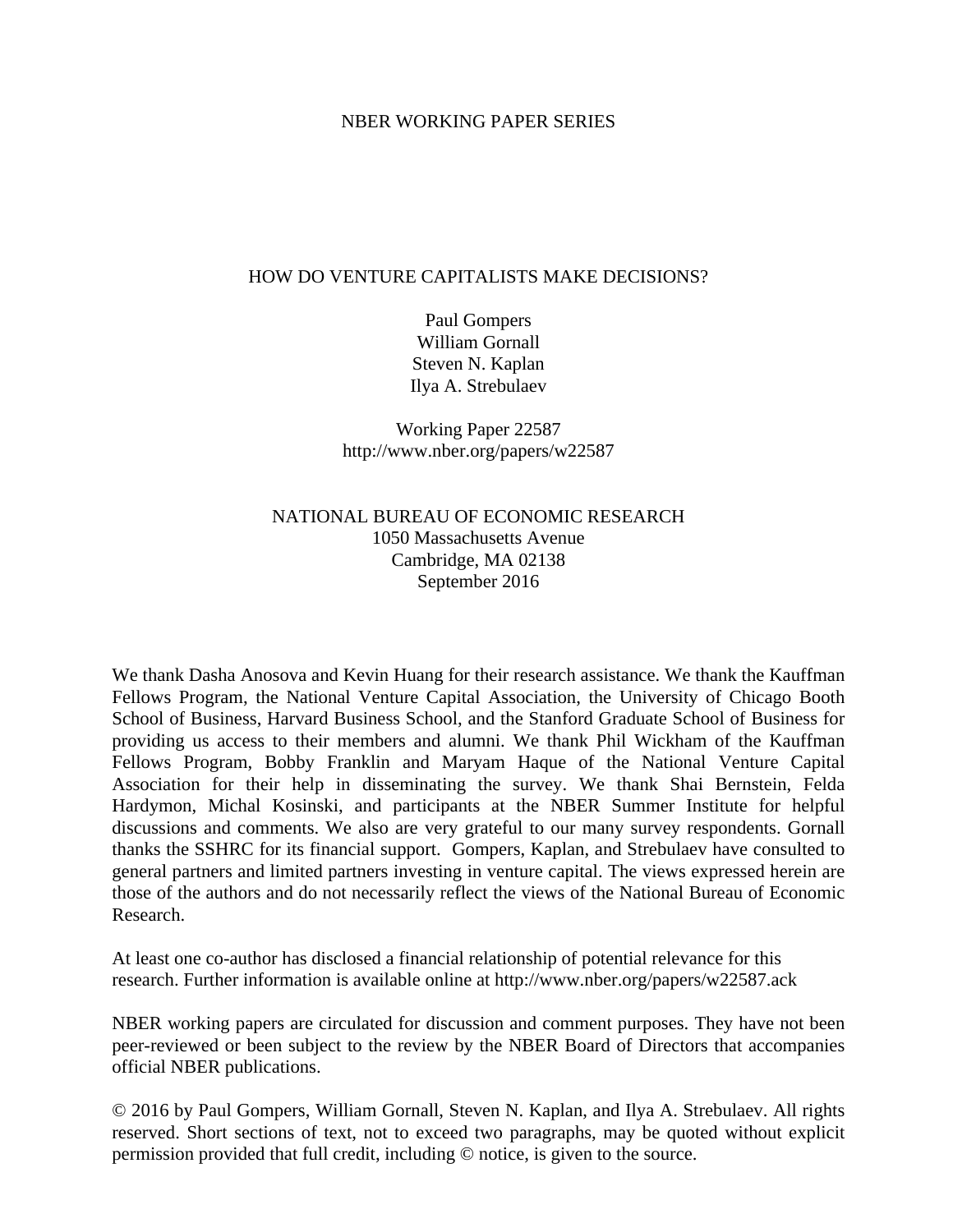NBER WORKING PAPER SERIES

# HOW DO VENTURE CAPITALISTS MAKE DECISIONS?

Paul Gompers
William Gornall
Steven N. Kaplan
Ilya A. Strebulaev

Working Paper 22587
http://www.nber.org/papers/w22587

NATIONAL BUREAU OF ECONOMIC RESEARCH
1050 Massachusetts Avenue
Cambridge, MA 02138
September 2016

We thank Dasha Anosova and Kevin Huang for their research assistance. We thank the Kauffman Fellows Program, the National Venture Capital Association, the University of Chicago Booth School of Business, Harvard Business School, and the Stanford Graduate School of Business for providing us access to their members and alumni. We thank Phil Wickham of the Kauffman Fellows Program, Bobby Franklin and Maryam Haque of the National Venture Capital Association for their help in disseminating the survey. We thank Shai Bernstein, Felda Hardymon, Michal Kosinski, and participants at the NBER Summer Institute for helpful discussions and comments. We also are very grateful to our many survey respondents. Gornall thanks the SSHRC for its financial support. Gompers, Kaplan, and Strebulaev have consulted to general partners and limited partners investing in venture capital. The views expressed herein are those of the authors and do not necessarily reflect the views of the National Bureau of Economic Research.

At least one co-author has disclosed a financial relationship of potential relevance for this research. Further information is available online at http://www.nber.org/papers/w22587.ack

NBER working papers are circulated for discussion and comment purposes. They have not been peer-reviewed or been subject to the review by the NBER Board of Directors that accompanies official NBER publications.

© 2016 by Paul Gompers, William Gornall, Steven N. Kaplan, and Ilya A. Strebulaev. All rights reserved. Short sections of text, not to exceed two paragraphs, may be quoted without explicit permission provided that full credit, including © notice, is given to the source.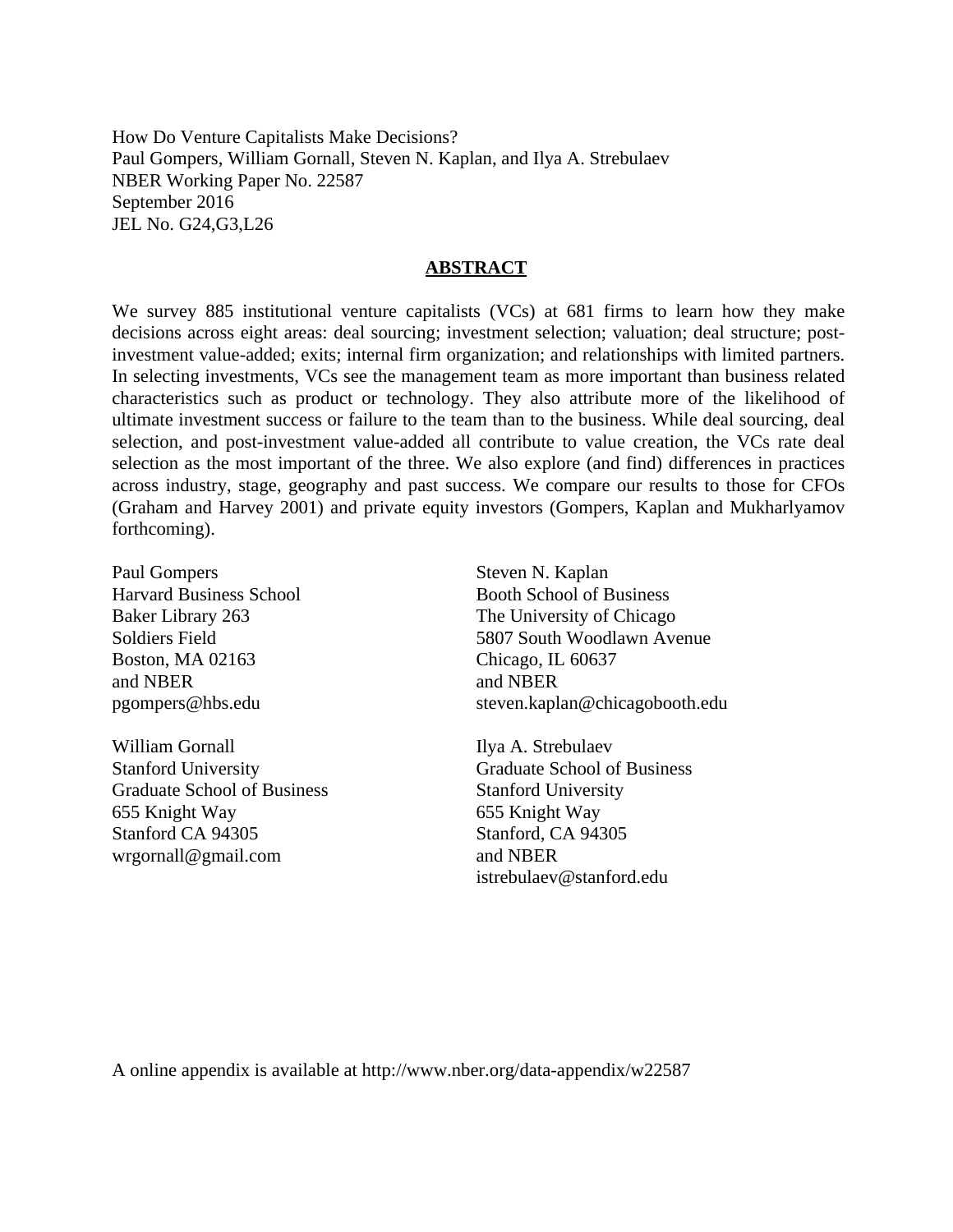How Do Venture Capitalists Make Decisions?
Paul Gompers, William Gornall, Steven N. Kaplan, and Ilya A. Strebulaev
NBER Working Paper No. 22587
September 2016
JEL No. G24,G3,L26

## ABSTRACT

We survey 885 institutional venture capitalists (VCs) at 681 firms to learn how they make decisions across eight areas: deal sourcing; investment selection; valuation; deal structure; post-investment value-added; exits; internal firm organization; and relationships with limited partners. In selecting investments, VCs see the management team as more important than business related characteristics such as product or technology. They also attribute more of the likelihood of ultimate investment success or failure to the team than to the business. While deal sourcing, deal selection, and post-investment value-added all contribute to value creation, the VCs rate deal selection as the most important of the three. We also explore (and find) differences in practices across industry, stage, geography and past success. We compare our results to those for CFOs (Graham and Harvey 2001) and private equity investors (Gompers, Kaplan and Mukharlyamov forthcoming).

Paul Gompers
Harvard Business School
Baker Library 263
Soldiers Field
Boston, MA 02163
and NBER
pgompers@hbs.edu

William Gornall
Stanford University
Graduate School of Business
655 Knight Way
Stanford CA 94305
wrgornall@gmail.com

Steven N. Kaplan
Booth School of Business
The University of Chicago
5807 South Woodlawn Avenue
Chicago, IL 60637
and NBER
steven.kaplan@chicagobooth.edu

Ilya A. Strebulaev
Graduate School of Business
Stanford University
655 Knight Way
Stanford, CA 94305
and NBER
istrebulaev@stanford.edu

A online appendix is available at http://www.nber.org/data-appendix/w22587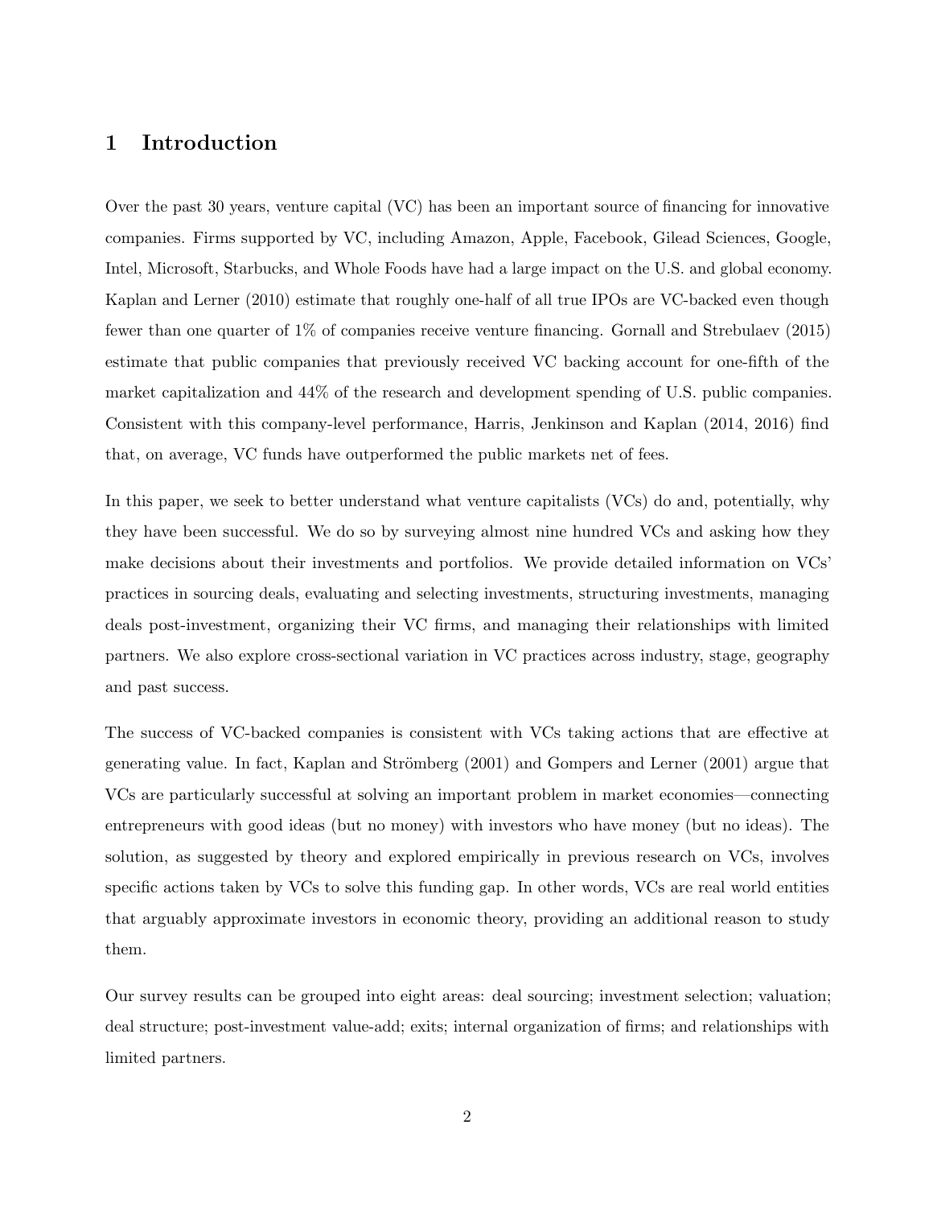# 1 Introduction

Over the past 30 years, venture capital (VC) has been an important source of financing for innovative companies. Firms supported by VC, including Amazon, Apple, Facebook, Gilead Sciences, Google, Intel, Microsoft, Starbucks, and Whole Foods have had a large impact on the U.S. and global economy. Kaplan and Lerner (2010) estimate that roughly one-half of all true IPOs are VC-backed even though fewer than one quarter of 1% of companies receive venture financing. Gornall and Strebulaev (2015) estimate that public companies that previously received VC backing account for one-fifth of the market capitalization and 44% of the research and development spending of U.S. public companies. Consistent with this company-level performance, Harris, Jenkinson and Kaplan (2014, 2016) find that, on average, VC funds have outperformed the public markets net of fees.

In this paper, we seek to better understand what venture capitalists (VCs) do and, potentially, why they have been successful. We do so by surveying almost nine hundred VCs and asking how they make decisions about their investments and portfolios. We provide detailed information on VCs' practices in sourcing deals, evaluating and selecting investments, structuring investments, managing deals post-investment, organizing their VC firms, and managing their relationships with limited partners. We also explore cross-sectional variation in VC practices across industry, stage, geography and past success.

The success of VC-backed companies is consistent with VCs taking actions that are effective at generating value. In fact, Kaplan and Strömberg (2001) and Gompers and Lerner (2001) argue that VCs are particularly successful at solving an important problem in market economies—connecting entrepreneurs with good ideas (but no money) with investors who have money (but no ideas). The solution, as suggested by theory and explored empirically in previous research on VCs, involves specific actions taken by VCs to solve this funding gap. In other words, VCs are real world entities that arguably approximate investors in economic theory, providing an additional reason to study them.

Our survey results can be grouped into eight areas: deal sourcing; investment selection; valuation; deal structure; post-investment value-add; exits; internal organization of firms; and relationships with limited partners.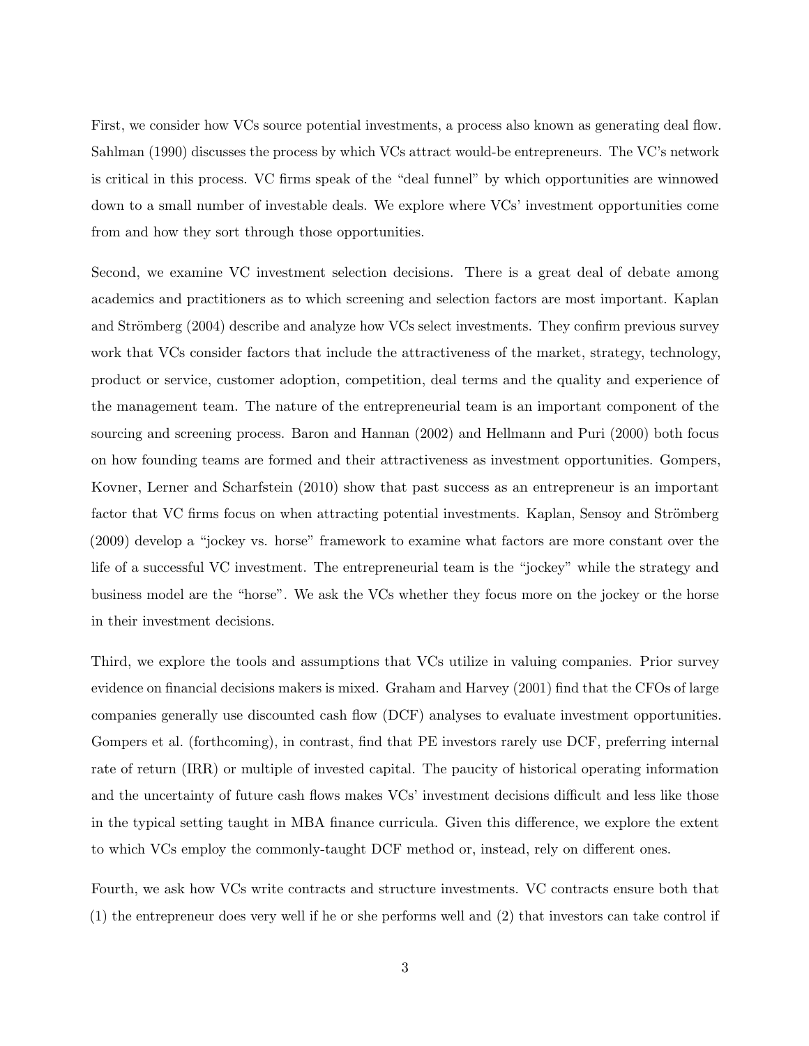First, we consider how VCs source potential investments, a process also known as generating deal flow. Sahlman (1990) discusses the process by which VCs attract would-be entrepreneurs. The VC's network is critical in this process. VC firms speak of the "deal funnel" by which opportunities are winnowed down to a small number of investable deals. We explore where VCs' investment opportunities come from and how they sort through those opportunities.

Second, we examine VC investment selection decisions. There is a great deal of debate among academics and practitioners as to which screening and selection factors are most important. Kaplan and Strömberg (2004) describe and analyze how VCs select investments. They confirm previous survey work that VCs consider factors that include the attractiveness of the market, strategy, technology, product or service, customer adoption, competition, deal terms and the quality and experience of the management team. The nature of the entrepreneurial team is an important component of the sourcing and screening process. Baron and Hannan (2002) and Hellmann and Puri (2000) both focus on how founding teams are formed and their attractiveness as investment opportunities. Gompers, Kovner, Lerner and Scharfstein (2010) show that past success as an entrepreneur is an important factor that VC firms focus on when attracting potential investments. Kaplan, Sensoy and Strömberg (2009) develop a "jockey vs. horse" framework to examine what factors are more constant over the life of a successful VC investment. The entrepreneurial team is the "jockey" while the strategy and business model are the "horse". We ask the VCs whether they focus more on the jockey or the horse in their investment decisions.

Third, we explore the tools and assumptions that VCs utilize in valuing companies. Prior survey evidence on financial decisions makers is mixed. Graham and Harvey (2001) find that the CFOs of large companies generally use discounted cash flow (DCF) analyses to evaluate investment opportunities. Gompers et al. (forthcoming), in contrast, find that PE investors rarely use DCF, preferring internal rate of return (IRR) or multiple of invested capital. The paucity of historical operating information and the uncertainty of future cash flows makes VCs' investment decisions difficult and less like those in the typical setting taught in MBA finance curricula. Given this difference, we explore the extent to which VCs employ the commonly-taught DCF method or, instead, rely on different ones.

Fourth, we ask how VCs write contracts and structure investments. VC contracts ensure both that (1) the entrepreneur does very well if he or she performs well and (2) that investors can take control if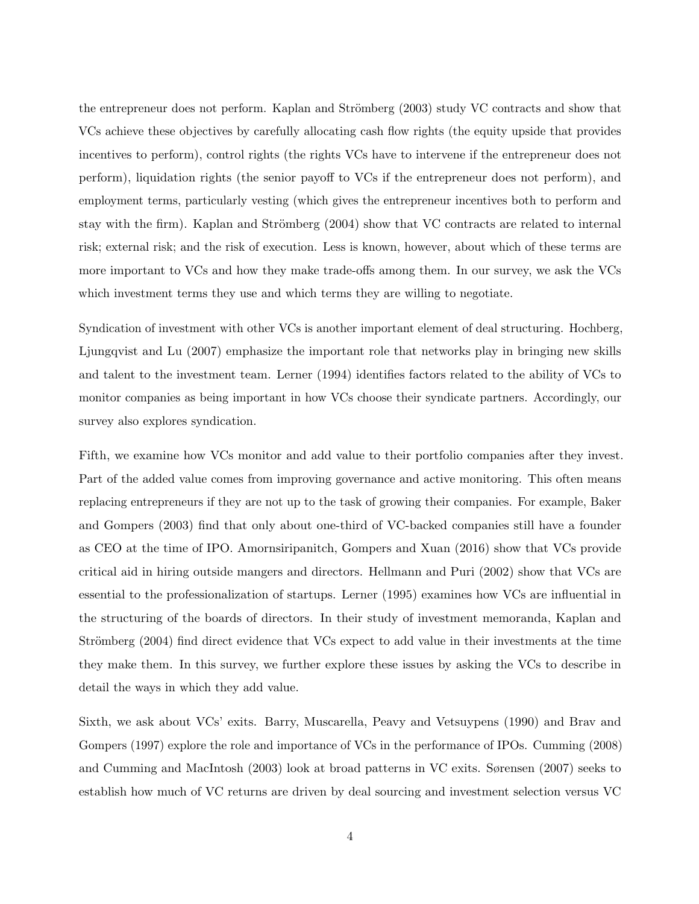the entrepreneur does not perform. Kaplan and Strömberg (2003) study VC contracts and show that VCs achieve these objectives by carefully allocating cash flow rights (the equity upside that provides incentives to perform), control rights (the rights VCs have to intervene if the entrepreneur does not perform), liquidation rights (the senior payoff to VCs if the entrepreneur does not perform), and employment terms, particularly vesting (which gives the entrepreneur incentives both to perform and stay with the firm). Kaplan and Strömberg (2004) show that VC contracts are related to internal risk; external risk; and the risk of execution. Less is known, however, about which of these terms are more important to VCs and how they make trade-offs among them. In our survey, we ask the VCs which investment terms they use and which terms they are willing to negotiate.

Syndication of investment with other VCs is another important element of deal structuring. Hochberg, Ljungqvist and Lu (2007) emphasize the important role that networks play in bringing new skills and talent to the investment team. Lerner (1994) identifies factors related to the ability of VCs to monitor companies as being important in how VCs choose their syndicate partners. Accordingly, our survey also explores syndication.

Fifth, we examine how VCs monitor and add value to their portfolio companies after they invest. Part of the added value comes from improving governance and active monitoring. This often means replacing entrepreneurs if they are not up to the task of growing their companies. For example, Baker and Gompers (2003) find that only about one-third of VC-backed companies still have a founder as CEO at the time of IPO. Amornsiripanitch, Gompers and Xuan (2016) show that VCs provide critical aid in hiring outside mangers and directors. Hellmann and Puri (2002) show that VCs are essential to the professionalization of startups. Lerner (1995) examines how VCs are influential in the structuring of the boards of directors. In their study of investment memoranda, Kaplan and Strömberg (2004) find direct evidence that VCs expect to add value in their investments at the time they make them. In this survey, we further explore these issues by asking the VCs to describe in detail the ways in which they add value.

Sixth, we ask about VCs' exits. Barry, Muscarella, Peavy and Vetsuypens (1990) and Brav and Gompers (1997) explore the role and importance of VCs in the performance of IPOs. Cumming (2008) and Cumming and MacIntosh (2003) look at broad patterns in VC exits. Sørensen (2007) seeks to establish how much of VC returns are driven by deal sourcing and investment selection versus VC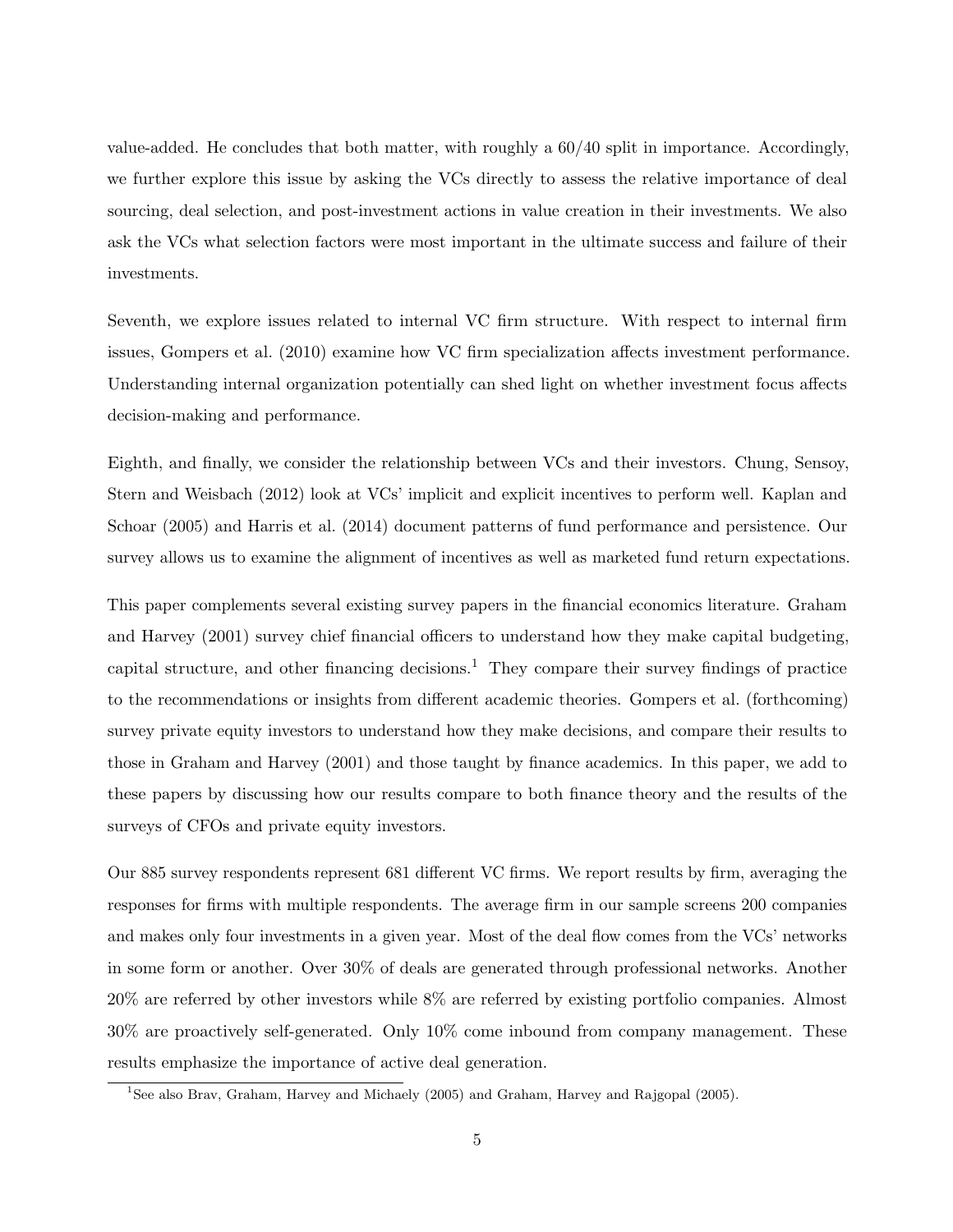value-added. He concludes that both matter, with roughly a 60/40 split in importance. Accordingly, we further explore this issue by asking the VCs directly to assess the relative importance of deal sourcing, deal selection, and post-investment actions in value creation in their investments. We also ask the VCs what selection factors were most important in the ultimate success and failure of their investments.

Seventh, we explore issues related to internal VC firm structure. With respect to internal firm issues, Gompers et al. (2010) examine how VC firm specialization affects investment performance. Understanding internal organization potentially can shed light on whether investment focus affects decision-making and performance.

Eighth, and finally, we consider the relationship between VCs and their investors. Chung, Sensoy, Stern and Weisbach (2012) look at VCs' implicit and explicit incentives to perform well. Kaplan and Schoar (2005) and Harris et al. (2014) document patterns of fund performance and persistence. Our survey allows us to examine the alignment of incentives as well as marketed fund return expectations.

This paper complements several existing survey papers in the financial economics literature. Graham and Harvey (2001) survey chief financial officers to understand how they make capital budgeting, capital structure, and other financing decisions.[1] They compare their survey findings of practice to the recommendations or insights from different academic theories. Gompers et al. (forthcoming) survey private equity investors to understand how they make decisions, and compare their results to those in Graham and Harvey (2001) and those taught by finance academics. In this paper, we add to these papers by discussing how our results compare to both finance theory and the results of the surveys of CFOs and private equity investors.

Our 885 survey respondents represent 681 different VC firms. We report results by firm, averaging the responses for firms with multiple respondents. The average firm in our sample screens 200 companies and makes only four investments in a given year. Most of the deal flow comes from the VCs' networks in some form or another. Over 30% of deals are generated through professional networks. Another 20% are referred by other investors while 8% are referred by existing portfolio companies. Almost 30% are proactively self-generated. Only 10% come inbound from company management. These results emphasize the importance of active deal generation.

[1] See also Brav, Graham, Harvey and Michaely (2005) and Graham, Harvey and Rajgopal (2005).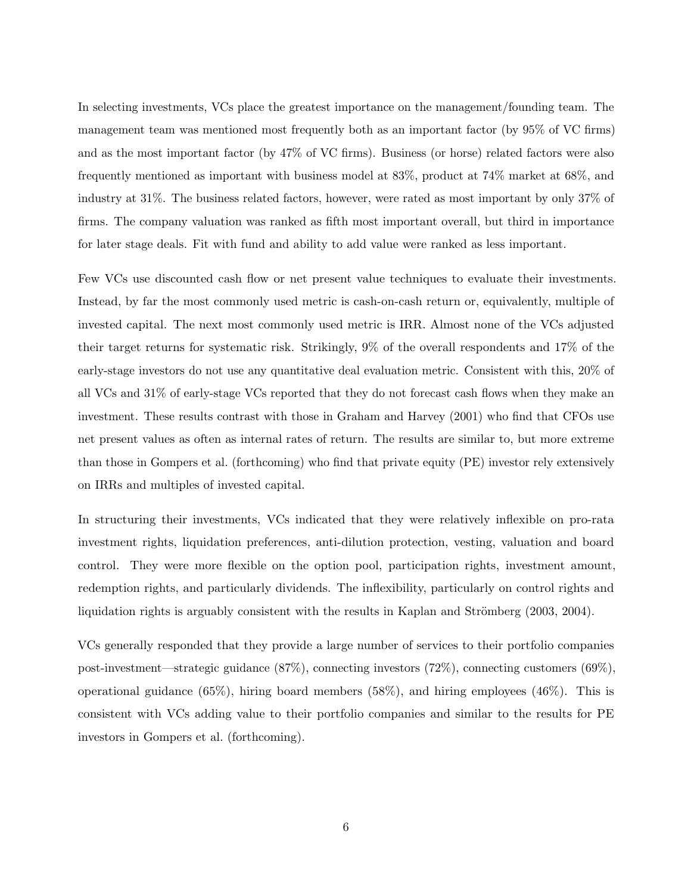In selecting investments, VCs place the greatest importance on the management/founding team. The management team was mentioned most frequently both as an important factor (by 95% of VC firms) and as the most important factor (by 47% of VC firms). Business (or horse) related factors were also frequently mentioned as important with business model at 83%, product at 74% market at 68%, and industry at 31%. The business related factors, however, were rated as most important by only 37% of firms. The company valuation was ranked as fifth most important overall, but third in importance for later stage deals. Fit with fund and ability to add value were ranked as less important.

Few VCs use discounted cash flow or net present value techniques to evaluate their investments. Instead, by far the most commonly used metric is cash-on-cash return or, equivalently, multiple of invested capital. The next most commonly used metric is IRR. Almost none of the VCs adjusted their target returns for systematic risk. Strikingly, 9% of the overall respondents and 17% of the early-stage investors do not use any quantitative deal evaluation metric. Consistent with this, 20% of all VCs and 31% of early-stage VCs reported that they do not forecast cash flows when they make an investment. These results contrast with those in Graham and Harvey (2001) who find that CFOs use net present values as often as internal rates of return. The results are similar to, but more extreme than those in Gompers et al. (forthcoming) who find that private equity (PE) investor rely extensively on IRRs and multiples of invested capital.

In structuring their investments, VCs indicated that they were relatively inflexible on pro-rata investment rights, liquidation preferences, anti-dilution protection, vesting, valuation and board control. They were more flexible on the option pool, participation rights, investment amount, redemption rights, and particularly dividends. The inflexibility, particularly on control rights and liquidation rights is arguably consistent with the results in Kaplan and Strömberg (2003, 2004).

VCs generally responded that they provide a large number of services to their portfolio companies post-investment—strategic guidance (87%), connecting investors (72%), connecting customers (69%), operational guidance (65%), hiring board members (58%), and hiring employees (46%). This is consistent with VCs adding value to their portfolio companies and similar to the results for PE investors in Gompers et al. (forthcoming).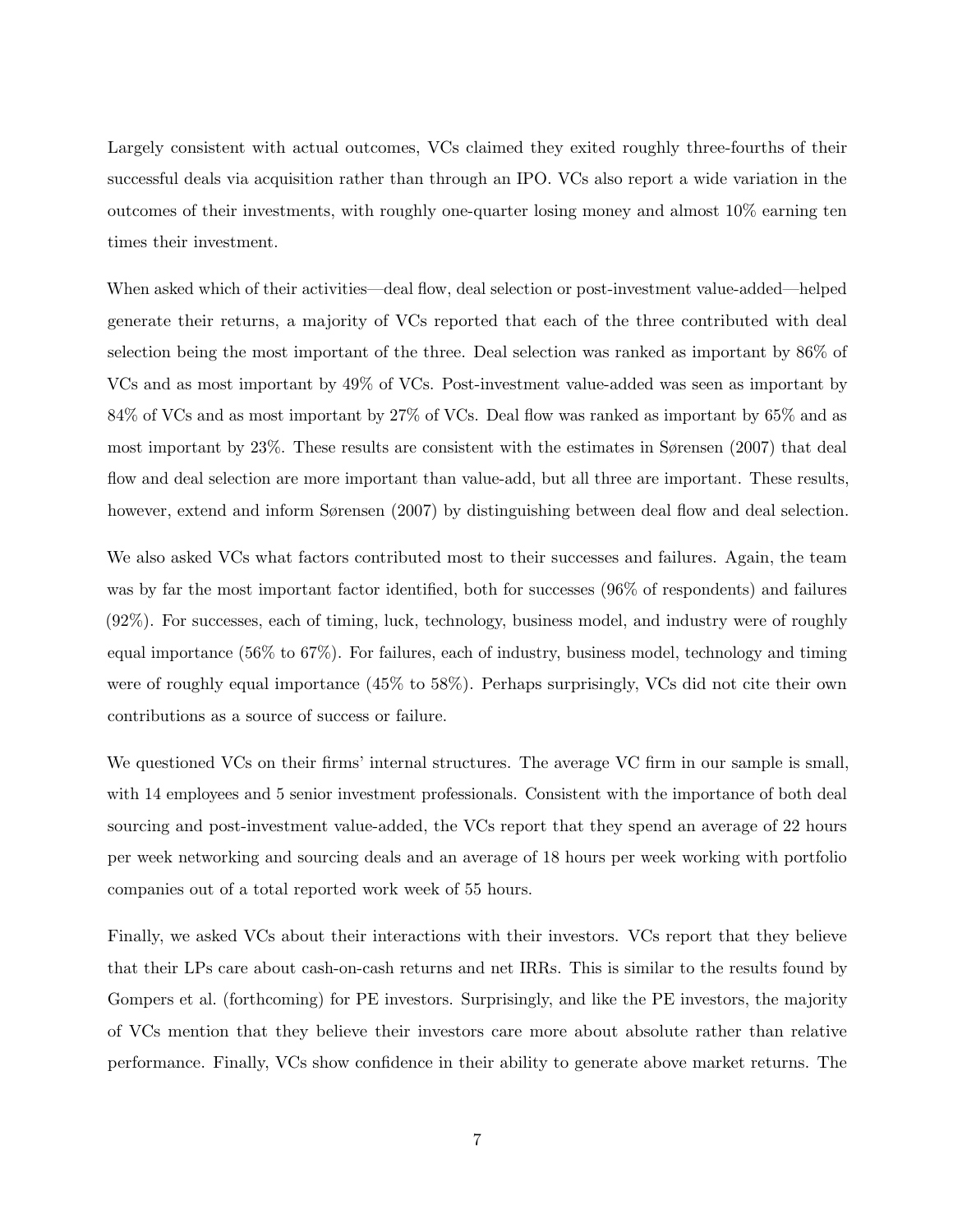Largely consistent with actual outcomes, VCs claimed they exited roughly three-fourths of their successful deals via acquisition rather than through an IPO. VCs also report a wide variation in the outcomes of their investments, with roughly one-quarter losing money and almost 10% earning ten times their investment.

When asked which of their activities—deal flow, deal selection or post-investment value-added—helped generate their returns, a majority of VCs reported that each of the three contributed with deal selection being the most important of the three. Deal selection was ranked as important by 86% of VCs and as most important by 49% of VCs. Post-investment value-added was seen as important by 84% of VCs and as most important by 27% of VCs. Deal flow was ranked as important by 65% and as most important by 23%. These results are consistent with the estimates in Sørensen (2007) that deal flow and deal selection are more important than value-add, but all three are important. These results, however, extend and inform Sørensen (2007) by distinguishing between deal flow and deal selection.

We also asked VCs what factors contributed most to their successes and failures. Again, the team was by far the most important factor identified, both for successes (96% of respondents) and failures (92%). For successes, each of timing, luck, technology, business model, and industry were of roughly equal importance (56% to 67%). For failures, each of industry, business model, technology and timing were of roughly equal importance (45% to 58%). Perhaps surprisingly, VCs did not cite their own contributions as a source of success or failure.

We questioned VCs on their firms' internal structures. The average VC firm in our sample is small, with 14 employees and 5 senior investment professionals. Consistent with the importance of both deal sourcing and post-investment value-added, the VCs report that they spend an average of 22 hours per week networking and sourcing deals and an average of 18 hours per week working with portfolio companies out of a total reported work week of 55 hours.

Finally, we asked VCs about their interactions with their investors. VCs report that they believe that their LPs care about cash-on-cash returns and net IRRs. This is similar to the results found by Gompers et al. (forthcoming) for PE investors. Surprisingly, and like the PE investors, the majority of VCs mention that they believe their investors care more about absolute rather than relative performance. Finally, VCs show confidence in their ability to generate above market returns. The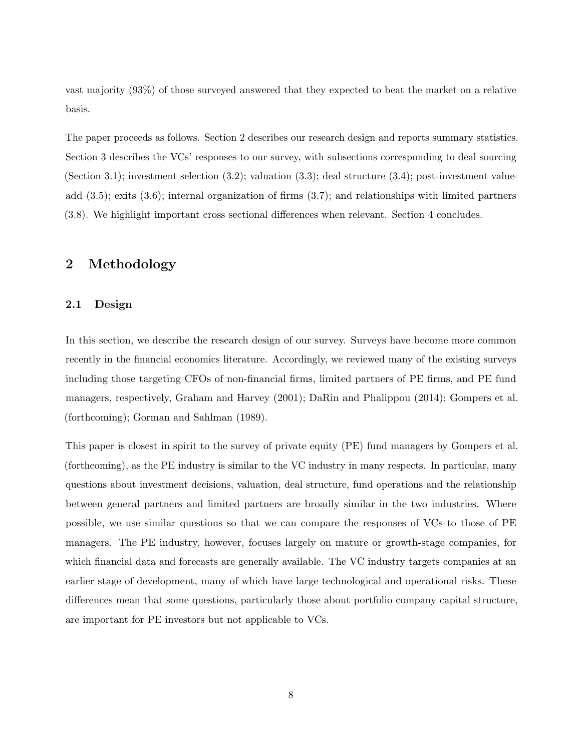vast majority (93%) of those surveyed answered that they expected to beat the market on a relative basis.

The paper proceeds as follows. Section 2 describes our research design and reports summary statistics. Section 3 describes the VCs' responses to our survey, with subsections corresponding to deal sourcing (Section 3.1); investment selection (3.2); valuation (3.3); deal structure (3.4); post-investment value-add (3.5); exits (3.6); internal organization of firms (3.7); and relationships with limited partners (3.8). We highlight important cross sectional differences when relevant. Section 4 concludes.

## 2 Methodology

### 2.1 Design

In this section, we describe the research design of our survey. Surveys have become more common recently in the financial economics literature. Accordingly, we reviewed many of the existing surveys including those targeting CFOs of non-financial firms, limited partners of PE firms, and PE fund managers, respectively, Graham and Harvey (2001); DaRin and Phalippou (2014); Gompers et al. (forthcoming); Gorman and Sahlman (1989).

This paper is closest in spirit to the survey of private equity (PE) fund managers by Gompers et al. (forthcoming), as the PE industry is similar to the VC industry in many respects. In particular, many questions about investment decisions, valuation, deal structure, fund operations and the relationship between general partners and limited partners are broadly similar in the two industries. Where possible, we use similar questions so that we can compare the responses of VCs to those of PE managers. The PE industry, however, focuses largely on mature or growth-stage companies, for which financial data and forecasts are generally available. The VC industry targets companies at an earlier stage of development, many of which have large technological and operational risks. These differences mean that some questions, particularly those about portfolio company capital structure, are important for PE investors but not applicable to VCs.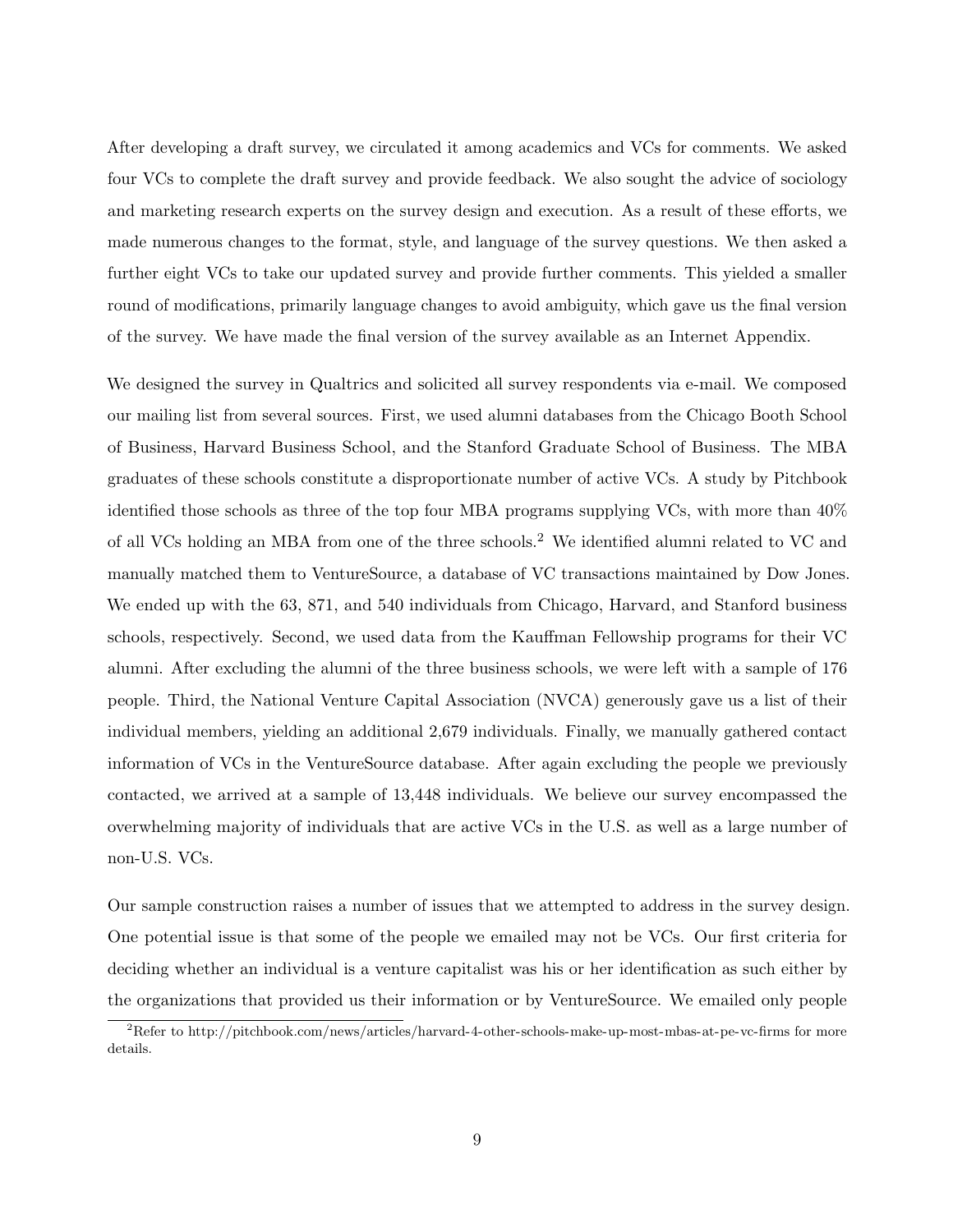After developing a draft survey, we circulated it among academics and VCs for comments. We asked four VCs to complete the draft survey and provide feedback. We also sought the advice of sociology and marketing research experts on the survey design and execution. As a result of these efforts, we made numerous changes to the format, style, and language of the survey questions. We then asked a further eight VCs to take our updated survey and provide further comments. This yielded a smaller round of modifications, primarily language changes to avoid ambiguity, which gave us the final version of the survey. We have made the final version of the survey available as an Internet Appendix.

We designed the survey in Qualtrics and solicited all survey respondents via e-mail. We composed our mailing list from several sources. First, we used alumni databases from the Chicago Booth School of Business, Harvard Business School, and the Stanford Graduate School of Business. The MBA graduates of these schools constitute a disproportionate number of active VCs. A study by Pitchbook identified those schools as three of the top four MBA programs supplying VCs, with more than 40% of all VCs holding an MBA from one of the three schools.[2] We identified alumni related to VC and manually matched them to VentureSource, a database of VC transactions maintained by Dow Jones. We ended up with the 63, 871, and 540 individuals from Chicago, Harvard, and Stanford business schools, respectively. Second, we used data from the Kauffman Fellowship programs for their VC alumni. After excluding the alumni of the three business schools, we were left with a sample of 176 people. Third, the National Venture Capital Association (NVCA) generously gave us a list of their individual members, yielding an additional 2,679 individuals. Finally, we manually gathered contact information of VCs in the VentureSource database. After again excluding the people we previously contacted, we arrived at a sample of 13,448 individuals. We believe our survey encompassed the overwhelming majority of individuals that are active VCs in the U.S. as well as a large number of non-U.S. VCs.

Our sample construction raises a number of issues that we attempted to address in the survey design. One potential issue is that some of the people we emailed may not be VCs. Our first criteria for deciding whether an individual is a venture capitalist was his or her identification as such either by the organizations that provided us their information or by VentureSource. We emailed only people

[2] Refer to http://pitchbook.com/news/articles/harvard-4-other-schools-make-up-most-mbas-at-pe-vc-firms for more details.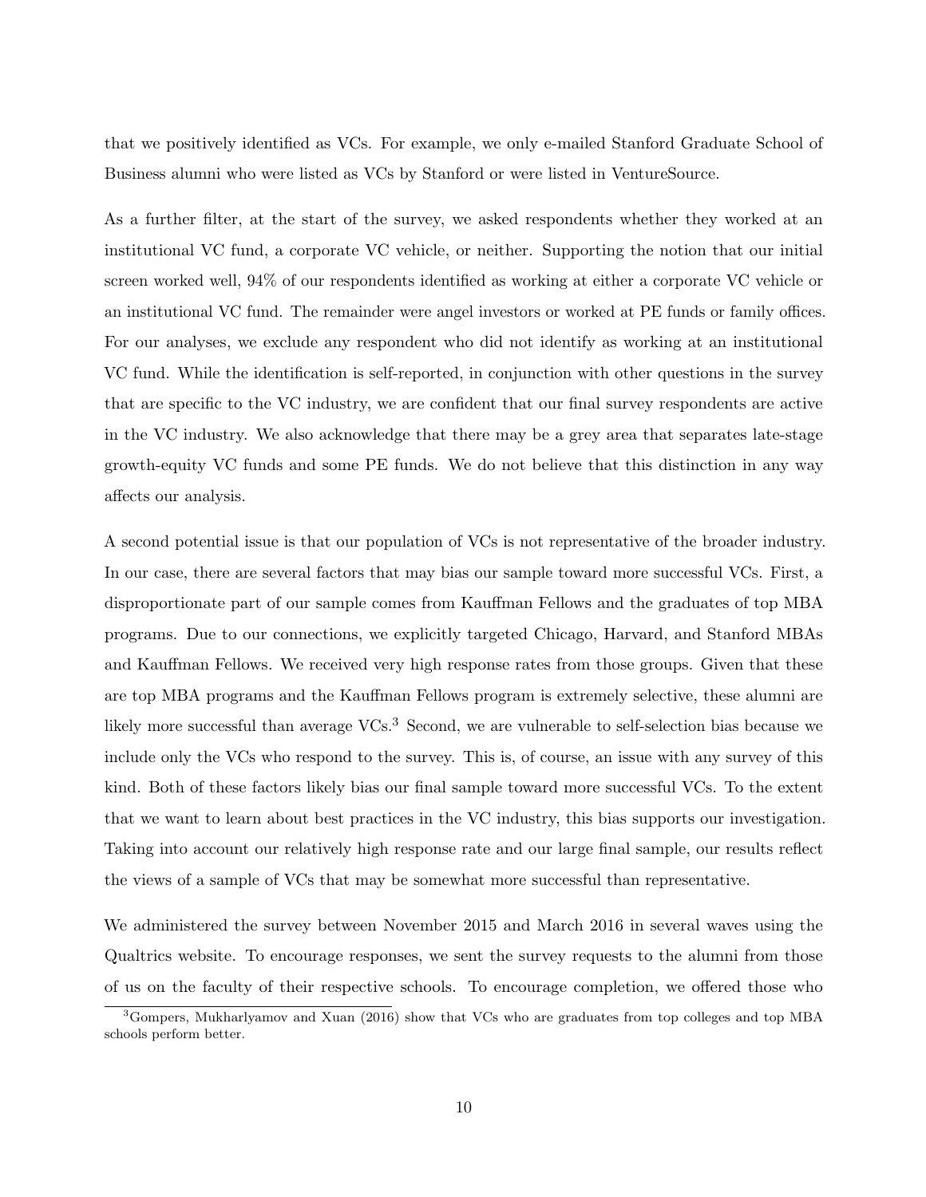that we positively identified as VCs. For example, we only e-mailed Stanford Graduate School of Business alumni who were listed as VCs by Stanford or were listed in VentureSource.

As a further filter, at the start of the survey, we asked respondents whether they worked at an institutional VC fund, a corporate VC vehicle, or neither. Supporting the notion that our initial screen worked well, 94% of our respondents identified as working at either a corporate VC vehicle or an institutional VC fund. The remainder were angel investors or worked at PE funds or family offices. For our analyses, we exclude any respondent who did not identify as working at an institutional VC fund. While the identification is self-reported, in conjunction with other questions in the survey that are specific to the VC industry, we are confident that our final survey respondents are active in the VC industry. We also acknowledge that there may be a grey area that separates late-stage growth-equity VC funds and some PE funds. We do not believe that this distinction in any way affects our analysis.

A second potential issue is that our population of VCs is not representative of the broader industry. In our case, there are several factors that may bias our sample toward more successful VCs. First, a disproportionate part of our sample comes from Kauffman Fellows and the graduates of top MBA programs. Due to our connections, we explicitly targeted Chicago, Harvard, and Stanford MBAs and Kauffman Fellows. We received very high response rates from those groups. Given that these are top MBA programs and the Kauffman Fellows program is extremely selective, these alumni are likely more successful than average VCs.[3] Second, we are vulnerable to self-selection bias because we include only the VCs who respond to the survey. This is, of course, an issue with any survey of this kind. Both of these factors likely bias our final sample toward more successful VCs. To the extent that we want to learn about best practices in the VC industry, this bias supports our investigation. Taking into account our relatively high response rate and our large final sample, our results reflect the views of a sample of VCs that may be somewhat more successful than representative.

We administered the survey between November 2015 and March 2016 in several waves using the Qualtrics website. To encourage responses, we sent the survey requests to the alumni from those of us on the faculty of their respective schools. To encourage completion, we offered those who

[3] Gompers, Mukharlyamov and Xuan (2016) show that VCs who are graduates from top colleges and top MBA schools perform better.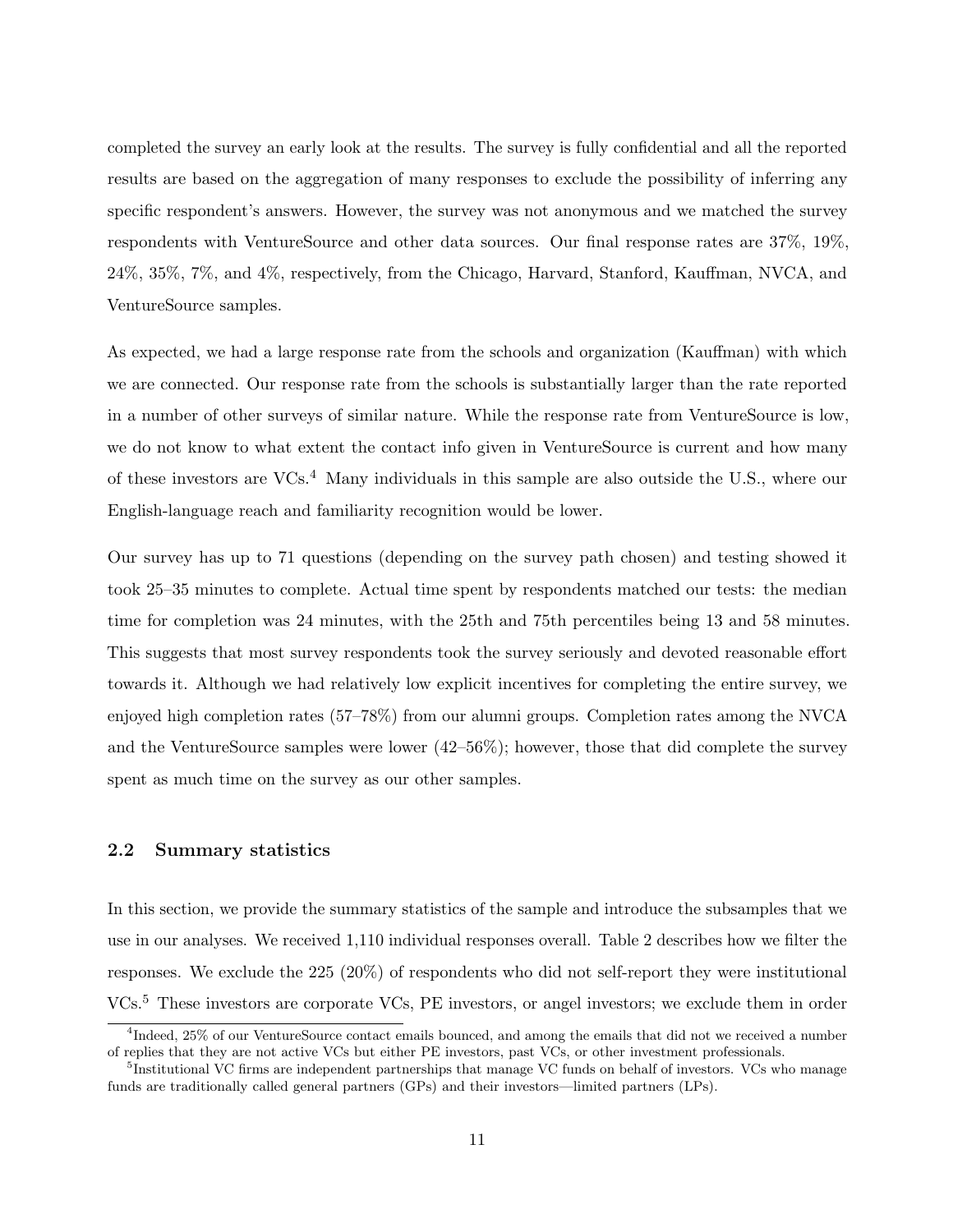completed the survey an early look at the results. The survey is fully confidential and all the reported results are based on the aggregation of many responses to exclude the possibility of inferring any specific respondent's answers. However, the survey was not anonymous and we matched the survey respondents with VentureSource and other data sources. Our final response rates are 37%, 19%, 24%, 35%, 7%, and 4%, respectively, from the Chicago, Harvard, Stanford, Kauffman, NVCA, and VentureSource samples.

As expected, we had a large response rate from the schools and organization (Kauffman) with which we are connected. Our response rate from the schools is substantially larger than the rate reported in a number of other surveys of similar nature. While the response rate from VentureSource is low, we do not know to what extent the contact info given in VentureSource is current and how many of these investors are VCs.[4] Many individuals in this sample are also outside the U.S., where our English-language reach and familiarity recognition would be lower.

Our survey has up to 71 questions (depending on the survey path chosen) and testing showed it took 25–35 minutes to complete. Actual time spent by respondents matched our tests: the median time for completion was 24 minutes, with the 25th and 75th percentiles being 13 and 58 minutes. This suggests that most survey respondents took the survey seriously and devoted reasonable effort towards it. Although we had relatively low explicit incentives for completing the entire survey, we enjoyed high completion rates (57–78%) from our alumni groups. Completion rates among the NVCA and the VentureSource samples were lower (42–56%); however, those that did complete the survey spent as much time on the survey as our other samples.

### 2.2 Summary statistics

In this section, we provide the summary statistics of the sample and introduce the subsamples that we use in our analyses. We received 1,110 individual responses overall. Table 2 describes how we filter the responses. We exclude the 225 (20%) of respondents who did not self-report they were institutional VCs.[5] These investors are corporate VCs, PE investors, or angel investors; we exclude them in order

[4] Indeed, 25% of our VentureSource contact emails bounced, and among the emails that did not we received a number of replies that they are not active VCs but either PE investors, past VCs, or other investment professionals.

[5] Institutional VC firms are independent partnerships that manage VC funds on behalf of investors. VCs who manage funds are traditionally called general partners (GPs) and their investors—limited partners (LPs).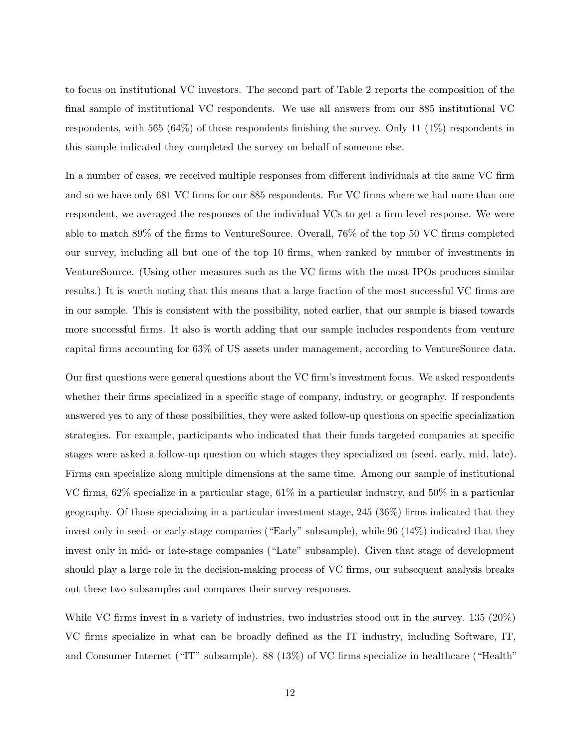to focus on institutional VC investors. The second part of Table 2 reports the composition of the final sample of institutional VC respondents. We use all answers from our 885 institutional VC respondents, with 565 (64%) of those respondents finishing the survey. Only 11 (1%) respondents in this sample indicated they completed the survey on behalf of someone else.

In a number of cases, we received multiple responses from different individuals at the same VC firm and so we have only 681 VC firms for our 885 respondents. For VC firms where we had more than one respondent, we averaged the responses of the individual VCs to get a firm-level response. We were able to match 89% of the firms to VentureSource. Overall, 76% of the top 50 VC firms completed our survey, including all but one of the top 10 firms, when ranked by number of investments in VentureSource. (Using other measures such as the VC firms with the most IPOs produces similar results.) It is worth noting that this means that a large fraction of the most successful VC firms are in our sample. This is consistent with the possibility, noted earlier, that our sample is biased towards more successful firms. It also is worth adding that our sample includes respondents from venture capital firms accounting for 63% of US assets under management, according to VentureSource data.

Our first questions were general questions about the VC firm's investment focus. We asked respondents whether their firms specialized in a specific stage of company, industry, or geography. If respondents answered yes to any of these possibilities, they were asked follow-up questions on specific specialization strategies. For example, participants who indicated that their funds targeted companies at specific stages were asked a follow-up question on which stages they specialized on (seed, early, mid, late). Firms can specialize along multiple dimensions at the same time. Among our sample of institutional VC firms, 62% specialize in a particular stage, 61% in a particular industry, and 50% in a particular geography. Of those specializing in a particular investment stage, 245 (36%) firms indicated that they invest only in seed- or early-stage companies ("Early" subsample), while 96 (14%) indicated that they invest only in mid- or late-stage companies ("Late" subsample). Given that stage of development should play a large role in the decision-making process of VC firms, our subsequent analysis breaks out these two subsamples and compares their survey responses.

While VC firms invest in a variety of industries, two industries stood out in the survey. 135 (20%) VC firms specialize in what can be broadly defined as the IT industry, including Software, IT, and Consumer Internet ("IT" subsample). 88 (13%) of VC firms specialize in healthcare ("Health"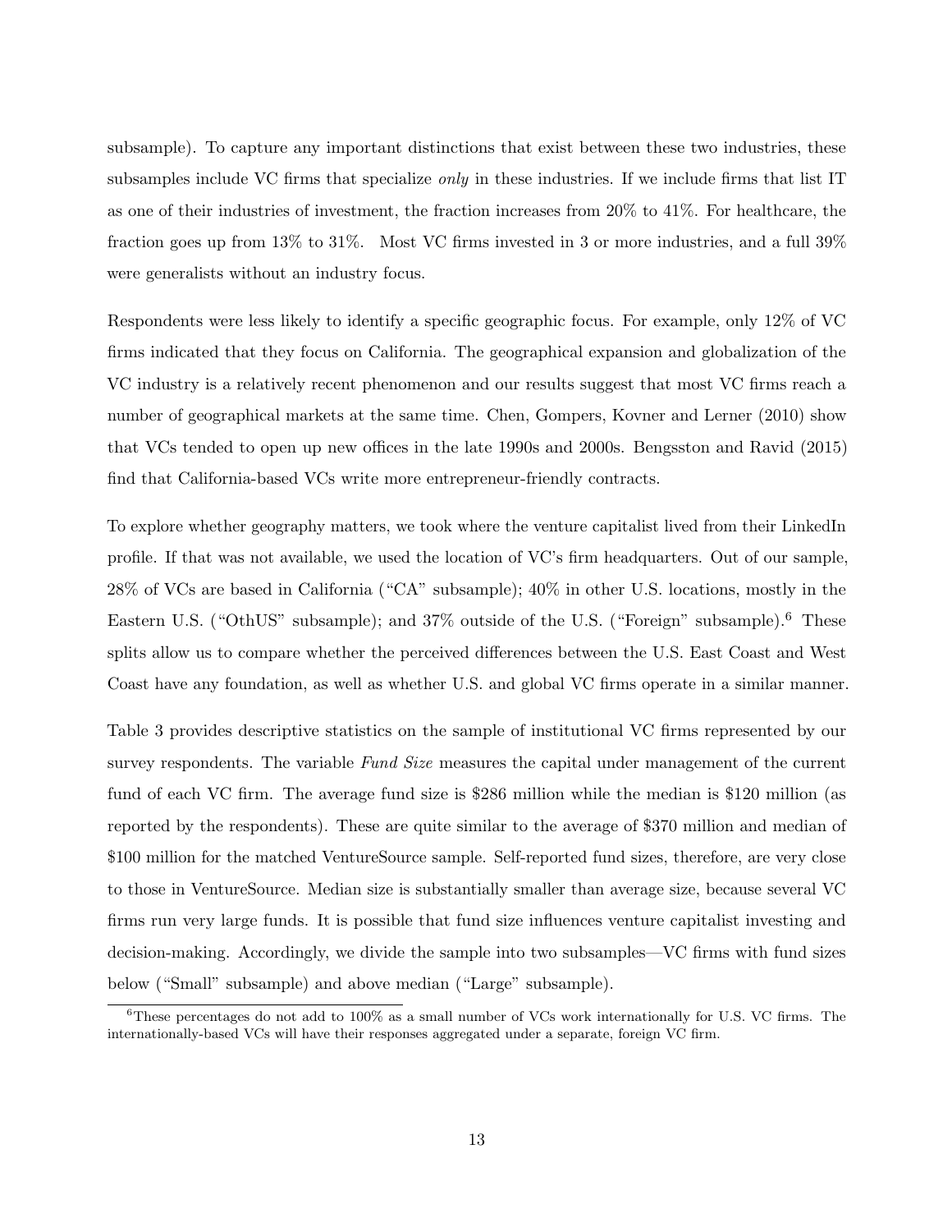subsample). To capture any important distinctions that exist between these two industries, these subsamples include VC firms that specialize *only* in these industries. If we include firms that list IT as one of their industries of investment, the fraction increases from 20% to 41%. For healthcare, the fraction goes up from 13% to 31%. Most VC firms invested in 3 or more industries, and a full 39% were generalists without an industry focus.

Respondents were less likely to identify a specific geographic focus. For example, only 12% of VC firms indicated that they focus on California. The geographical expansion and globalization of the VC industry is a relatively recent phenomenon and our results suggest that most VC firms reach a number of geographical markets at the same time. Chen, Gompers, Kovner and Lerner (2010) show that VCs tended to open up new offices in the late 1990s and 2000s. Bengsston and Ravid (2015) find that California-based VCs write more entrepreneur-friendly contracts.

To explore whether geography matters, we took where the venture capitalist lived from their LinkedIn profile. If that was not available, we used the location of VC's firm headquarters. Out of our sample, 28% of VCs are based in California ("CA" subsample); 40% in other U.S. locations, mostly in the Eastern U.S. ("OthUS" subsample); and 37% outside of the U.S. ("Foreign" subsample).[6] These splits allow us to compare whether the perceived differences between the U.S. East Coast and West Coast have any foundation, as well as whether U.S. and global VC firms operate in a similar manner.

Table 3 provides descriptive statistics on the sample of institutional VC firms represented by our survey respondents. The variable *Fund Size* measures the capital under management of the current fund of each VC firm. The average fund size is \$286 million while the median is \$120 million (as reported by the respondents). These are quite similar to the average of \$370 million and median of \$100 million for the matched VentureSource sample. Self-reported fund sizes, therefore, are very close to those in VentureSource. Median size is substantially smaller than average size, because several VC firms run very large funds. It is possible that fund size influences venture capitalist investing and decision-making. Accordingly, we divide the sample into two subsamples—VC firms with fund sizes below ("Small" subsample) and above median ("Large" subsample).

[6] These percentages do not add to 100% as a small number of VCs work internationally for U.S. VC firms. The internationally-based VCs will have their responses aggregated under a separate, foreign VC firm.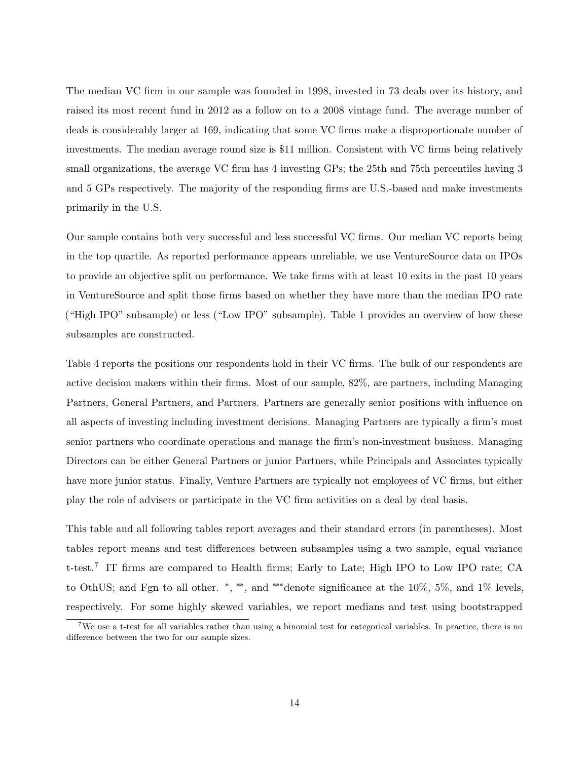The median VC firm in our sample was founded in 1998, invested in 73 deals over its history, and raised its most recent fund in 2012 as a follow on to a 2008 vintage fund. The average number of deals is considerably larger at 169, indicating that some VC firms make a disproportionate number of investments. The median average round size is $11 million. Consistent with VC firms being relatively small organizations, the average VC firm has 4 investing GPs; the 25th and 75th percentiles having 3 and 5 GPs respectively. The majority of the responding firms are U.S.-based and make investments primarily in the U.S.

Our sample contains both very successful and less successful VC firms. Our median VC reports being in the top quartile. As reported performance appears unreliable, we use VentureSource data on IPOs to provide an objective split on performance. We take firms with at least 10 exits in the past 10 years in VentureSource and split those firms based on whether they have more than the median IPO rate ("High IPO" subsample) or less ("Low IPO" subsample). Table 1 provides an overview of how these subsamples are constructed.

Table 4 reports the positions our respondents hold in their VC firms. The bulk of our respondents are active decision makers within their firms. Most of our sample, 82%, are partners, including Managing Partners, General Partners, and Partners. Partners are generally senior positions with influence on all aspects of investing including investment decisions. Managing Partners are typically a firm's most senior partners who coordinate operations and manage the firm's non-investment business. Managing Directors can be either General Partners or junior Partners, while Principals and Associates typically have more junior status. Finally, Venture Partners are typically not employees of VC firms, but either play the role of advisers or participate in the VC firm activities on a deal by deal basis.

This table and all following tables report averages and their standard errors (in parentheses). Most tables report means and test differences between subsamples using a two sample, equal variance t-test.[7] IT firms are compared to Health firms; Early to Late; High IPO to Low IPO rate; CA to OthUS; and Fgn to all other. *, **, and ***denote significance at the 10%, 5%, and 1% levels, respectively. For some highly skewed variables, we report medians and test using bootstrapped

[7] We use a t-test for all variables rather than using a binomial test for categorical variables. In practice, there is no difference between the two for our sample sizes.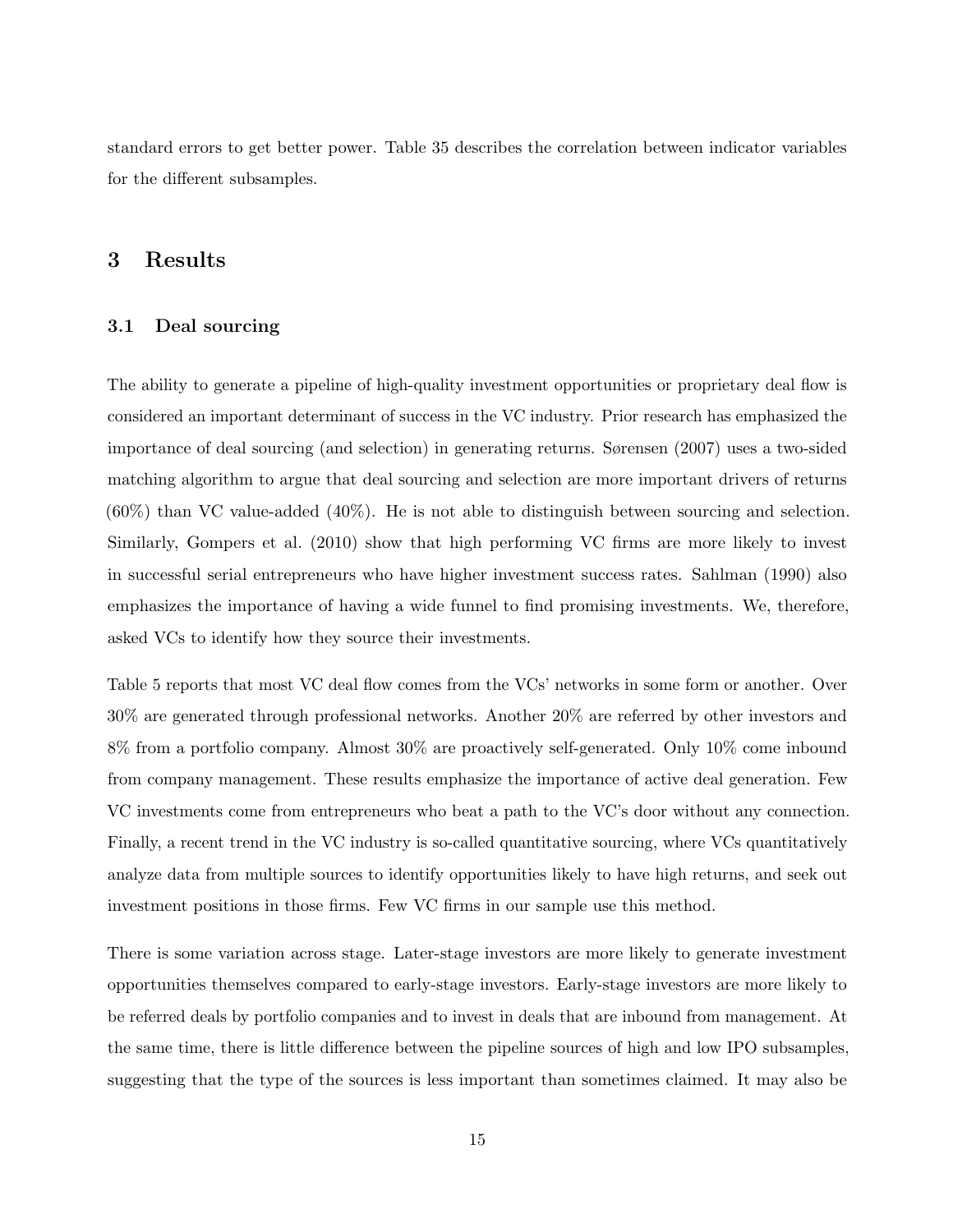standard errors to get better power. Table 35 describes the correlation between indicator variables for the different subsamples.

# 3 Results

## 3.1 Deal sourcing

The ability to generate a pipeline of high-quality investment opportunities or proprietary deal flow is considered an important determinant of success in the VC industry. Prior research has emphasized the importance of deal sourcing (and selection) in generating returns. Sørensen (2007) uses a two-sided matching algorithm to argue that deal sourcing and selection are more important drivers of returns (60%) than VC value-added (40%). He is not able to distinguish between sourcing and selection. Similarly, Gompers et al. (2010) show that high performing VC firms are more likely to invest in successful serial entrepreneurs who have higher investment success rates. Sahlman (1990) also emphasizes the importance of having a wide funnel to find promising investments. We, therefore, asked VCs to identify how they source their investments.

Table 5 reports that most VC deal flow comes from the VCs' networks in some form or another. Over 30% are generated through professional networks. Another 20% are referred by other investors and 8% from a portfolio company. Almost 30% are proactively self-generated. Only 10% come inbound from company management. These results emphasize the importance of active deal generation. Few VC investments come from entrepreneurs who beat a path to the VC's door without any connection. Finally, a recent trend in the VC industry is so-called quantitative sourcing, where VCs quantitatively analyze data from multiple sources to identify opportunities likely to have high returns, and seek out investment positions in those firms. Few VC firms in our sample use this method.

There is some variation across stage. Later-stage investors are more likely to generate investment opportunities themselves compared to early-stage investors. Early-stage investors are more likely to be referred deals by portfolio companies and to invest in deals that are inbound from management. At the same time, there is little difference between the pipeline sources of high and low IPO subsamples, suggesting that the type of the sources is less important than sometimes claimed. It may also be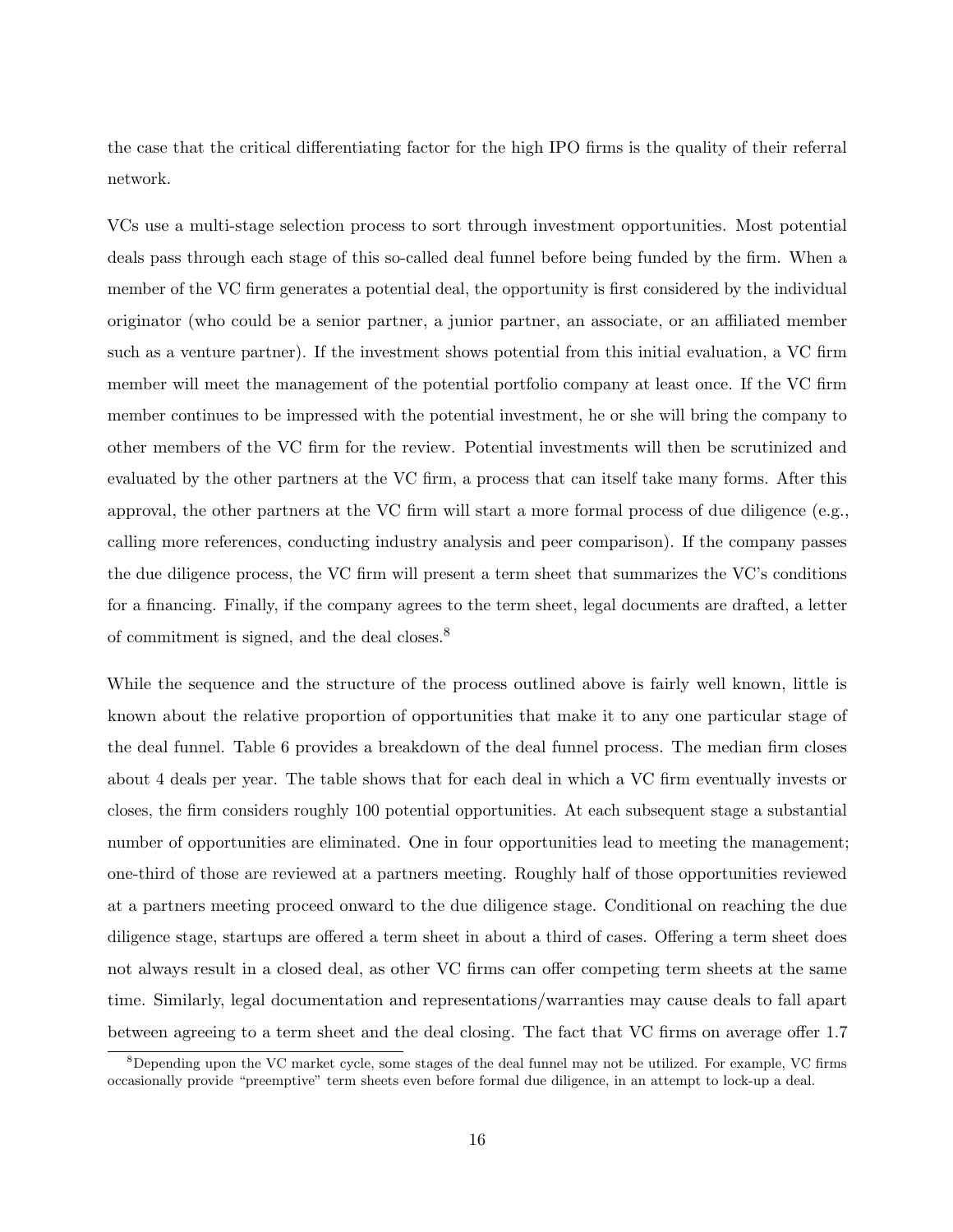the case that the critical differentiating factor for the high IPO firms is the quality of their referral network.

VCs use a multi-stage selection process to sort through investment opportunities. Most potential deals pass through each stage of this so-called deal funnel before being funded by the firm. When a member of the VC firm generates a potential deal, the opportunity is first considered by the individual originator (who could be a senior partner, a junior partner, an associate, or an affiliated member such as a venture partner). If the investment shows potential from this initial evaluation, a VC firm member will meet the management of the potential portfolio company at least once. If the VC firm member continues to be impressed with the potential investment, he or she will bring the company to other members of the VC firm for the review. Potential investments will then be scrutinized and evaluated by the other partners at the VC firm, a process that can itself take many forms. After this approval, the other partners at the VC firm will start a more formal process of due diligence (e.g., calling more references, conducting industry analysis and peer comparison). If the company passes the due diligence process, the VC firm will present a term sheet that summarizes the VC's conditions for a financing. Finally, if the company agrees to the term sheet, legal documents are drafted, a letter of commitment is signed, and the deal closes.[8]

While the sequence and the structure of the process outlined above is fairly well known, little is known about the relative proportion of opportunities that make it to any one particular stage of the deal funnel. Table 6 provides a breakdown of the deal funnel process. The median firm closes about 4 deals per year. The table shows that for each deal in which a VC firm eventually invests or closes, the firm considers roughly 100 potential opportunities. At each subsequent stage a substantial number of opportunities are eliminated. One in four opportunities lead to meeting the management; one-third of those are reviewed at a partners meeting. Roughly half of those opportunities reviewed at a partners meeting proceed onward to the due diligence stage. Conditional on reaching the due diligence stage, startups are offered a term sheet in about a third of cases. Offering a term sheet does not always result in a closed deal, as other VC firms can offer competing term sheets at the same time. Similarly, legal documentation and representations/warranties may cause deals to fall apart between agreeing to a term sheet and the deal closing. The fact that VC firms on average offer 1.7

[8] Depending upon the VC market cycle, some stages of the deal funnel may not be utilized. For example, VC firms occasionally provide "preemptive" term sheets even before formal due diligence, in an attempt to lock-up a deal.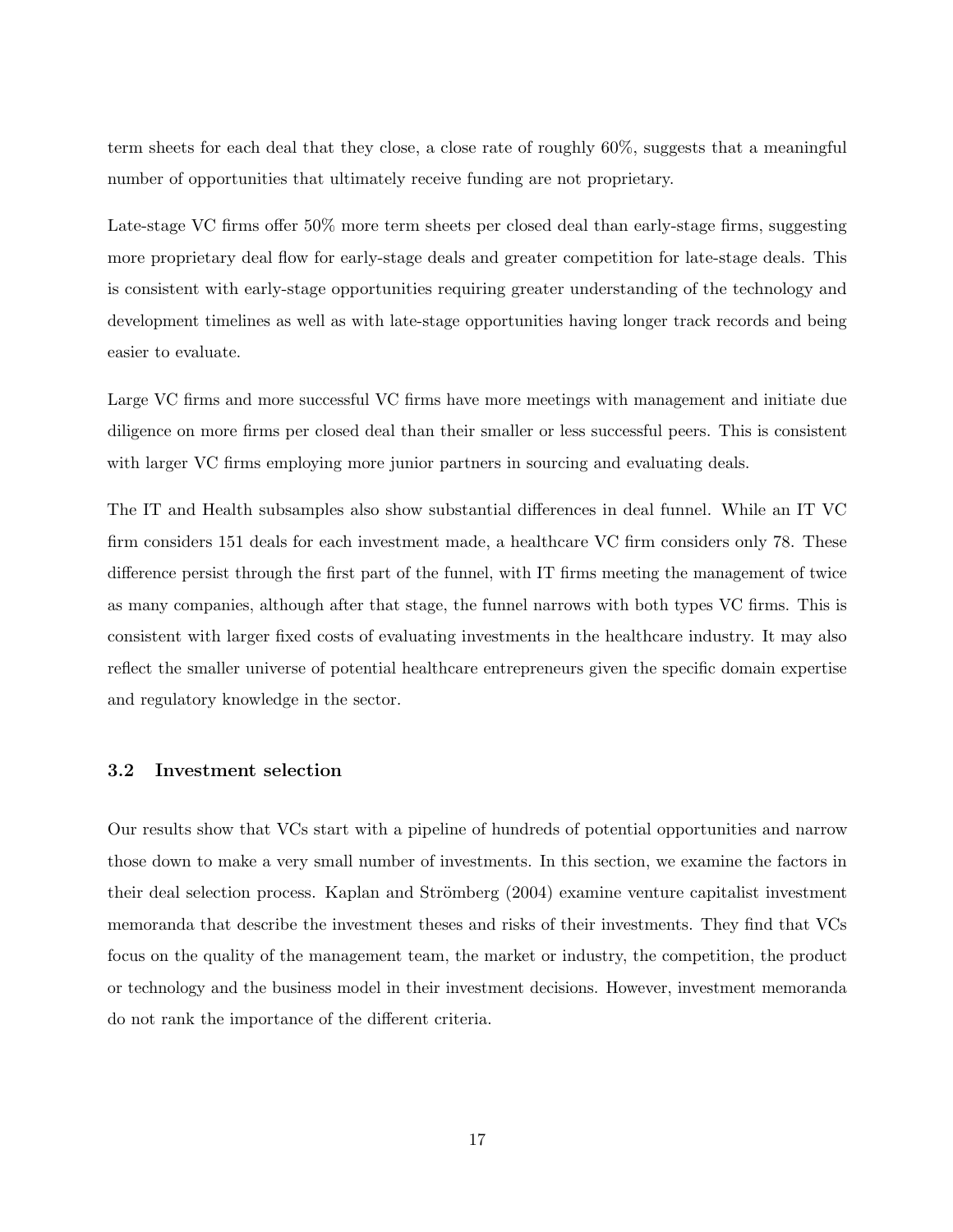term sheets for each deal that they close, a close rate of roughly 60%, suggests that a meaningful number of opportunities that ultimately receive funding are not proprietary.

Late-stage VC firms offer 50% more term sheets per closed deal than early-stage firms, suggesting more proprietary deal flow for early-stage deals and greater competition for late-stage deals. This is consistent with early-stage opportunities requiring greater understanding of the technology and development timelines as well as with late-stage opportunities having longer track records and being easier to evaluate.

Large VC firms and more successful VC firms have more meetings with management and initiate due diligence on more firms per closed deal than their smaller or less successful peers. This is consistent with larger VC firms employing more junior partners in sourcing and evaluating deals.

The IT and Health subsamples also show substantial differences in deal funnel. While an IT VC firm considers 151 deals for each investment made, a healthcare VC firm considers only 78. These difference persist through the first part of the funnel, with IT firms meeting the management of twice as many companies, although after that stage, the funnel narrows with both types VC firms. This is consistent with larger fixed costs of evaluating investments in the healthcare industry. It may also reflect the smaller universe of potential healthcare entrepreneurs given the specific domain expertise and regulatory knowledge in the sector.

### 3.2 Investment selection

Our results show that VCs start with a pipeline of hundreds of potential opportunities and narrow those down to make a very small number of investments. In this section, we examine the factors in their deal selection process. Kaplan and Strömberg (2004) examine venture capitalist investment memoranda that describe the investment theses and risks of their investments. They find that VCs focus on the quality of the management team, the market or industry, the competition, the product or technology and the business model in their investment decisions. However, investment memoranda do not rank the importance of the different criteria.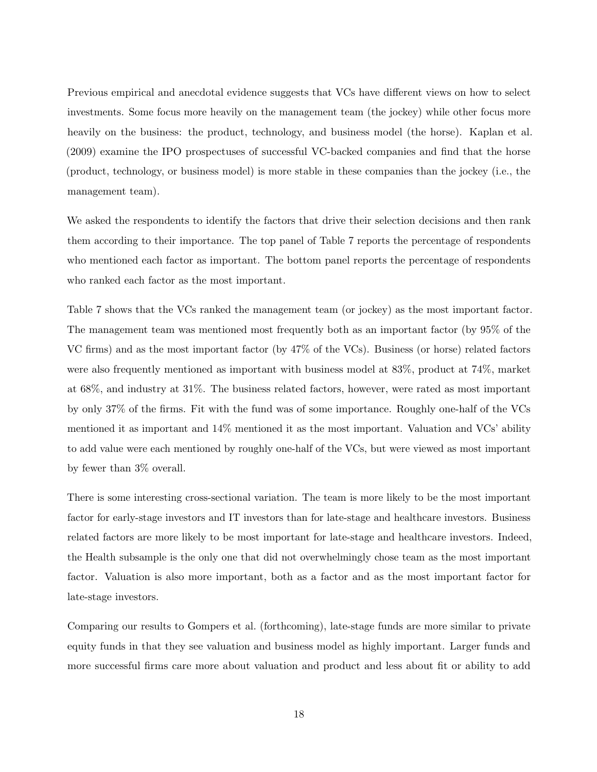Previous empirical and anecdotal evidence suggests that VCs have different views on how to select investments. Some focus more heavily on the management team (the jockey) while other focus more heavily on the business: the product, technology, and business model (the horse). Kaplan et al. (2009) examine the IPO prospectuses of successful VC-backed companies and find that the horse (product, technology, or business model) is more stable in these companies than the jockey (i.e., the management team).

We asked the respondents to identify the factors that drive their selection decisions and then rank them according to their importance. The top panel of Table 7 reports the percentage of respondents who mentioned each factor as important. The bottom panel reports the percentage of respondents who ranked each factor as the most important.

Table 7 shows that the VCs ranked the management team (or jockey) as the most important factor. The management team was mentioned most frequently both as an important factor (by 95% of the VC firms) and as the most important factor (by 47% of the VCs). Business (or horse) related factors were also frequently mentioned as important with business model at 83%, product at 74%, market at 68%, and industry at 31%. The business related factors, however, were rated as most important by only 37% of the firms. Fit with the fund was of some importance. Roughly one-half of the VCs mentioned it as important and 14% mentioned it as the most important. Valuation and VCs' ability to add value were each mentioned by roughly one-half of the VCs, but were viewed as most important by fewer than 3% overall.

There is some interesting cross-sectional variation. The team is more likely to be the most important factor for early-stage investors and IT investors than for late-stage and healthcare investors. Business related factors are more likely to be most important for late-stage and healthcare investors. Indeed, the Health subsample is the only one that did not overwhelmingly chose team as the most important factor. Valuation is also more important, both as a factor and as the most important factor for late-stage investors.

Comparing our results to Gompers et al. (forthcoming), late-stage funds are more similar to private equity funds in that they see valuation and business model as highly important. Larger funds and more successful firms care more about valuation and product and less about fit or ability to add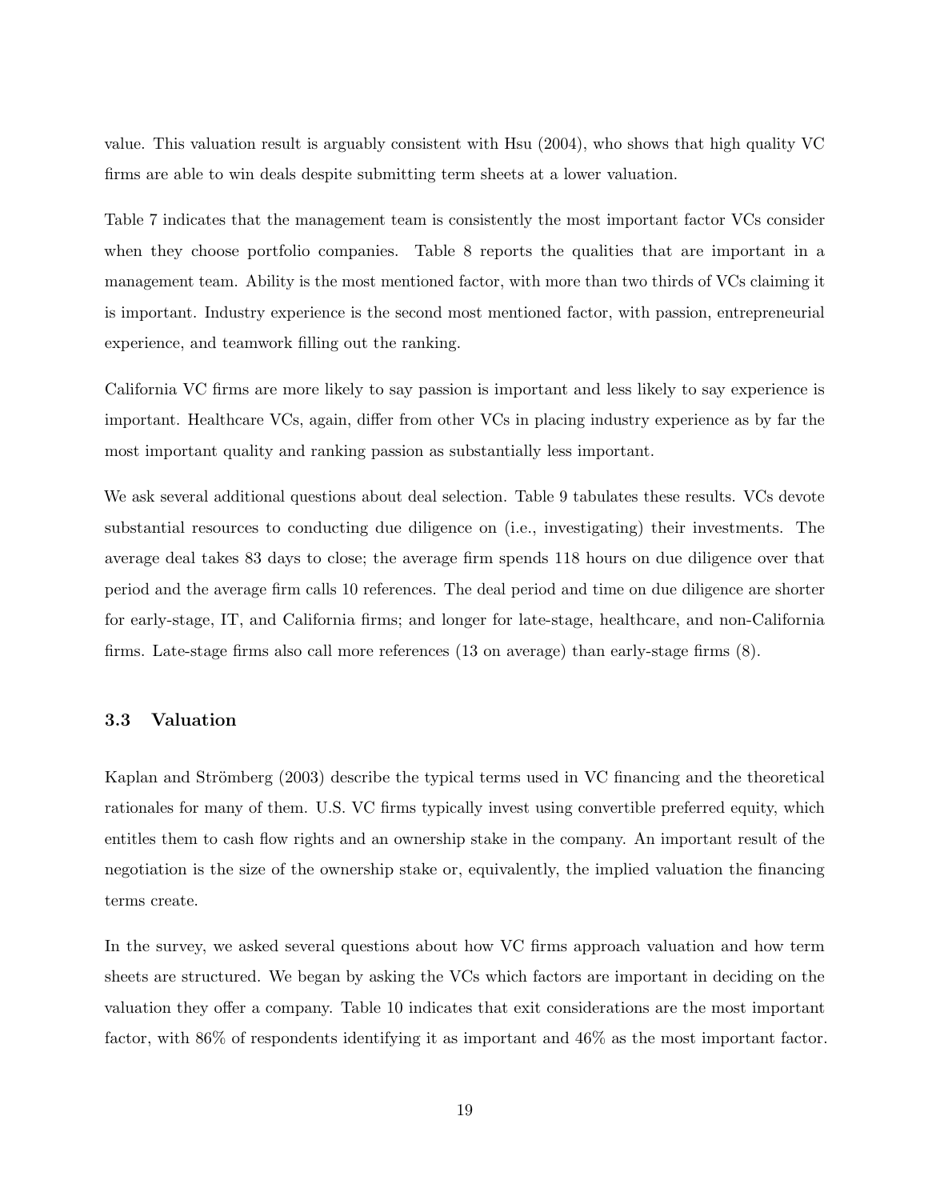value. This valuation result is arguably consistent with Hsu (2004), who shows that high quality VC firms are able to win deals despite submitting term sheets at a lower valuation.

Table 7 indicates that the management team is consistently the most important factor VCs consider when they choose portfolio companies. Table 8 reports the qualities that are important in a management team. Ability is the most mentioned factor, with more than two thirds of VCs claiming it is important. Industry experience is the second most mentioned factor, with passion, entrepreneurial experience, and teamwork filling out the ranking.

California VC firms are more likely to say passion is important and less likely to say experience is important. Healthcare VCs, again, differ from other VCs in placing industry experience as by far the most important quality and ranking passion as substantially less important.

We ask several additional questions about deal selection. Table 9 tabulates these results. VCs devote substantial resources to conducting due diligence on (i.e., investigating) their investments. The average deal takes 83 days to close; the average firm spends 118 hours on due diligence over that period and the average firm calls 10 references. The deal period and time on due diligence are shorter for early-stage, IT, and California firms; and longer for late-stage, healthcare, and non-California firms. Late-stage firms also call more references (13 on average) than early-stage firms (8).

### 3.3 Valuation

Kaplan and Strömberg (2003) describe the typical terms used in VC financing and the theoretical rationales for many of them. U.S. VC firms typically invest using convertible preferred equity, which entitles them to cash flow rights and an ownership stake in the company. An important result of the negotiation is the size of the ownership stake or, equivalently, the implied valuation the financing terms create.

In the survey, we asked several questions about how VC firms approach valuation and how term sheets are structured. We began by asking the VCs which factors are important in deciding on the valuation they offer a company. Table 10 indicates that exit considerations are the most important factor, with 86% of respondents identifying it as important and 46% as the most important factor.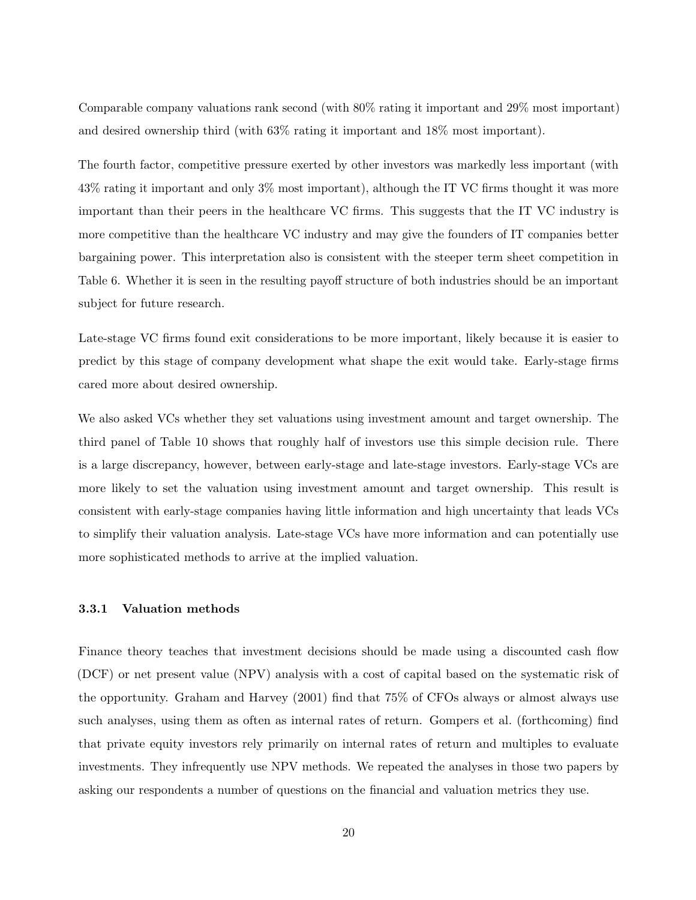Comparable company valuations rank second (with 80% rating it important and 29% most important) and desired ownership third (with 63% rating it important and 18% most important).

The fourth factor, competitive pressure exerted by other investors was markedly less important (with 43% rating it important and only 3% most important), although the IT VC firms thought it was more important than their peers in the healthcare VC firms. This suggests that the IT VC industry is more competitive than the healthcare VC industry and may give the founders of IT companies better bargaining power. This interpretation also is consistent with the steeper term sheet competition in Table 6. Whether it is seen in the resulting payoff structure of both industries should be an important subject for future research.

Late-stage VC firms found exit considerations to be more important, likely because it is easier to predict by this stage of company development what shape the exit would take. Early-stage firms cared more about desired ownership.

We also asked VCs whether they set valuations using investment amount and target ownership. The third panel of Table 10 shows that roughly half of investors use this simple decision rule. There is a large discrepancy, however, between early-stage and late-stage investors. Early-stage VCs are more likely to set the valuation using investment amount and target ownership. This result is consistent with early-stage companies having little information and high uncertainty that leads VCs to simplify their valuation analysis. Late-stage VCs have more information and can potentially use more sophisticated methods to arrive at the implied valuation.

### 3.3.1 Valuation methods

Finance theory teaches that investment decisions should be made using a discounted cash flow (DCF) or net present value (NPV) analysis with a cost of capital based on the systematic risk of the opportunity. Graham and Harvey (2001) find that 75% of CFOs always or almost always use such analyses, using them as often as internal rates of return. Gompers et al. (forthcoming) find that private equity investors rely primarily on internal rates of return and multiples to evaluate investments. They infrequently use NPV methods. We repeated the analyses in those two papers by asking our respondents a number of questions on the financial and valuation metrics they use.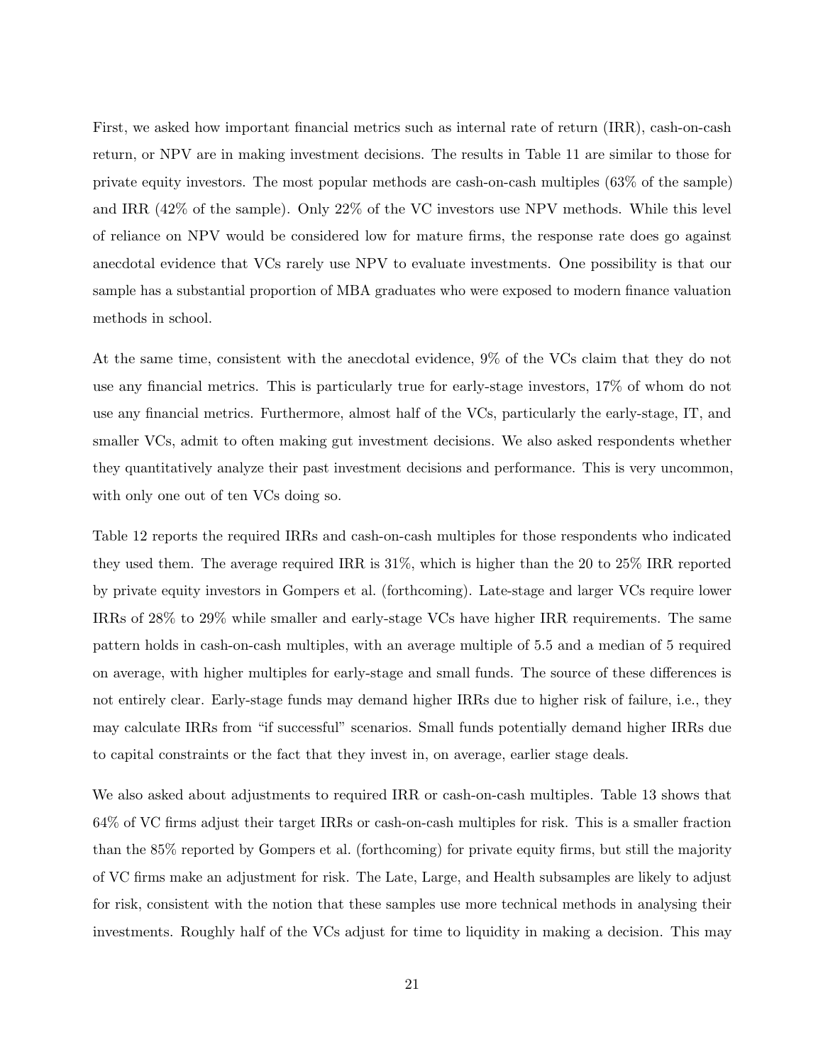First, we asked how important financial metrics such as internal rate of return (IRR), cash-on-cash return, or NPV are in making investment decisions. The results in Table 11 are similar to those for private equity investors. The most popular methods are cash-on-cash multiples (63% of the sample) and IRR (42% of the sample). Only 22% of the VC investors use NPV methods. While this level of reliance on NPV would be considered low for mature firms, the response rate does go against anecdotal evidence that VCs rarely use NPV to evaluate investments. One possibility is that our sample has a substantial proportion of MBA graduates who were exposed to modern finance valuation methods in school.

At the same time, consistent with the anecdotal evidence, 9% of the VCs claim that they do not use any financial metrics. This is particularly true for early-stage investors, 17% of whom do not use any financial metrics. Furthermore, almost half of the VCs, particularly the early-stage, IT, and smaller VCs, admit to often making gut investment decisions. We also asked respondents whether they quantitatively analyze their past investment decisions and performance. This is very uncommon, with only one out of ten VCs doing so.

Table 12 reports the required IRRs and cash-on-cash multiples for those respondents who indicated they used them. The average required IRR is 31%, which is higher than the 20 to 25% IRR reported by private equity investors in Gompers et al. (forthcoming). Late-stage and larger VCs require lower IRRs of 28% to 29% while smaller and early-stage VCs have higher IRR requirements. The same pattern holds in cash-on-cash multiples, with an average multiple of 5.5 and a median of 5 required on average, with higher multiples for early-stage and small funds. The source of these differences is not entirely clear. Early-stage funds may demand higher IRRs due to higher risk of failure, i.e., they may calculate IRRs from "if successful" scenarios. Small funds potentially demand higher IRRs due to capital constraints or the fact that they invest in, on average, earlier stage deals.

We also asked about adjustments to required IRR or cash-on-cash multiples. Table 13 shows that 64% of VC firms adjust their target IRRs or cash-on-cash multiples for risk. This is a smaller fraction than the 85% reported by Gompers et al. (forthcoming) for private equity firms, but still the majority of VC firms make an adjustment for risk. The Late, Large, and Health subsamples are likely to adjust for risk, consistent with the notion that these samples use more technical methods in analysing their investments. Roughly half of the VCs adjust for time to liquidity in making a decision. This may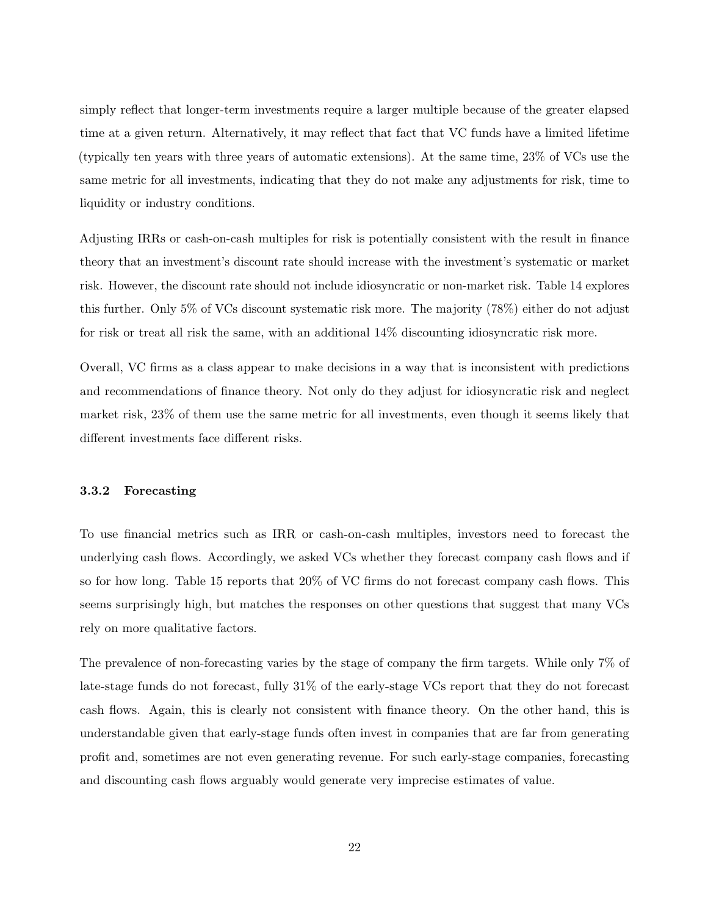simply reflect that longer-term investments require a larger multiple because of the greater elapsed time at a given return. Alternatively, it may reflect that fact that VC funds have a limited lifetime (typically ten years with three years of automatic extensions). At the same time, 23% of VCs use the same metric for all investments, indicating that they do not make any adjustments for risk, time to liquidity or industry conditions.

Adjusting IRRs or cash-on-cash multiples for risk is potentially consistent with the result in finance theory that an investment's discount rate should increase with the investment's systematic or market risk. However, the discount rate should not include idiosyncratic or non-market risk. Table 14 explores this further. Only 5% of VCs discount systematic risk more. The majority (78%) either do not adjust for risk or treat all risk the same, with an additional 14% discounting idiosyncratic risk more.

Overall, VC firms as a class appear to make decisions in a way that is inconsistent with predictions and recommendations of finance theory. Not only do they adjust for idiosyncratic risk and neglect market risk, 23% of them use the same metric for all investments, even though it seems likely that different investments face different risks.

### 3.3.2 Forecasting

To use financial metrics such as IRR or cash-on-cash multiples, investors need to forecast the underlying cash flows. Accordingly, we asked VCs whether they forecast company cash flows and if so for how long. Table 15 reports that 20% of VC firms do not forecast company cash flows. This seems surprisingly high, but matches the responses on other questions that suggest that many VCs rely on more qualitative factors.

The prevalence of non-forecasting varies by the stage of company the firm targets. While only 7% of late-stage funds do not forecast, fully 31% of the early-stage VCs report that they do not forecast cash flows. Again, this is clearly not consistent with finance theory. On the other hand, this is understandable given that early-stage funds often invest in companies that are far from generating profit and, sometimes are not even generating revenue. For such early-stage companies, forecasting and discounting cash flows arguably would generate very imprecise estimates of value.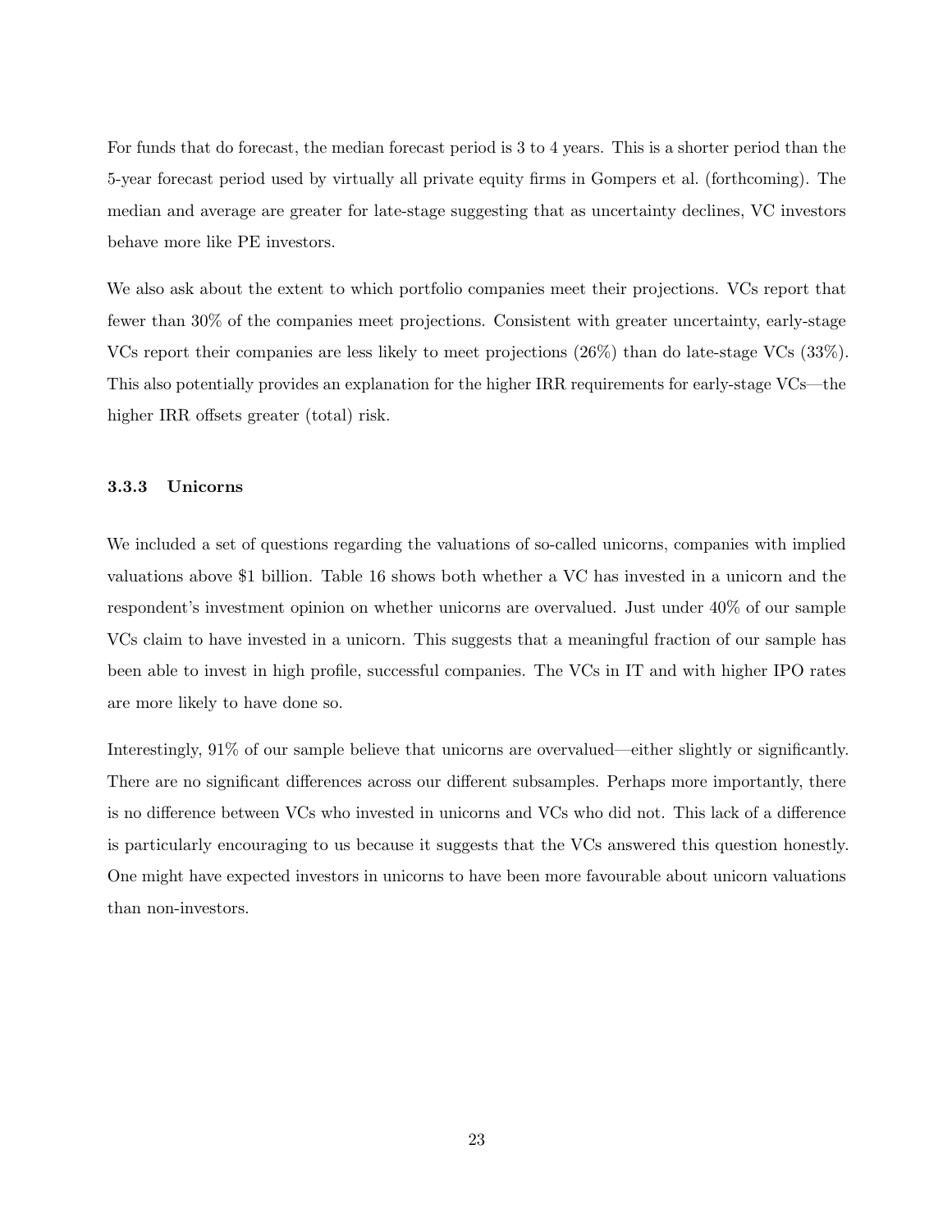For funds that do forecast, the median forecast period is 3 to 4 years. This is a shorter period than the 5-year forecast period used by virtually all private equity firms in Gompers et al. (forthcoming). The median and average are greater for late-stage suggesting that as uncertainty declines, VC investors behave more like PE investors.

We also ask about the extent to which portfolio companies meet their projections. VCs report that fewer than 30% of the companies meet projections. Consistent with greater uncertainty, early-stage VCs report their companies are less likely to meet projections (26%) than do late-stage VCs (33%). This also potentially provides an explanation for the higher IRR requirements for early-stage VCs—the higher IRR offsets greater (total) risk.

### 3.3.3 Unicorns

We included a set of questions regarding the valuations of so-called unicorns, companies with implied valuations above $1 billion. Table 16 shows both whether a VC has invested in a unicorn and the respondent's investment opinion on whether unicorns are overvalued. Just under 40% of our sample VCs claim to have invested in a unicorn. This suggests that a meaningful fraction of our sample has been able to invest in high profile, successful companies. The VCs in IT and with higher IPO rates are more likely to have done so.

Interestingly, 91% of our sample believe that unicorns are overvalued—either slightly or significantly. There are no significant differences across our different subsamples. Perhaps more importantly, there is no difference between VCs who invested in unicorns and VCs who did not. This lack of a difference is particularly encouraging to us because it suggests that the VCs answered this question honestly. One might have expected investors in unicorns to have been more favourable about unicorn valuations than non-investors.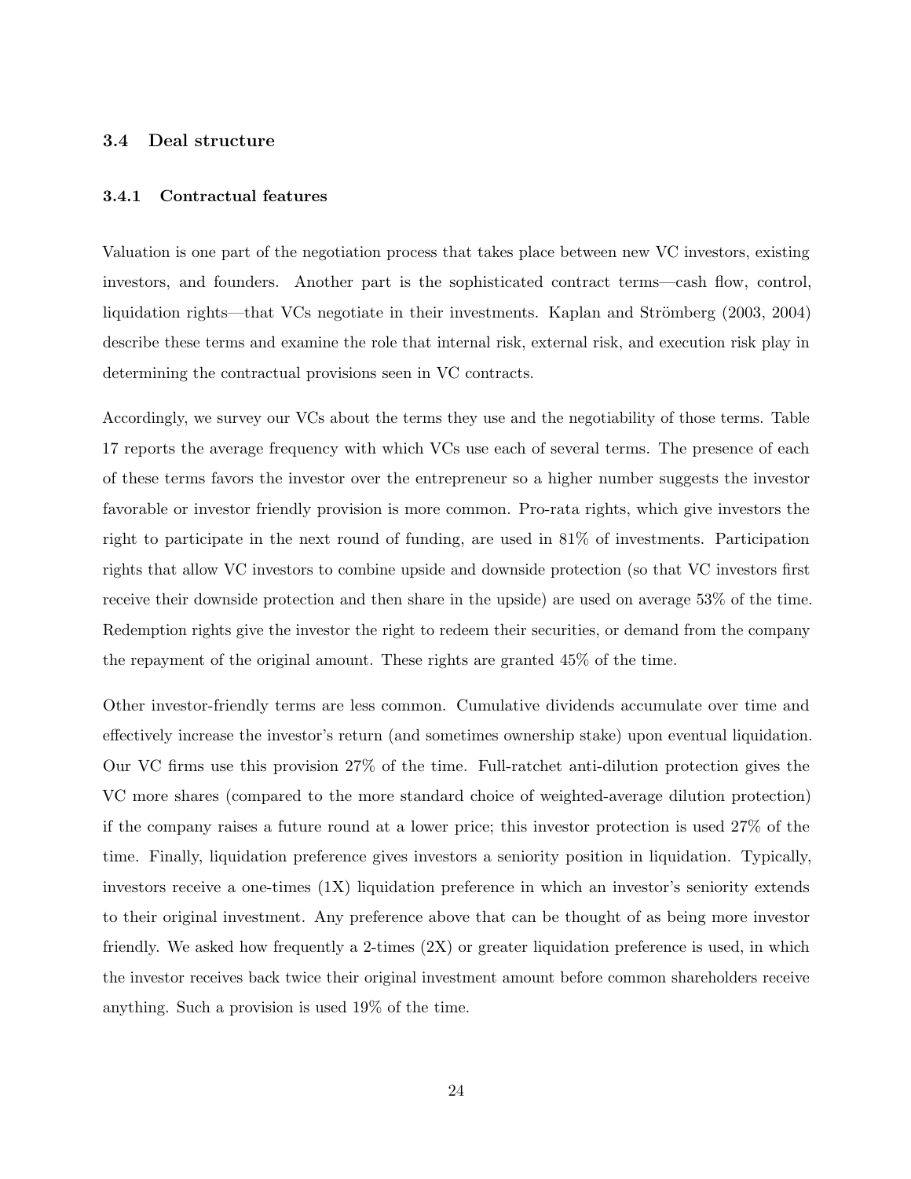### 3.4 Deal structure

#### 3.4.1 Contractual features

Valuation is one part of the negotiation process that takes place between new VC investors, existing investors, and founders. Another part is the sophisticated contract terms—cash flow, control, liquidation rights—that VCs negotiate in their investments. Kaplan and Strömberg (2003, 2004) describe these terms and examine the role that internal risk, external risk, and execution risk play in determining the contractual provisions seen in VC contracts.

Accordingly, we survey our VCs about the terms they use and the negotiability of those terms. Table 17 reports the average frequency with which VCs use each of several terms. The presence of each of these terms favors the investor over the entrepreneur so a higher number suggests the investor favorable or investor friendly provision is more common. Pro-rata rights, which give investors the right to participate in the next round of funding, are used in 81% of investments. Participation rights that allow VC investors to combine upside and downside protection (so that VC investors first receive their downside protection and then share in the upside) are used on average 53% of the time. Redemption rights give the investor the right to redeem their securities, or demand from the company the repayment of the original amount. These rights are granted 45% of the time.

Other investor-friendly terms are less common. Cumulative dividends accumulate over time and effectively increase the investor's return (and sometimes ownership stake) upon eventual liquidation. Our VC firms use this provision 27% of the time. Full-ratchet anti-dilution protection gives the VC more shares (compared to the more standard choice of weighted-average dilution protection) if the company raises a future round at a lower price; this investor protection is used 27% of the time. Finally, liquidation preference gives investors a seniority position in liquidation. Typically, investors receive a one-times (1X) liquidation preference in which an investor's seniority extends to their original investment. Any preference above that can be thought of as being more investor friendly. We asked how frequently a 2-times (2X) or greater liquidation preference is used, in which the investor receives back twice their original investment amount before common shareholders receive anything. Such a provision is used 19% of the time.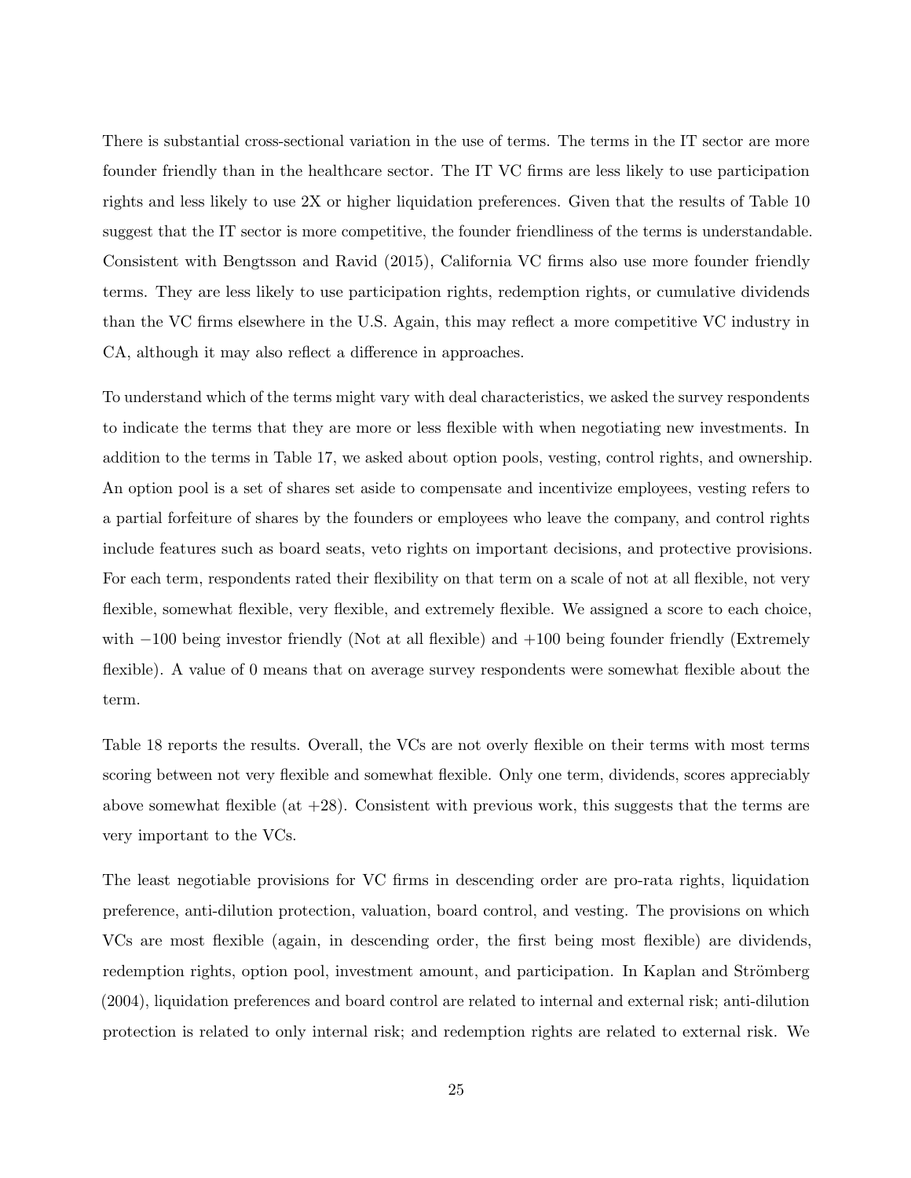There is substantial cross-sectional variation in the use of terms. The terms in the IT sector are more founder friendly than in the healthcare sector. The IT VC firms are less likely to use participation rights and less likely to use 2X or higher liquidation preferences. Given that the results of Table 10 suggest that the IT sector is more competitive, the founder friendliness of the terms is understandable. Consistent with Bengtsson and Ravid (2015), California VC firms also use more founder friendly terms. They are less likely to use participation rights, redemption rights, or cumulative dividends than the VC firms elsewhere in the U.S. Again, this may reflect a more competitive VC industry in CA, although it may also reflect a difference in approaches.

To understand which of the terms might vary with deal characteristics, we asked the survey respondents to indicate the terms that they are more or less flexible with when negotiating new investments. In addition to the terms in Table 17, we asked about option pools, vesting, control rights, and ownership. An option pool is a set of shares set aside to compensate and incentivize employees, vesting refers to a partial forfeiture of shares by the founders or employees who leave the company, and control rights include features such as board seats, veto rights on important decisions, and protective provisions. For each term, respondents rated their flexibility on that term on a scale of not at all flexible, not very flexible, somewhat flexible, very flexible, and extremely flexible. We assigned a score to each choice, with −100 being investor friendly (Not at all flexible) and +100 being founder friendly (Extremely flexible). A value of 0 means that on average survey respondents were somewhat flexible about the term.

Table 18 reports the results. Overall, the VCs are not overly flexible on their terms with most terms scoring between not very flexible and somewhat flexible. Only one term, dividends, scores appreciably above somewhat flexible (at +28). Consistent with previous work, this suggests that the terms are very important to the VCs.

The least negotiable provisions for VC firms in descending order are pro-rata rights, liquidation preference, anti-dilution protection, valuation, board control, and vesting. The provisions on which VCs are most flexible (again, in descending order, the first being most flexible) are dividends, redemption rights, option pool, investment amount, and participation. In Kaplan and Strömberg (2004), liquidation preferences and board control are related to internal and external risk; anti-dilution protection is related to only internal risk; and redemption rights are related to external risk. We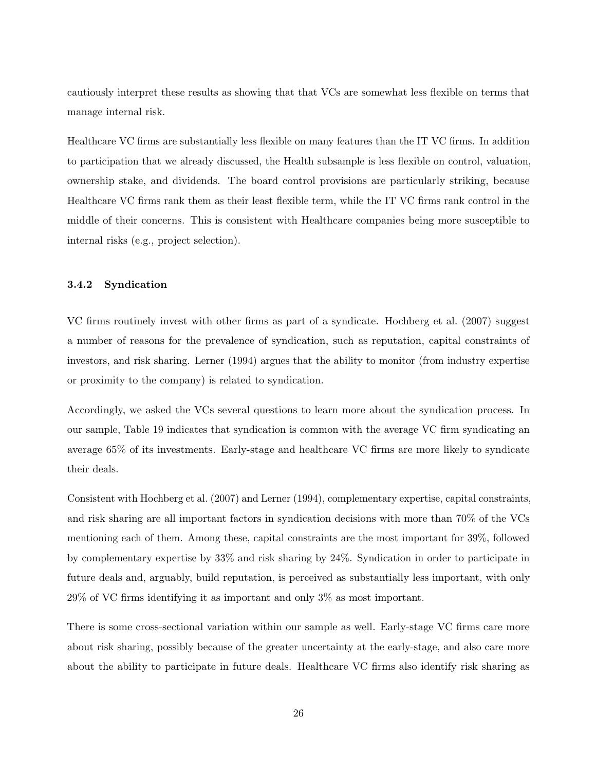cautiously interpret these results as showing that that VCs are somewhat less flexible on terms that manage internal risk.

Healthcare VC firms are substantially less flexible on many features than the IT VC firms. In addition to participation that we already discussed, the Health subsample is less flexible on control, valuation, ownership stake, and dividends. The board control provisions are particularly striking, because Healthcare VC firms rank them as their least flexible term, while the IT VC firms rank control in the middle of their concerns. This is consistent with Healthcare companies being more susceptible to internal risks (e.g., project selection).

### 3.4.2 Syndication

VC firms routinely invest with other firms as part of a syndicate. Hochberg et al. (2007) suggest a number of reasons for the prevalence of syndication, such as reputation, capital constraints of investors, and risk sharing. Lerner (1994) argues that the ability to monitor (from industry expertise or proximity to the company) is related to syndication.

Accordingly, we asked the VCs several questions to learn more about the syndication process. In our sample, Table 19 indicates that syndication is common with the average VC firm syndicating an average 65% of its investments. Early-stage and healthcare VC firms are more likely to syndicate their deals.

Consistent with Hochberg et al. (2007) and Lerner (1994), complementary expertise, capital constraints, and risk sharing are all important factors in syndication decisions with more than 70% of the VCs mentioning each of them. Among these, capital constraints are the most important for 39%, followed by complementary expertise by 33% and risk sharing by 24%. Syndication in order to participate in future deals and, arguably, build reputation, is perceived as substantially less important, with only 29% of VC firms identifying it as important and only 3% as most important.

There is some cross-sectional variation within our sample as well. Early-stage VC firms care more about risk sharing, possibly because of the greater uncertainty at the early-stage, and also care more about the ability to participate in future deals. Healthcare VC firms also identify risk sharing as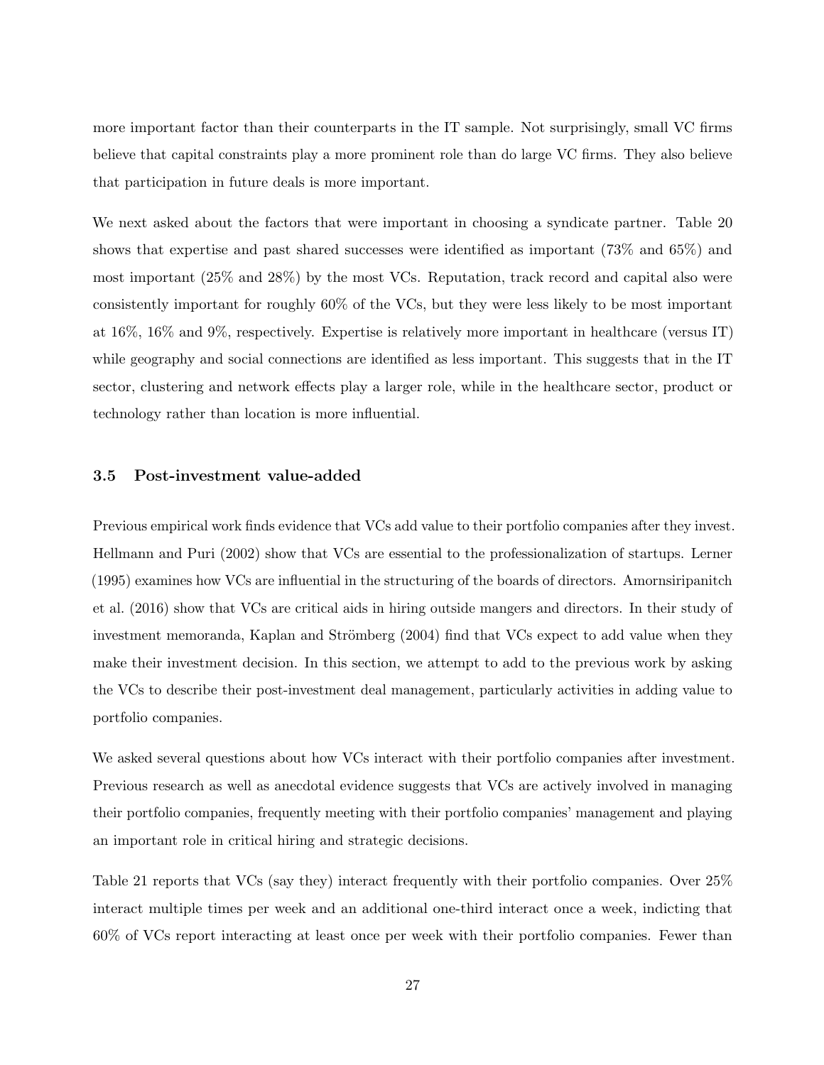more important factor than their counterparts in the IT sample. Not surprisingly, small VC firms believe that capital constraints play a more prominent role than do large VC firms. They also believe that participation in future deals is more important.

We next asked about the factors that were important in choosing a syndicate partner. Table 20 shows that expertise and past shared successes were identified as important (73% and 65%) and most important (25% and 28%) by the most VCs. Reputation, track record and capital also were consistently important for roughly 60% of the VCs, but they were less likely to be most important at 16%, 16% and 9%, respectively. Expertise is relatively more important in healthcare (versus IT) while geography and social connections are identified as less important. This suggests that in the IT sector, clustering and network effects play a larger role, while in the healthcare sector, product or technology rather than location is more influential.

### 3.5 Post-investment value-added

Previous empirical work finds evidence that VCs add value to their portfolio companies after they invest. Hellmann and Puri (2002) show that VCs are essential to the professionalization of startups. Lerner (1995) examines how VCs are influential in the structuring of the boards of directors. Amornsiripanitch et al. (2016) show that VCs are critical aids in hiring outside mangers and directors. In their study of investment memoranda, Kaplan and Strömberg (2004) find that VCs expect to add value when they make their investment decision. In this section, we attempt to add to the previous work by asking the VCs to describe their post-investment deal management, particularly activities in adding value to portfolio companies.

We asked several questions about how VCs interact with their portfolio companies after investment. Previous research as well as anecdotal evidence suggests that VCs are actively involved in managing their portfolio companies, frequently meeting with their portfolio companies' management and playing an important role in critical hiring and strategic decisions.

Table 21 reports that VCs (say they) interact frequently with their portfolio companies. Over 25% interact multiple times per week and an additional one-third interact once a week, indicting that 60% of VCs report interacting at least once per week with their portfolio companies. Fewer than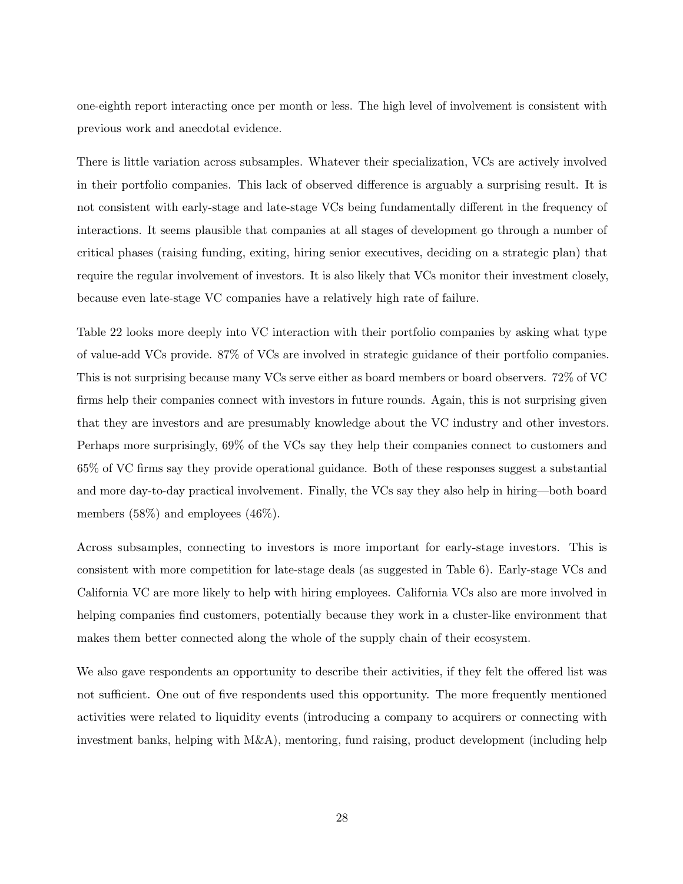one-eighth report interacting once per month or less. The high level of involvement is consistent with previous work and anecdotal evidence.

There is little variation across subsamples. Whatever their specialization, VCs are actively involved in their portfolio companies. This lack of observed difference is arguably a surprising result. It is not consistent with early-stage and late-stage VCs being fundamentally different in the frequency of interactions. It seems plausible that companies at all stages of development go through a number of critical phases (raising funding, exiting, hiring senior executives, deciding on a strategic plan) that require the regular involvement of investors. It is also likely that VCs monitor their investment closely, because even late-stage VC companies have a relatively high rate of failure.

Table 22 looks more deeply into VC interaction with their portfolio companies by asking what type of value-add VCs provide. 87% of VCs are involved in strategic guidance of their portfolio companies. This is not surprising because many VCs serve either as board members or board observers. 72% of VC firms help their companies connect with investors in future rounds. Again, this is not surprising given that they are investors and are presumably knowledge about the VC industry and other investors. Perhaps more surprisingly, 69% of the VCs say they help their companies connect to customers and 65% of VC firms say they provide operational guidance. Both of these responses suggest a substantial and more day-to-day practical involvement. Finally, the VCs say they also help in hiring—both board members (58%) and employees (46%).

Across subsamples, connecting to investors is more important for early-stage investors. This is consistent with more competition for late-stage deals (as suggested in Table 6). Early-stage VCs and California VC are more likely to help with hiring employees. California VCs also are more involved in helping companies find customers, potentially because they work in a cluster-like environment that makes them better connected along the whole of the supply chain of their ecosystem.

We also gave respondents an opportunity to describe their activities, if they felt the offered list was not sufficient. One out of five respondents used this opportunity. The more frequently mentioned activities were related to liquidity events (introducing a company to acquirers or connecting with investment banks, helping with M&A), mentoring, fund raising, product development (including help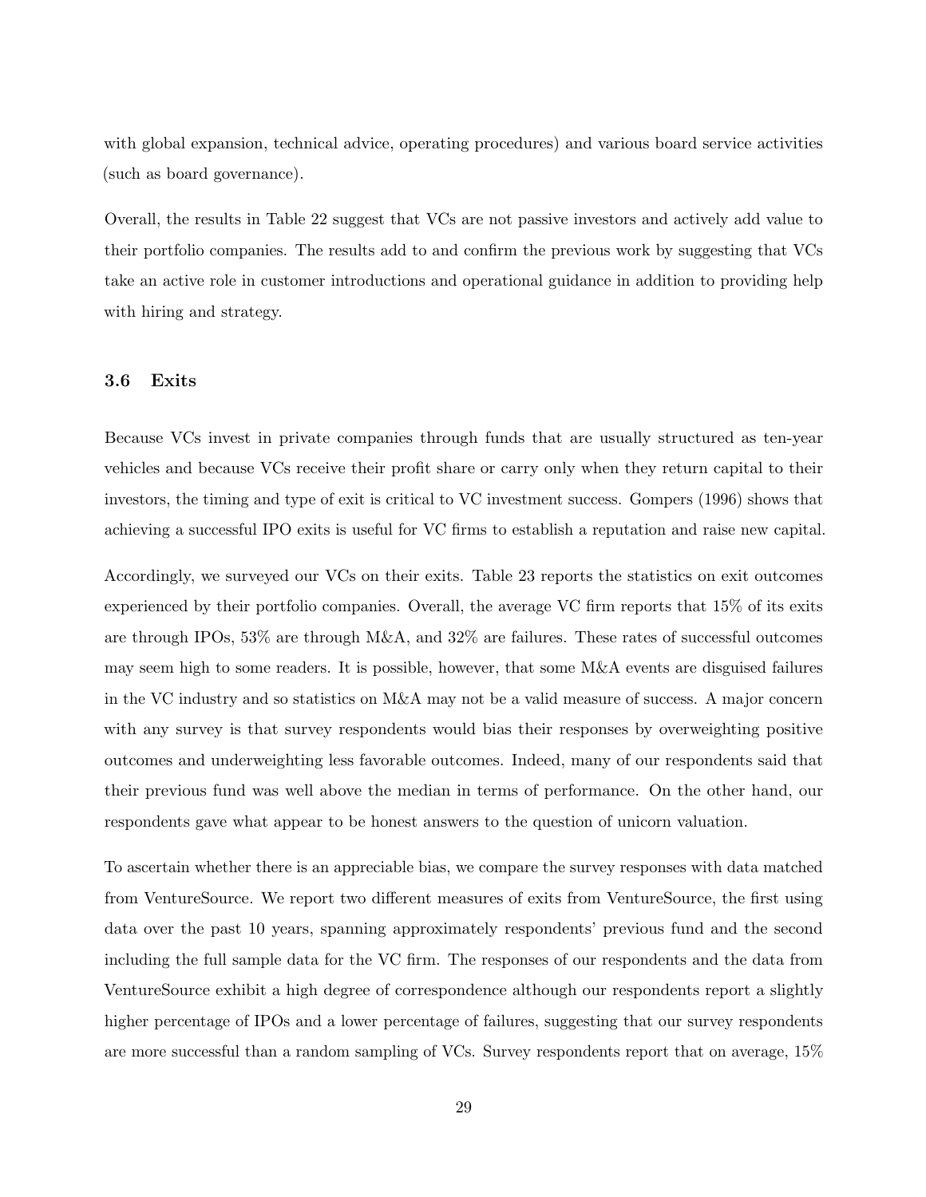with global expansion, technical advice, operating procedures) and various board service activities (such as board governance).

Overall, the results in Table 22 suggest that VCs are not passive investors and actively add value to their portfolio companies. The results add to and confirm the previous work by suggesting that VCs take an active role in customer introductions and operational guidance in addition to providing help with hiring and strategy.

### 3.6 Exits

Because VCs invest in private companies through funds that are usually structured as ten-year vehicles and because VCs receive their profit share or carry only when they return capital to their investors, the timing and type of exit is critical to VC investment success. Gompers (1996) shows that achieving a successful IPO exits is useful for VC firms to establish a reputation and raise new capital.

Accordingly, we surveyed our VCs on their exits. Table 23 reports the statistics on exit outcomes experienced by their portfolio companies. Overall, the average VC firm reports that 15% of its exits are through IPOs, 53% are through M&A, and 32% are failures. These rates of successful outcomes may seem high to some readers. It is possible, however, that some M&A events are disguised failures in the VC industry and so statistics on M&A may not be a valid measure of success. A major concern with any survey is that survey respondents would bias their responses by overweighting positive outcomes and underweighting less favorable outcomes. Indeed, many of our respondents said that their previous fund was well above the median in terms of performance. On the other hand, our respondents gave what appear to be honest answers to the question of unicorn valuation.

To ascertain whether there is an appreciable bias, we compare the survey responses with data matched from VentureSource. We report two different measures of exits from VentureSource, the first using data over the past 10 years, spanning approximately respondents' previous fund and the second including the full sample data for the VC firm. The responses of our respondents and the data from VentureSource exhibit a high degree of correspondence although our respondents report a slightly higher percentage of IPOs and a lower percentage of failures, suggesting that our survey respondents are more successful than a random sampling of VCs. Survey respondents report that on average, 15%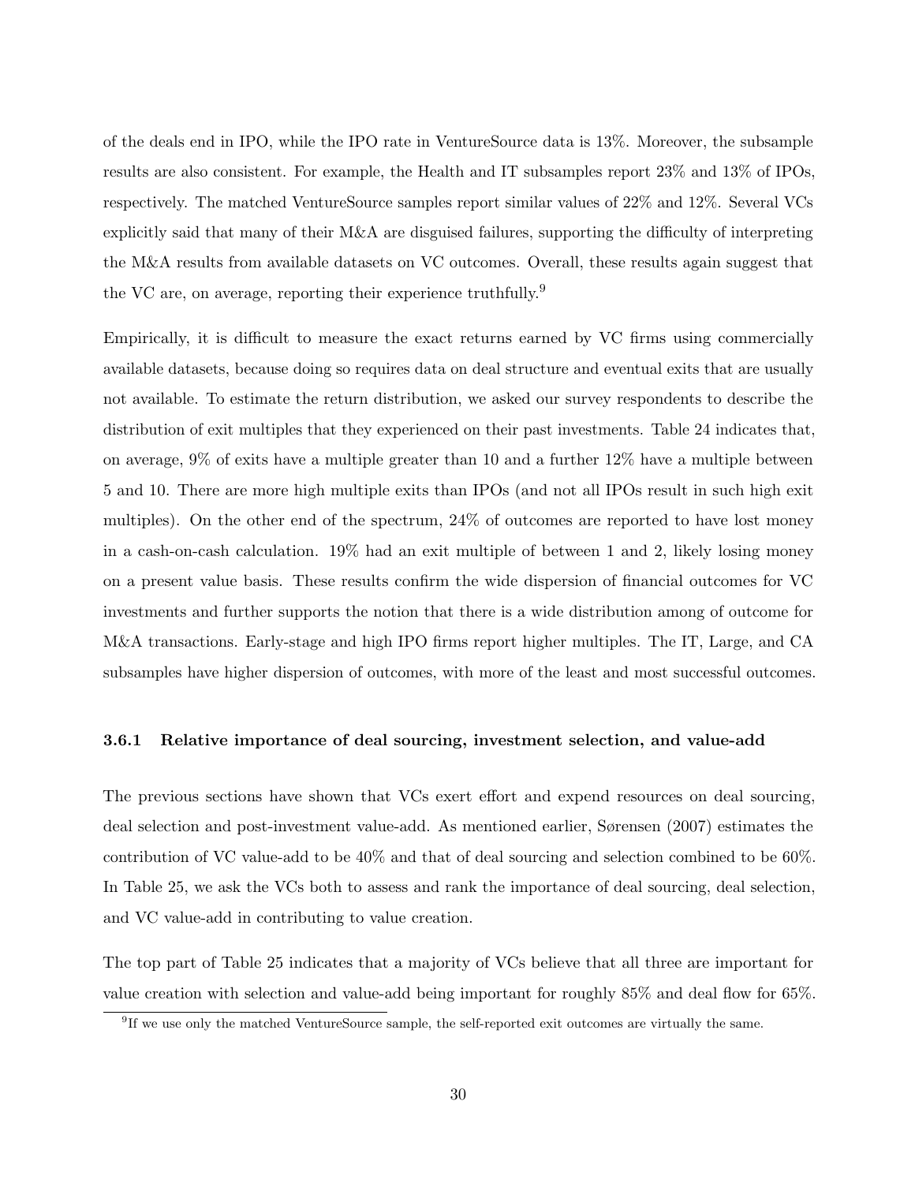of the deals end in IPO, while the IPO rate in VentureSource data is 13%. Moreover, the subsample results are also consistent. For example, the Health and IT subsamples report 23% and 13% of IPOs, respectively. The matched VentureSource samples report similar values of 22% and 12%. Several VCs explicitly said that many of their M&A are disguised failures, supporting the difficulty of interpreting the M&A results from available datasets on VC outcomes. Overall, these results again suggest that the VC are, on average, reporting their experience truthfully.[9]

Empirically, it is difficult to measure the exact returns earned by VC firms using commercially available datasets, because doing so requires data on deal structure and eventual exits that are usually not available. To estimate the return distribution, we asked our survey respondents to describe the distribution of exit multiples that they experienced on their past investments. Table 24 indicates that, on average, 9% of exits have a multiple greater than 10 and a further 12% have a multiple between 5 and 10. There are more high multiple exits than IPOs (and not all IPOs result in such high exit multiples). On the other end of the spectrum, 24% of outcomes are reported to have lost money in a cash-on-cash calculation. 19% had an exit multiple of between 1 and 2, likely losing money on a present value basis. These results confirm the wide dispersion of financial outcomes for VC investments and further supports the notion that there is a wide distribution among of outcome for M&A transactions. Early-stage and high IPO firms report higher multiples. The IT, Large, and CA subsamples have higher dispersion of outcomes, with more of the least and most successful outcomes.

### 3.6.1 Relative importance of deal sourcing, investment selection, and value-add

The previous sections have shown that VCs exert effort and expend resources on deal sourcing, deal selection and post-investment value-add. As mentioned earlier, Sørensen (2007) estimates the contribution of VC value-add to be 40% and that of deal sourcing and selection combined to be 60%. In Table 25, we ask the VCs both to assess and rank the importance of deal sourcing, deal selection, and VC value-add in contributing to value creation.

The top part of Table 25 indicates that a majority of VCs believe that all three are important for value creation with selection and value-add being important for roughly 85% and deal flow for 65%.

[9] If we use only the matched VentureSource sample, the self-reported exit outcomes are virtually the same.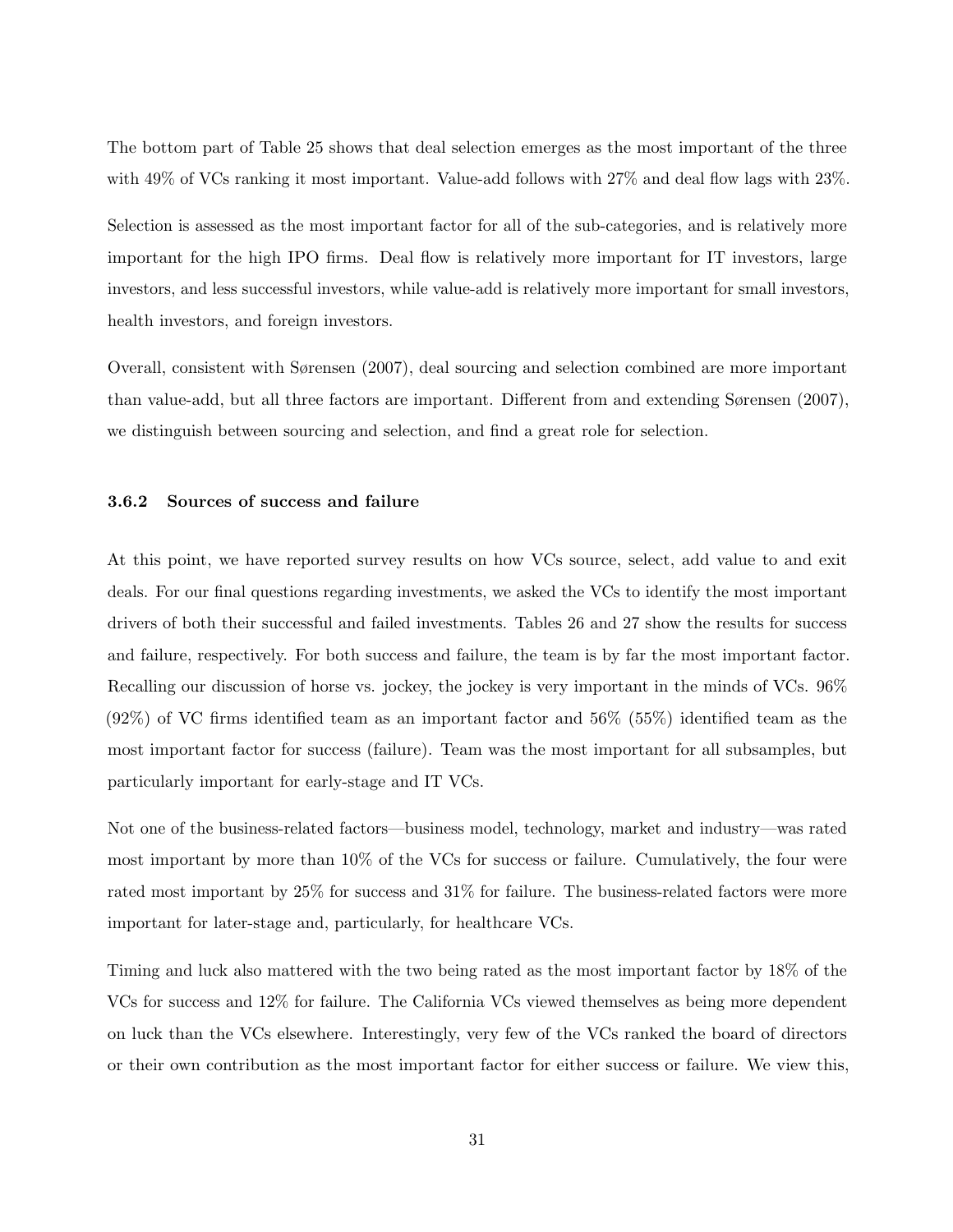The bottom part of Table 25 shows that deal selection emerges as the most important of the three with 49% of VCs ranking it most important. Value-add follows with 27% and deal flow lags with 23%.

Selection is assessed as the most important factor for all of the sub-categories, and is relatively more important for the high IPO firms. Deal flow is relatively more important for IT investors, large investors, and less successful investors, while value-add is relatively more important for small investors, health investors, and foreign investors.

Overall, consistent with Sørensen (2007), deal sourcing and selection combined are more important than value-add, but all three factors are important. Different from and extending Sørensen (2007), we distinguish between sourcing and selection, and find a great role for selection.

### 3.6.2 Sources of success and failure

At this point, we have reported survey results on how VCs source, select, add value to and exit deals. For our final questions regarding investments, we asked the VCs to identify the most important drivers of both their successful and failed investments. Tables 26 and 27 show the results for success and failure, respectively. For both success and failure, the team is by far the most important factor. Recalling our discussion of horse vs. jockey, the jockey is very important in the minds of VCs. 96% (92%) of VC firms identified team as an important factor and 56% (55%) identified team as the most important factor for success (failure). Team was the most important for all subsamples, but particularly important for early-stage and IT VCs.

Not one of the business-related factors—business model, technology, market and industry—was rated most important by more than 10% of the VCs for success or failure. Cumulatively, the four were rated most important by 25% for success and 31% for failure. The business-related factors were more important for later-stage and, particularly, for healthcare VCs.

Timing and luck also mattered with the two being rated as the most important factor by 18% of the VCs for success and 12% for failure. The California VCs viewed themselves as being more dependent on luck than the VCs elsewhere. Interestingly, very few of the VCs ranked the board of directors or their own contribution as the most important factor for either success or failure. We view this,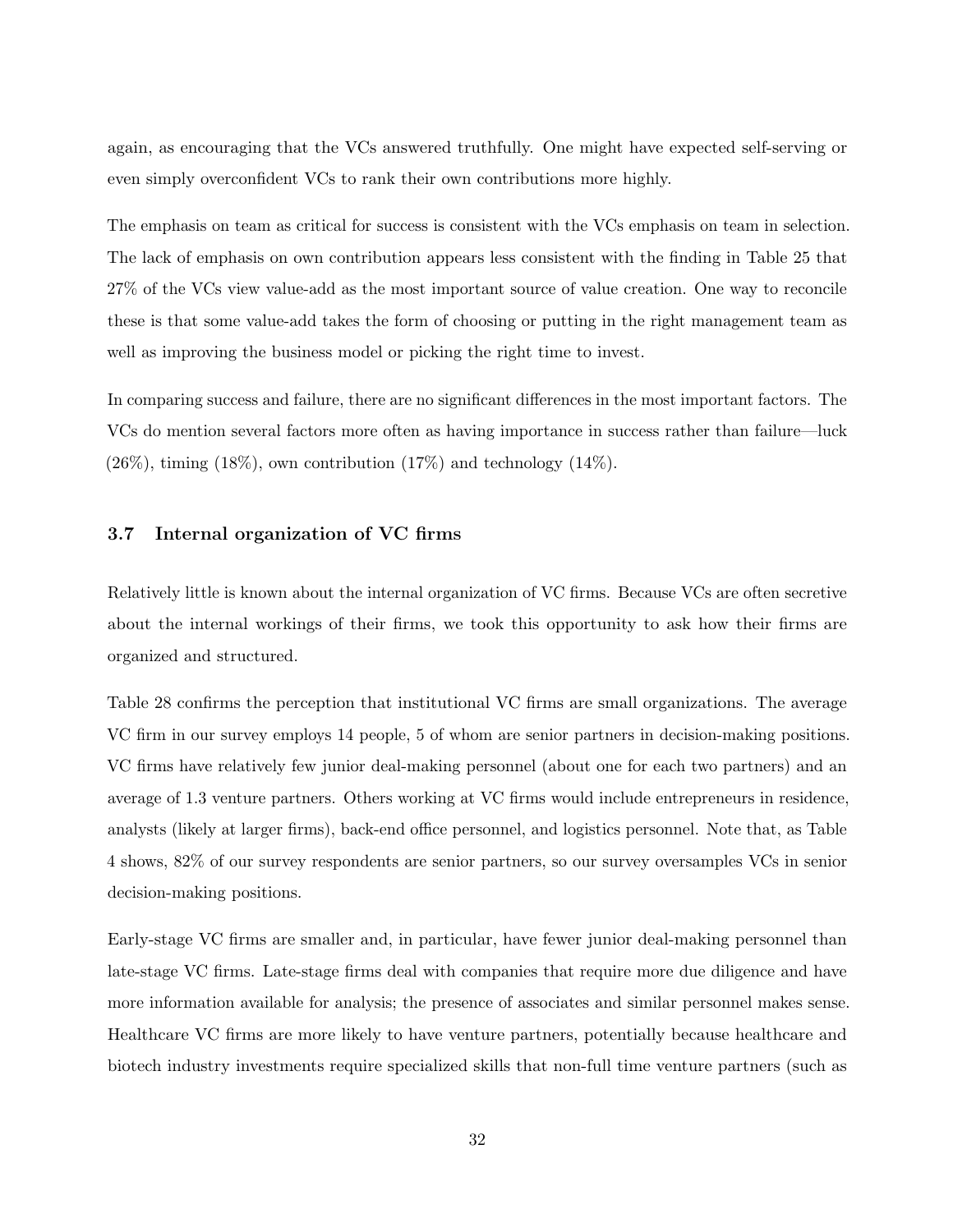again, as encouraging that the VCs answered truthfully. One might have expected self-serving or even simply overconfident VCs to rank their own contributions more highly.

The emphasis on team as critical for success is consistent with the VCs emphasis on team in selection. The lack of emphasis on own contribution appears less consistent with the finding in Table 25 that 27% of the VCs view value-add as the most important source of value creation. One way to reconcile these is that some value-add takes the form of choosing or putting in the right management team as well as improving the business model or picking the right time to invest.

In comparing success and failure, there are no significant differences in the most important factors. The VCs do mention several factors more often as having importance in success rather than failure—luck (26%), timing (18%), own contribution (17%) and technology (14%).

### 3.7 Internal organization of VC firms

Relatively little is known about the internal organization of VC firms. Because VCs are often secretive about the internal workings of their firms, we took this opportunity to ask how their firms are organized and structured.

Table 28 confirms the perception that institutional VC firms are small organizations. The average VC firm in our survey employs 14 people, 5 of whom are senior partners in decision-making positions. VC firms have relatively few junior deal-making personnel (about one for each two partners) and an average of 1.3 venture partners. Others working at VC firms would include entrepreneurs in residence, analysts (likely at larger firms), back-end office personnel, and logistics personnel. Note that, as Table 4 shows, 82% of our survey respondents are senior partners, so our survey oversamples VCs in senior decision-making positions.

Early-stage VC firms are smaller and, in particular, have fewer junior deal-making personnel than late-stage VC firms. Late-stage firms deal with companies that require more due diligence and have more information available for analysis; the presence of associates and similar personnel makes sense. Healthcare VC firms are more likely to have venture partners, potentially because healthcare and biotech industry investments require specialized skills that non-full time venture partners (such as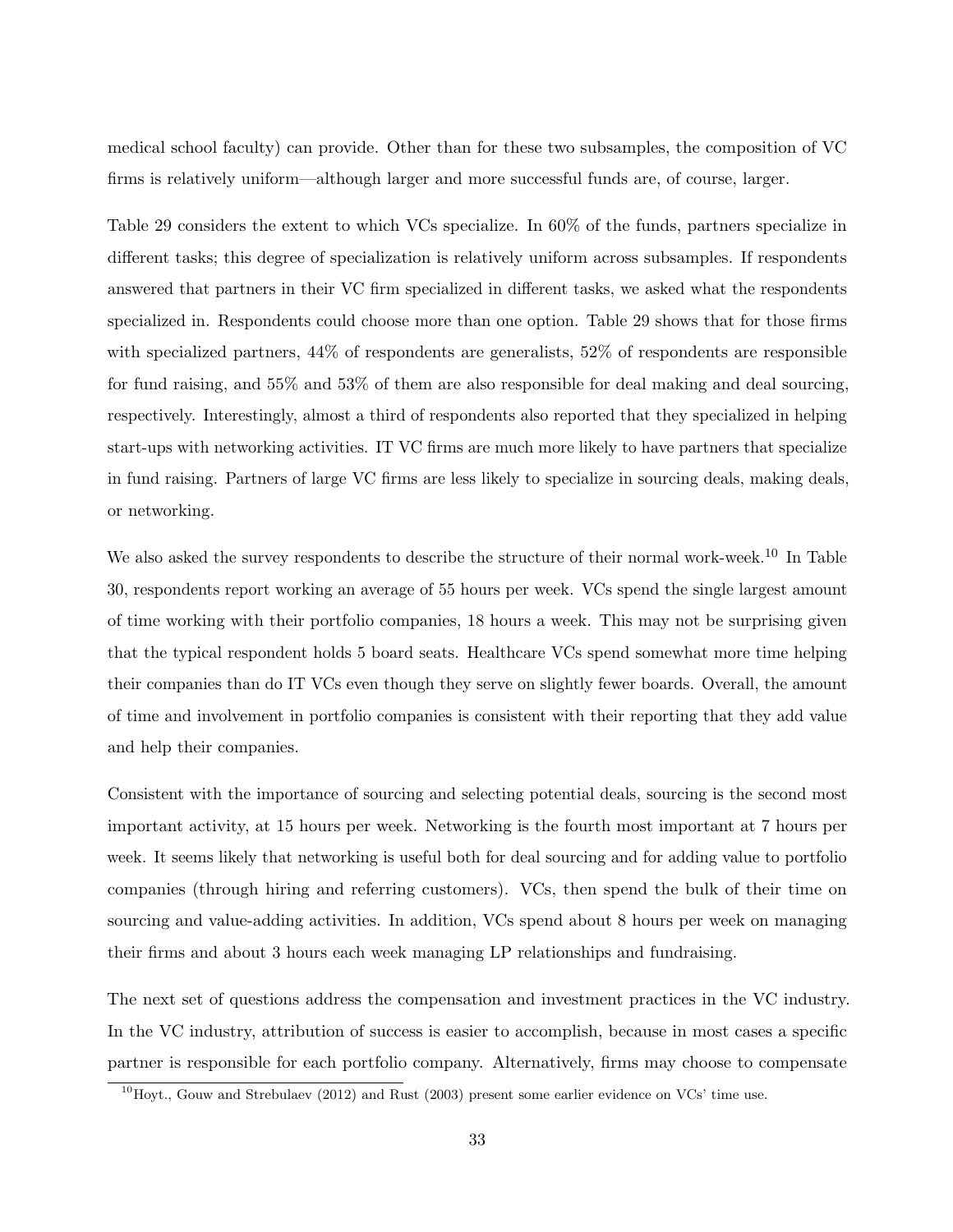medical school faculty) can provide. Other than for these two subsamples, the composition of VC firms is relatively uniform—although larger and more successful funds are, of course, larger.

Table 29 considers the extent to which VCs specialize. In 60% of the funds, partners specialize in different tasks; this degree of specialization is relatively uniform across subsamples. If respondents answered that partners in their VC firm specialized in different tasks, we asked what the respondents specialized in. Respondents could choose more than one option. Table 29 shows that for those firms with specialized partners, 44% of respondents are generalists, 52% of respondents are responsible for fund raising, and 55% and 53% of them are also responsible for deal making and deal sourcing, respectively. Interestingly, almost a third of respondents also reported that they specialized in helping start-ups with networking activities. IT VC firms are much more likely to have partners that specialize in fund raising. Partners of large VC firms are less likely to specialize in sourcing deals, making deals, or networking.

We also asked the survey respondents to describe the structure of their normal work-week.[10] In Table 30, respondents report working an average of 55 hours per week. VCs spend the single largest amount of time working with their portfolio companies, 18 hours a week. This may not be surprising given that the typical respondent holds 5 board seats. Healthcare VCs spend somewhat more time helping their companies than do IT VCs even though they serve on slightly fewer boards. Overall, the amount of time and involvement in portfolio companies is consistent with their reporting that they add value and help their companies.

Consistent with the importance of sourcing and selecting potential deals, sourcing is the second most important activity, at 15 hours per week. Networking is the fourth most important at 7 hours per week. It seems likely that networking is useful both for deal sourcing and for adding value to portfolio companies (through hiring and referring customers). VCs, then spend the bulk of their time on sourcing and value-adding activities. In addition, VCs spend about 8 hours per week on managing their firms and about 3 hours each week managing LP relationships and fundraising.

The next set of questions address the compensation and investment practices in the VC industry. In the VC industry, attribution of success is easier to accomplish, because in most cases a specific partner is responsible for each portfolio company. Alternatively, firms may choose to compensate

[10] Hoyt., Gouw and Strebulaev (2012) and Rust (2003) present some earlier evidence on VCs' time use.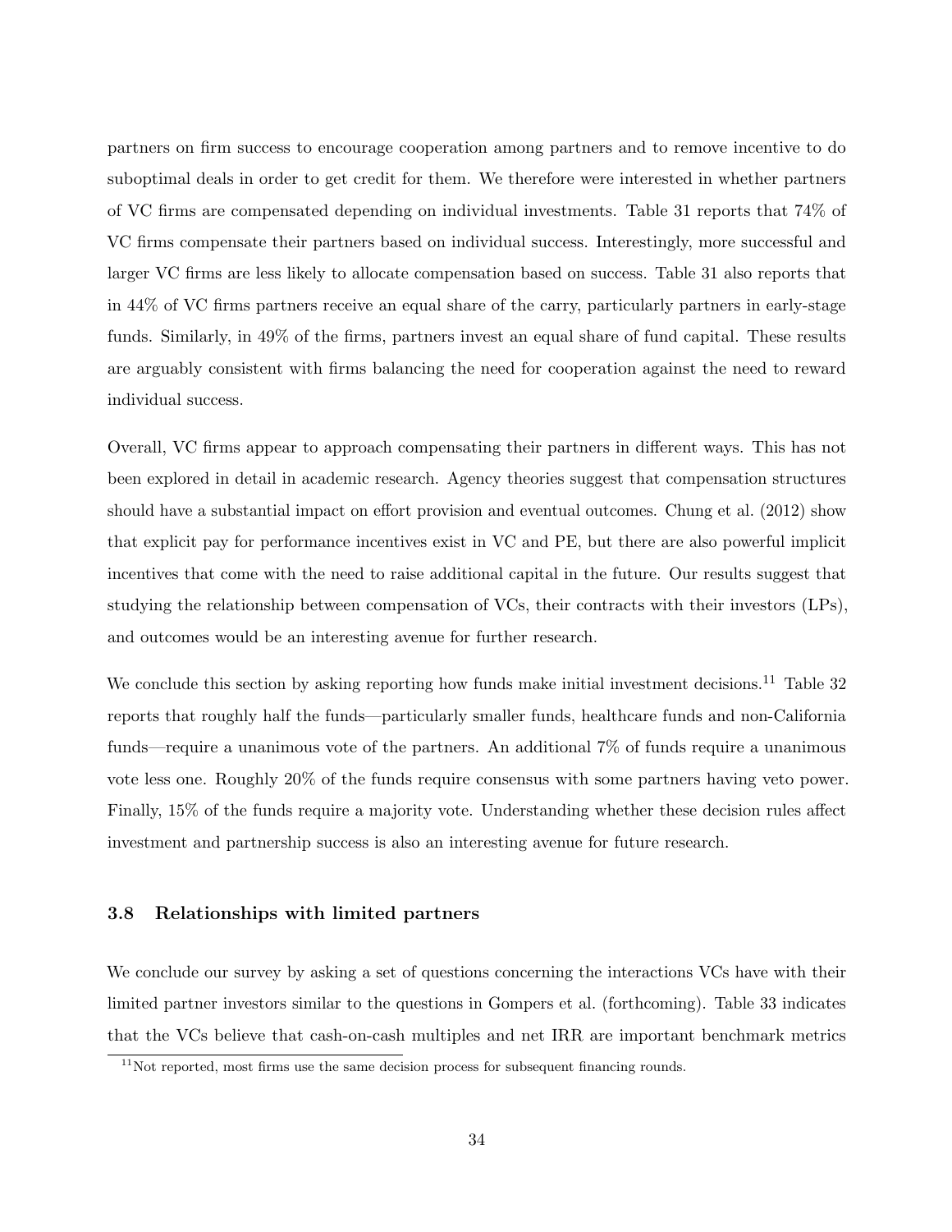partners on firm success to encourage cooperation among partners and to remove incentive to do suboptimal deals in order to get credit for them. We therefore were interested in whether partners of VC firms are compensated depending on individual investments. Table 31 reports that 74% of VC firms compensate their partners based on individual success. Interestingly, more successful and larger VC firms are less likely to allocate compensation based on success. Table 31 also reports that in 44% of VC firms partners receive an equal share of the carry, particularly partners in early-stage funds. Similarly, in 49% of the firms, partners invest an equal share of fund capital. These results are arguably consistent with firms balancing the need for cooperation against the need to reward individual success.

Overall, VC firms appear to approach compensating their partners in different ways. This has not been explored in detail in academic research. Agency theories suggest that compensation structures should have a substantial impact on effort provision and eventual outcomes. Chung et al. (2012) show that explicit pay for performance incentives exist in VC and PE, but there are also powerful implicit incentives that come with the need to raise additional capital in the future. Our results suggest that studying the relationship between compensation of VCs, their contracts with their investors (LPs), and outcomes would be an interesting avenue for further research.

We conclude this section by asking reporting how funds make initial investment decisions.[11] Table 32 reports that roughly half the funds—particularly smaller funds, healthcare funds and non-California funds—require a unanimous vote of the partners. An additional 7% of funds require a unanimous vote less one. Roughly 20% of the funds require consensus with some partners having veto power. Finally, 15% of the funds require a majority vote. Understanding whether these decision rules affect investment and partnership success is also an interesting avenue for future research.

### 3.8 Relationships with limited partners

We conclude our survey by asking a set of questions concerning the interactions VCs have with their limited partner investors similar to the questions in Gompers et al. (forthcoming). Table 33 indicates that the VCs believe that cash-on-cash multiples and net IRR are important benchmark metrics

[11] Not reported, most firms use the same decision process for subsequent financing rounds.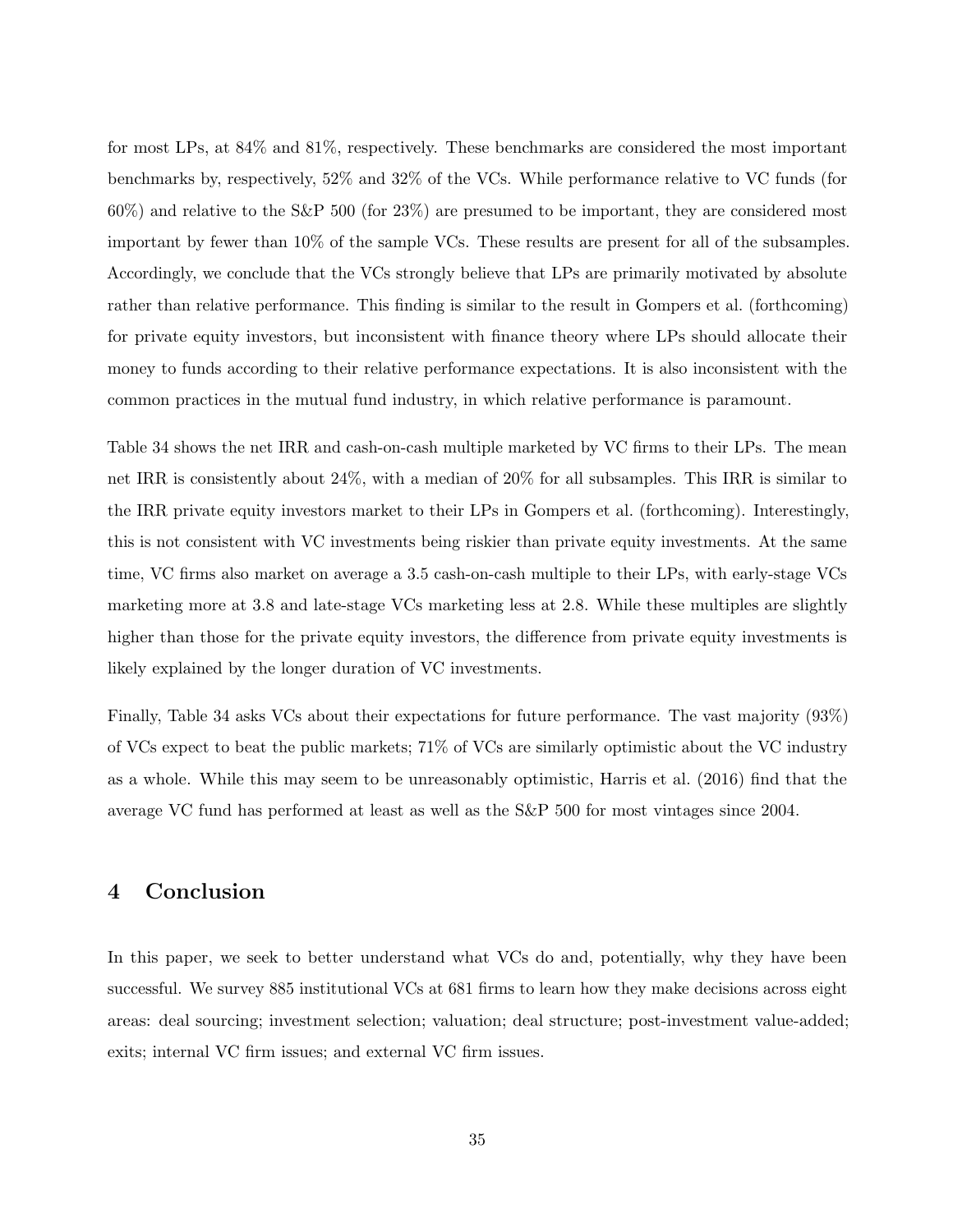for most LPs, at 84% and 81%, respectively. These benchmarks are considered the most important benchmarks by, respectively, 52% and 32% of the VCs. While performance relative to VC funds (for 60%) and relative to the S&P 500 (for 23%) are presumed to be important, they are considered most important by fewer than 10% of the sample VCs. These results are present for all of the subsamples. Accordingly, we conclude that the VCs strongly believe that LPs are primarily motivated by absolute rather than relative performance. This finding is similar to the result in Gompers et al. (forthcoming) for private equity investors, but inconsistent with finance theory where LPs should allocate their money to funds according to their relative performance expectations. It is also inconsistent with the common practices in the mutual fund industry, in which relative performance is paramount.

Table 34 shows the net IRR and cash-on-cash multiple marketed by VC firms to their LPs. The mean net IRR is consistently about 24%, with a median of 20% for all subsamples. This IRR is similar to the IRR private equity investors market to their LPs in Gompers et al. (forthcoming). Interestingly, this is not consistent with VC investments being riskier than private equity investments. At the same time, VC firms also market on average a 3.5 cash-on-cash multiple to their LPs, with early-stage VCs marketing more at 3.8 and late-stage VCs marketing less at 2.8. While these multiples are slightly higher than those for the private equity investors, the difference from private equity investments is likely explained by the longer duration of VC investments.

Finally, Table 34 asks VCs about their expectations for future performance. The vast majority (93%) of VCs expect to beat the public markets; 71% of VCs are similarly optimistic about the VC industry as a whole. While this may seem to be unreasonably optimistic, Harris et al. (2016) find that the average VC fund has performed at least as well as the S&P 500 for most vintages since 2004.

## 4 Conclusion

In this paper, we seek to better understand what VCs do and, potentially, why they have been successful. We survey 885 institutional VCs at 681 firms to learn how they make decisions across eight areas: deal sourcing; investment selection; valuation; deal structure; post-investment value-added; exits; internal VC firm issues; and external VC firm issues.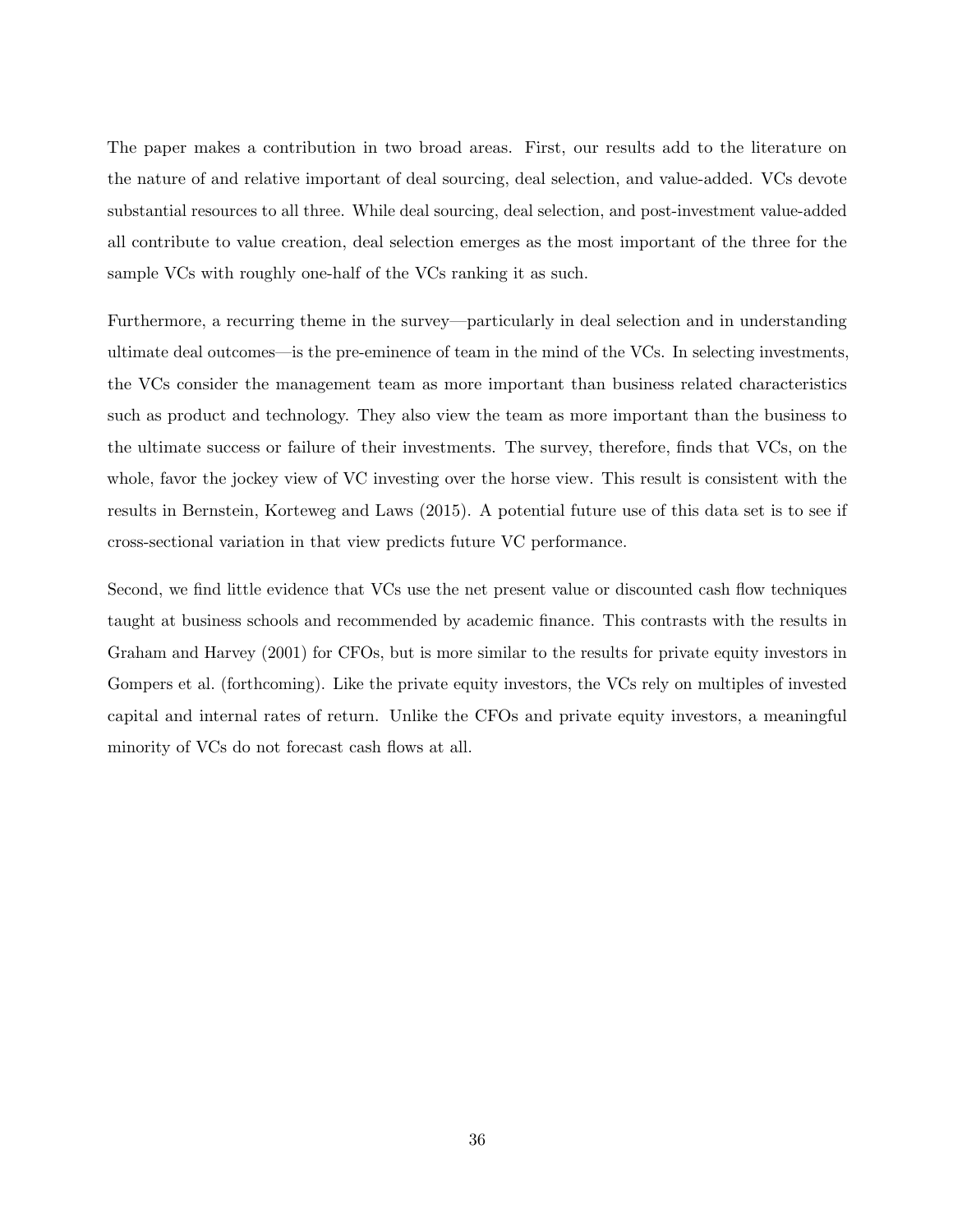The paper makes a contribution in two broad areas. First, our results add to the literature on the nature of and relative important of deal sourcing, deal selection, and value-added. VCs devote substantial resources to all three. While deal sourcing, deal selection, and post-investment value-added all contribute to value creation, deal selection emerges as the most important of the three for the sample VCs with roughly one-half of the VCs ranking it as such.

Furthermore, a recurring theme in the survey—particularly in deal selection and in understanding ultimate deal outcomes—is the pre-eminence of team in the mind of the VCs. In selecting investments, the VCs consider the management team as more important than business related characteristics such as product and technology. They also view the team as more important than the business to the ultimate success or failure of their investments. The survey, therefore, finds that VCs, on the whole, favor the jockey view of VC investing over the horse view. This result is consistent with the results in Bernstein, Korteweg and Laws (2015). A potential future use of this data set is to see if cross-sectional variation in that view predicts future VC performance.

Second, we find little evidence that VCs use the net present value or discounted cash flow techniques taught at business schools and recommended by academic finance. This contrasts with the results in Graham and Harvey (2001) for CFOs, but is more similar to the results for private equity investors in Gompers et al. (forthcoming). Like the private equity investors, the VCs rely on multiples of invested capital and internal rates of return. Unlike the CFOs and private equity investors, a meaningful minority of VCs do not forecast cash flows at all.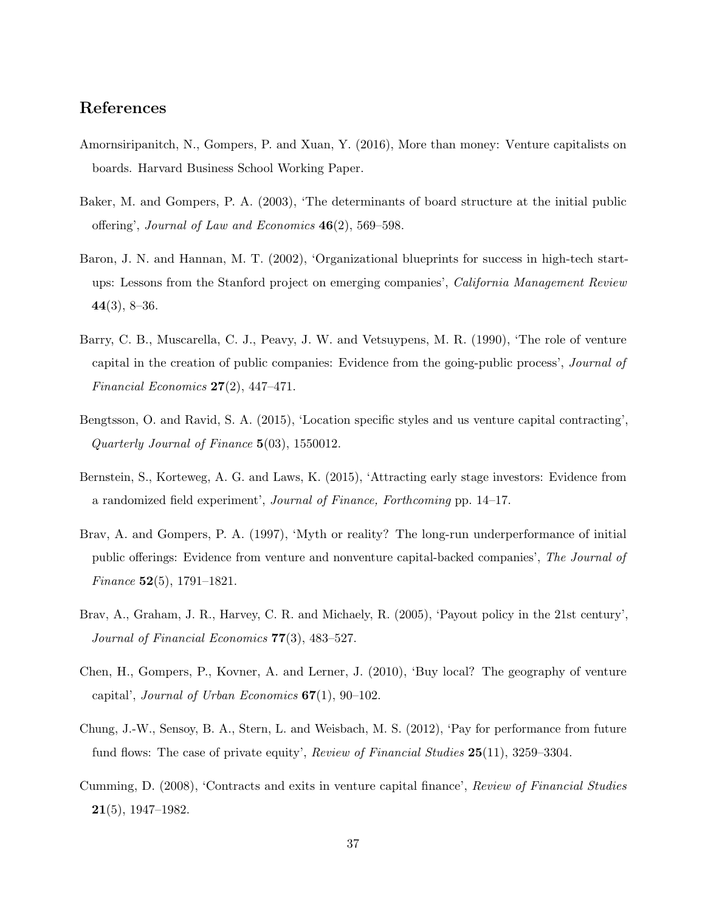## References

Amornsiripanitch, N., Gompers, P. and Xuan, Y. (2016), More than money: Venture capitalists on boards. Harvard Business School Working Paper.

Baker, M. and Gompers, P. A. (2003), 'The determinants of board structure at the initial public offering', *Journal of Law and Economics* **46**(2), 569–598.

Baron, J. N. and Hannan, M. T. (2002), 'Organizational blueprints for success in high-tech start-ups: Lessons from the Stanford project on emerging companies', *California Management Review* **44**(3), 8–36.

Barry, C. B., Muscarella, C. J., Peavy, J. W. and Vetsuypens, M. R. (1990), 'The role of venture capital in the creation of public companies: Evidence from the going-public process', *Journal of Financial Economics* **27**(2), 447–471.

Bengtsson, O. and Ravid, S. A. (2015), 'Location specific styles and us venture capital contracting', *Quarterly Journal of Finance* **5**(03), 1550012.

Bernstein, S., Korteweg, A. G. and Laws, K. (2015), 'Attracting early stage investors: Evidence from a randomized field experiment', *Journal of Finance, Forthcoming* pp. 14–17.

Brav, A. and Gompers, P. A. (1997), 'Myth or reality? The long-run underperformance of initial public offerings: Evidence from venture and nonventure capital-backed companies', *The Journal of Finance* **52**(5), 1791–1821.

Brav, A., Graham, J. R., Harvey, C. R. and Michaely, R. (2005), 'Payout policy in the 21st century', *Journal of Financial Economics* **77**(3), 483–527.

Chen, H., Gompers, P., Kovner, A. and Lerner, J. (2010), 'Buy local? The geography of venture capital', *Journal of Urban Economics* **67**(1), 90–102.

Chung, J.-W., Sensoy, B. A., Stern, L. and Weisbach, M. S. (2012), 'Pay for performance from future fund flows: The case of private equity', *Review of Financial Studies* **25**(11), 3259–3304.

Cumming, D. (2008), 'Contracts and exits in venture capital finance', *Review of Financial Studies* **21**(5), 1947–1982.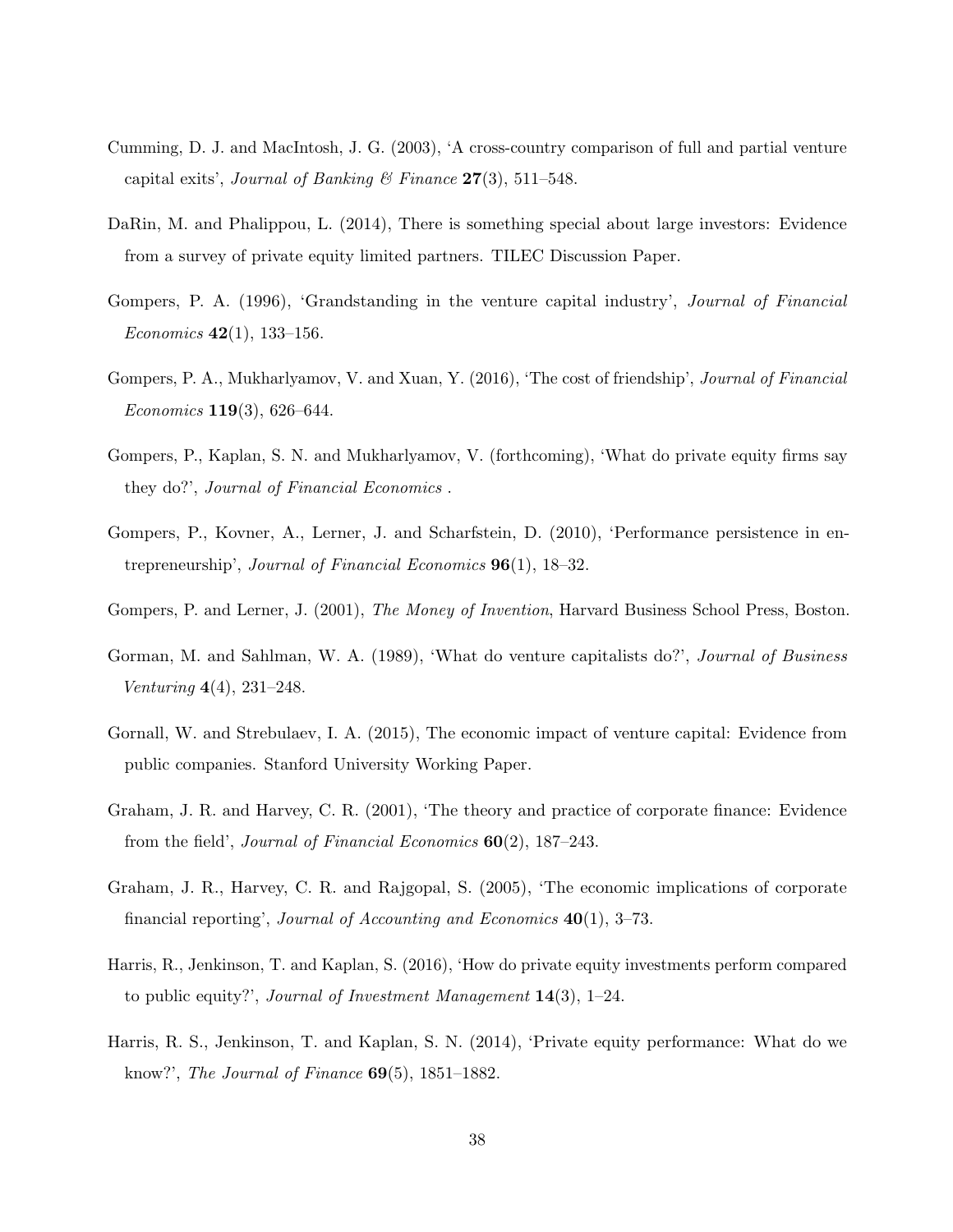Cumming, D. J. and MacIntosh, J. G. (2003), 'A cross-country comparison of full and partial venture capital exits', *Journal of Banking & Finance* **27**(3), 511–548.

DaRin, M. and Phalippou, L. (2014), There is something special about large investors: Evidence from a survey of private equity limited partners. TILEC Discussion Paper.

Gompers, P. A. (1996), 'Grandstanding in the venture capital industry', *Journal of Financial Economics* **42**(1), 133–156.

Gompers, P. A., Mukharlyamov, V. and Xuan, Y. (2016), 'The cost of friendship', *Journal of Financial Economics* **119**(3), 626–644.

Gompers, P., Kaplan, S. N. and Mukharlyamov, V. (forthcoming), 'What do private equity firms say they do?', *Journal of Financial Economics* .

Gompers, P., Kovner, A., Lerner, J. and Scharfstein, D. (2010), 'Performance persistence in entrepreneurship', *Journal of Financial Economics* **96**(1), 18–32.

Gompers, P. and Lerner, J. (2001), *The Money of Invention*, Harvard Business School Press, Boston.

Gorman, M. and Sahlman, W. A. (1989), 'What do venture capitalists do?', *Journal of Business Venturing* **4**(4), 231–248.

Gornall, W. and Strebulaev, I. A. (2015), The economic impact of venture capital: Evidence from public companies. Stanford University Working Paper.

Graham, J. R. and Harvey, C. R. (2001), 'The theory and practice of corporate finance: Evidence from the field', *Journal of Financial Economics* **60**(2), 187–243.

Graham, J. R., Harvey, C. R. and Rajgopal, S. (2005), 'The economic implications of corporate financial reporting', *Journal of Accounting and Economics* **40**(1), 3–73.

Harris, R., Jenkinson, T. and Kaplan, S. (2016), 'How do private equity investments perform compared to public equity?', *Journal of Investment Management* **14**(3), 1–24.

Harris, R. S., Jenkinson, T. and Kaplan, S. N. (2014), 'Private equity performance: What do we know?', *The Journal of Finance* **69**(5), 1851–1882.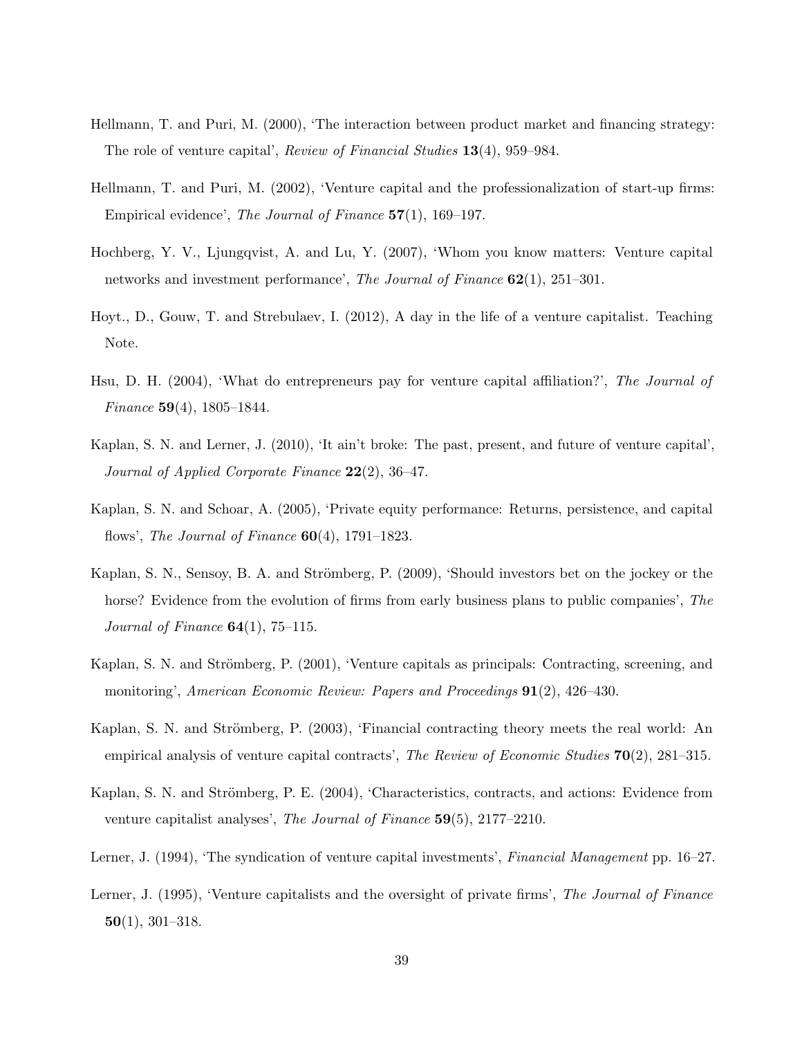Hellmann, T. and Puri, M. (2000), 'The interaction between product market and financing strategy: The role of venture capital', *Review of Financial Studies* **13**(4), 959–984.

Hellmann, T. and Puri, M. (2002), 'Venture capital and the professionalization of start-up firms: Empirical evidence', *The Journal of Finance* **57**(1), 169–197.

Hochberg, Y. V., Ljungqvist, A. and Lu, Y. (2007), 'Whom you know matters: Venture capital networks and investment performance', *The Journal of Finance* **62**(1), 251–301.

Hoyt., D., Gouw, T. and Strebulaev, I. (2012), A day in the life of a venture capitalist. Teaching Note.

Hsu, D. H. (2004), 'What do entrepreneurs pay for venture capital affiliation?', *The Journal of Finance* **59**(4), 1805–1844.

Kaplan, S. N. and Lerner, J. (2010), 'It ain't broke: The past, present, and future of venture capital', *Journal of Applied Corporate Finance* **22**(2), 36–47.

Kaplan, S. N. and Schoar, A. (2005), 'Private equity performance: Returns, persistence, and capital flows', *The Journal of Finance* **60**(4), 1791–1823.

Kaplan, S. N., Sensoy, B. A. and Strömberg, P. (2009), 'Should investors bet on the jockey or the horse? Evidence from the evolution of firms from early business plans to public companies', *The Journal of Finance* **64**(1), 75–115.

Kaplan, S. N. and Strömberg, P. (2001), 'Venture capitals as principals: Contracting, screening, and monitoring', *American Economic Review: Papers and Proceedings* **91**(2), 426–430.

Kaplan, S. N. and Strömberg, P. (2003), 'Financial contracting theory meets the real world: An empirical analysis of venture capital contracts', *The Review of Economic Studies* **70**(2), 281–315.

Kaplan, S. N. and Strömberg, P. E. (2004), 'Characteristics, contracts, and actions: Evidence from venture capitalist analyses', *The Journal of Finance* **59**(5), 2177–2210.

Lerner, J. (1994), 'The syndication of venture capital investments', *Financial Management* pp. 16–27.

Lerner, J. (1995), 'Venture capitalists and the oversight of private firms', *The Journal of Finance* **50**(1), 301–318.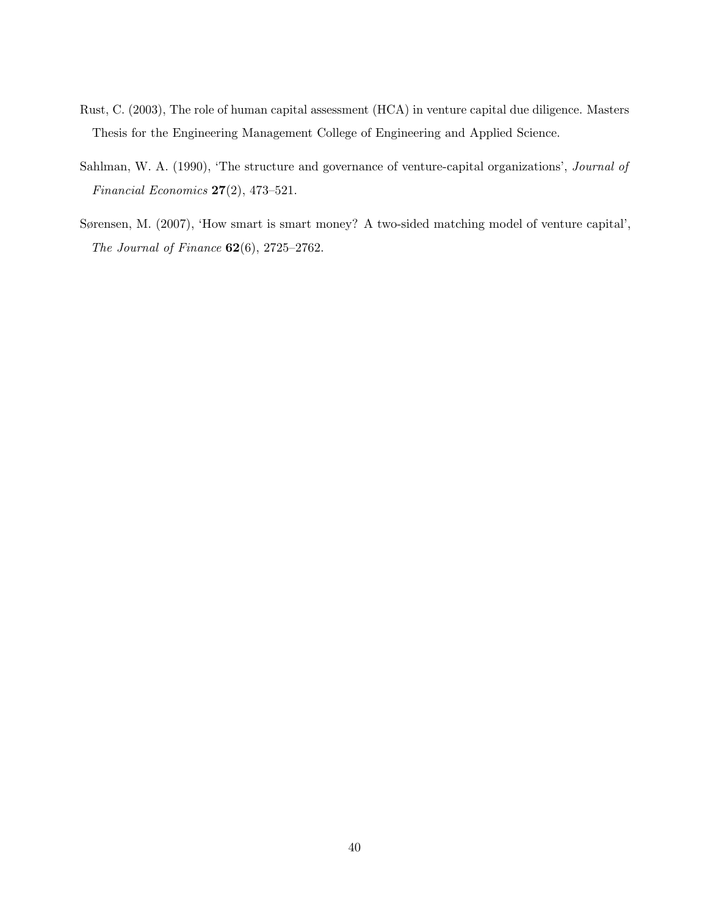Rust, C. (2003), The role of human capital assessment (HCA) in venture capital due diligence. Masters Thesis for the Engineering Management College of Engineering and Applied Science.

Sahlman, W. A. (1990), 'The structure and governance of venture-capital organizations', *Journal of Financial Economics* **27**(2), 473–521.

Sørensen, M. (2007), 'How smart is smart money? A two-sided matching model of venture capital', *The Journal of Finance* **62**(6), 2725–2762.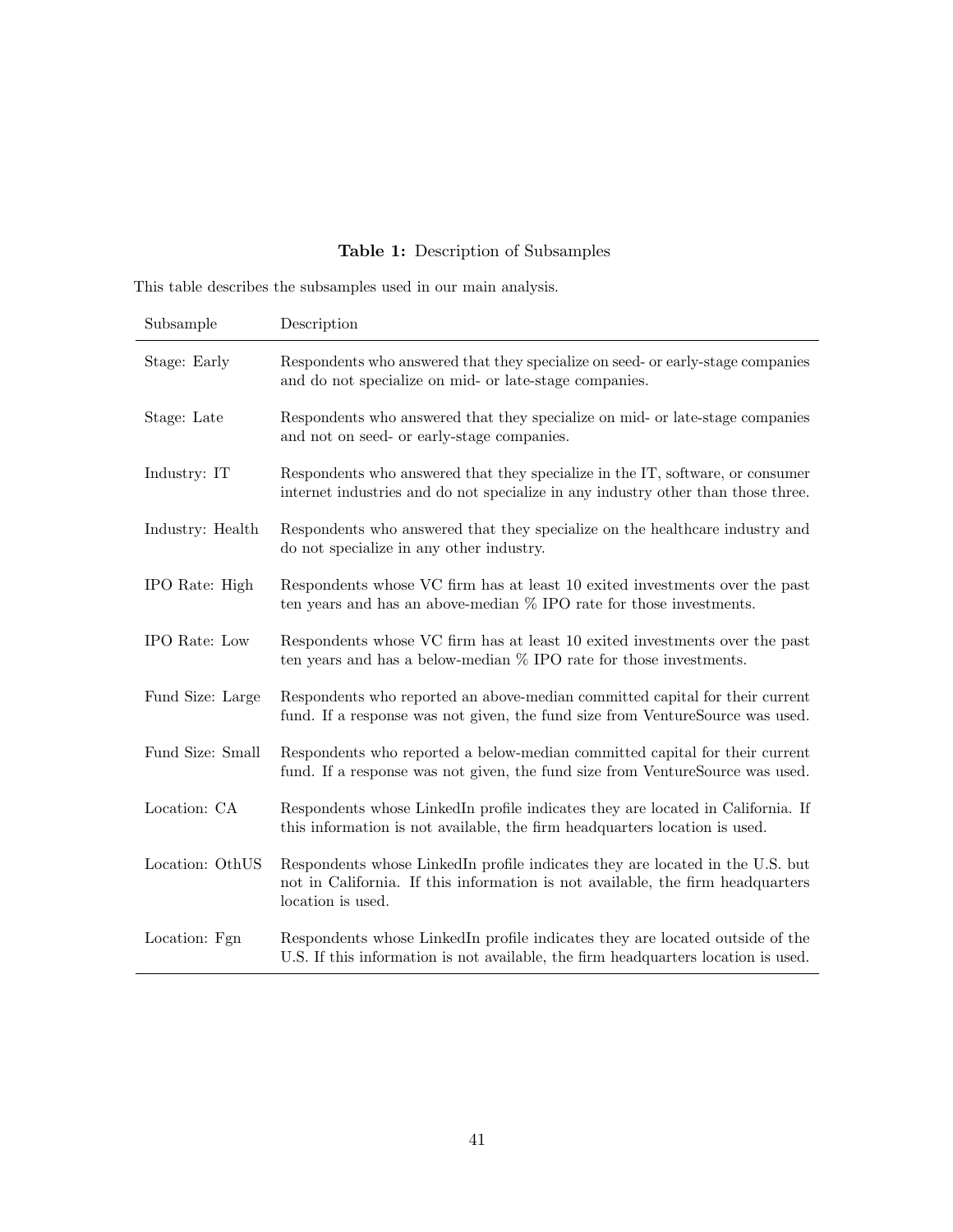**Table 1:** Description of Subsamples

This table describes the subsamples used in our main analysis.

| Subsample | Description |
| --- | --- |
| Stage: Early | Respondents who answered that they specialize on seed- or early-stage companies and do not specialize on mid- or late-stage companies. |
| Stage: Late | Respondents who answered that they specialize on mid- or late-stage companies and not on seed- or early-stage companies. |
| Industry: IT | Respondents who answered that they specialize in the IT, software, or consumer internet industries and do not specialize in any industry other than those three. |
| Industry: Health | Respondents who answered that they specialize on the healthcare industry and do not specialize in any other industry. |
| IPO Rate: High | Respondents whose VC firm has at least 10 exited investments over the past ten years and has an above-median % IPO rate for those investments. |
| IPO Rate: Low | Respondents whose VC firm has at least 10 exited investments over the past ten years and has a below-median % IPO rate for those investments. |
| Fund Size: Large | Respondents who reported an above-median committed capital for their current fund. If a response was not given, the fund size from VentureSource was used. |
| Fund Size: Small | Respondents who reported a below-median committed capital for their current fund. If a response was not given, the fund size from VentureSource was used. |
| Location: CA | Respondents whose LinkedIn profile indicates they are located in California. If this information is not available, the firm headquarters location is used. |
| Location: OthUS | Respondents whose LinkedIn profile indicates they are located in the U.S. but not in California. If this information is not available, the firm headquarters location is used. |
| Location: Fgn | Respondents whose LinkedIn profile indicates they are located outside of the U.S. If this information is not available, the firm headquarters location is used. |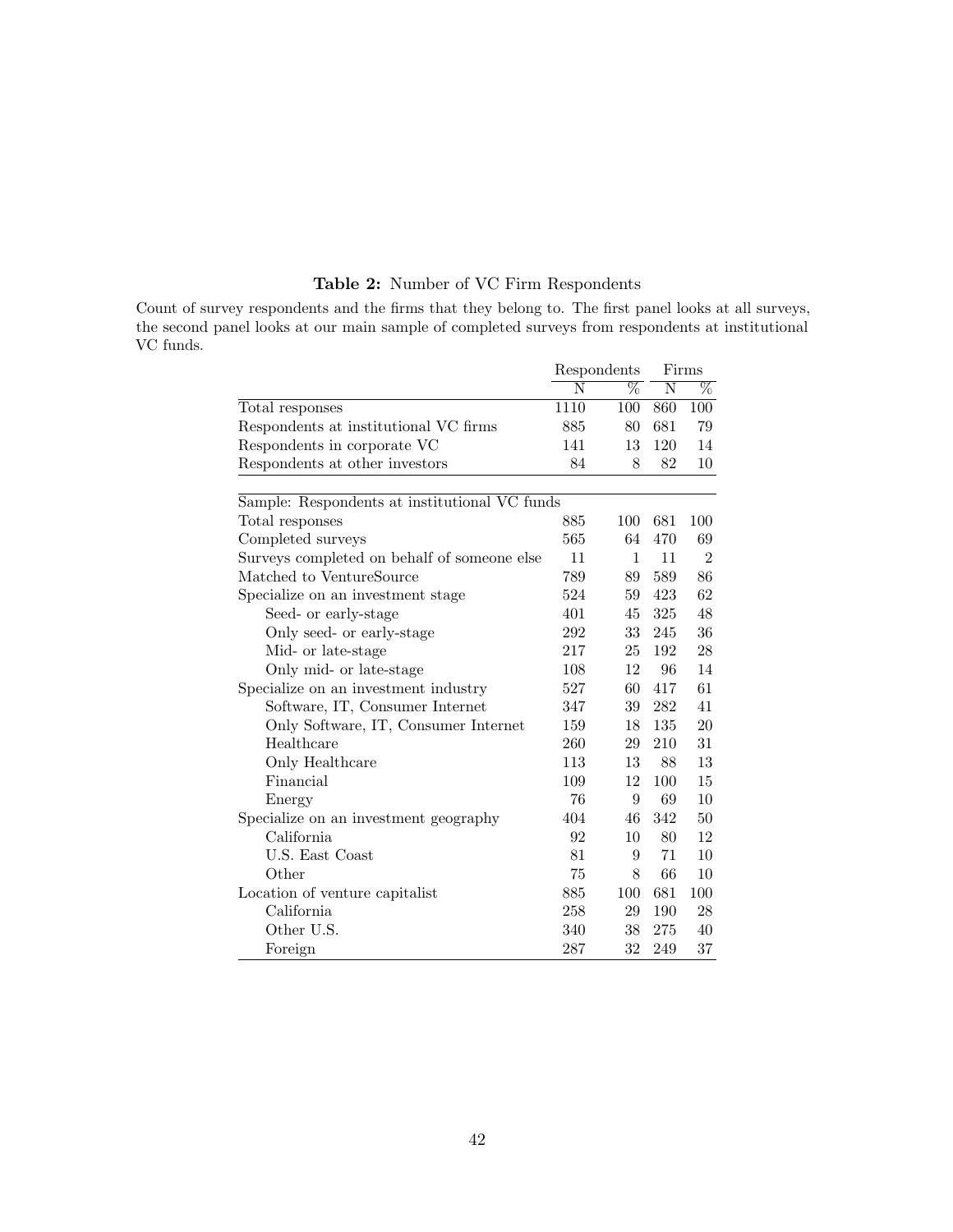**Table 2:** Number of VC Firm Respondents

Count of survey respondents and the firms that they belong to. The first panel looks at all surveys, the second panel looks at our main sample of completed surveys from respondents at institutional VC funds.

| | Respondents | | Firms | |
|---|---|---|---|---|
| | N | % | N | % |
| Total responses | 1110 | 100 | 860 | 100 |
| Respondents at institutional VC firms | 885 | 80 | 681 | 79 |
| Respondents in corporate VC | 141 | 13 | 120 | 14 |
| Respondents at other investors | 84 | 8 | 82 | 10 |
| **Sample: Respondents at institutional VC funds** | | | | |
| Total responses | 885 | 100 | 681 | 100 |
| Completed surveys | 565 | 64 | 470 | 69 |
| Surveys completed on behalf of someone else | 11 | 1 | 11 | 2 |
| Matched to VentureSource | 789 | 89 | 589 | 86 |
| Specialize on an investment stage | 524 | 59 | 423 | 62 |
| Seed- or early-stage | 401 | 45 | 325 | 48 |
| Only seed- or early-stage | 292 | 33 | 245 | 36 |
| Mid- or late-stage | 217 | 25 | 192 | 28 |
| Only mid- or late-stage | 108 | 12 | 96 | 14 |
| Specialize on an investment industry | 527 | 60 | 417 | 61 |
| Software, IT, Consumer Internet | 347 | 39 | 282 | 41 |
| Only Software, IT, Consumer Internet | 159 | 18 | 135 | 20 |
| Healthcare | 260 | 29 | 210 | 31 |
| Only Healthcare | 113 | 13 | 88 | 13 |
| Financial | 109 | 12 | 100 | 15 |
| Energy | 76 | 9 | 69 | 10 |
| Specialize on an investment geography | 404 | 46 | 342 | 50 |
| California | 92 | 10 | 80 | 12 |
| U.S. East Coast | 81 | 9 | 71 | 10 |
| Other | 75 | 8 | 66 | 10 |
| Location of venture capitalist | 885 | 100 | 681 | 100 |
| California | 258 | 29 | 190 | 28 |
| Other U.S. | 340 | 38 | 275 | 40 |
| Foreign | 287 | 32 | 249 | 37 |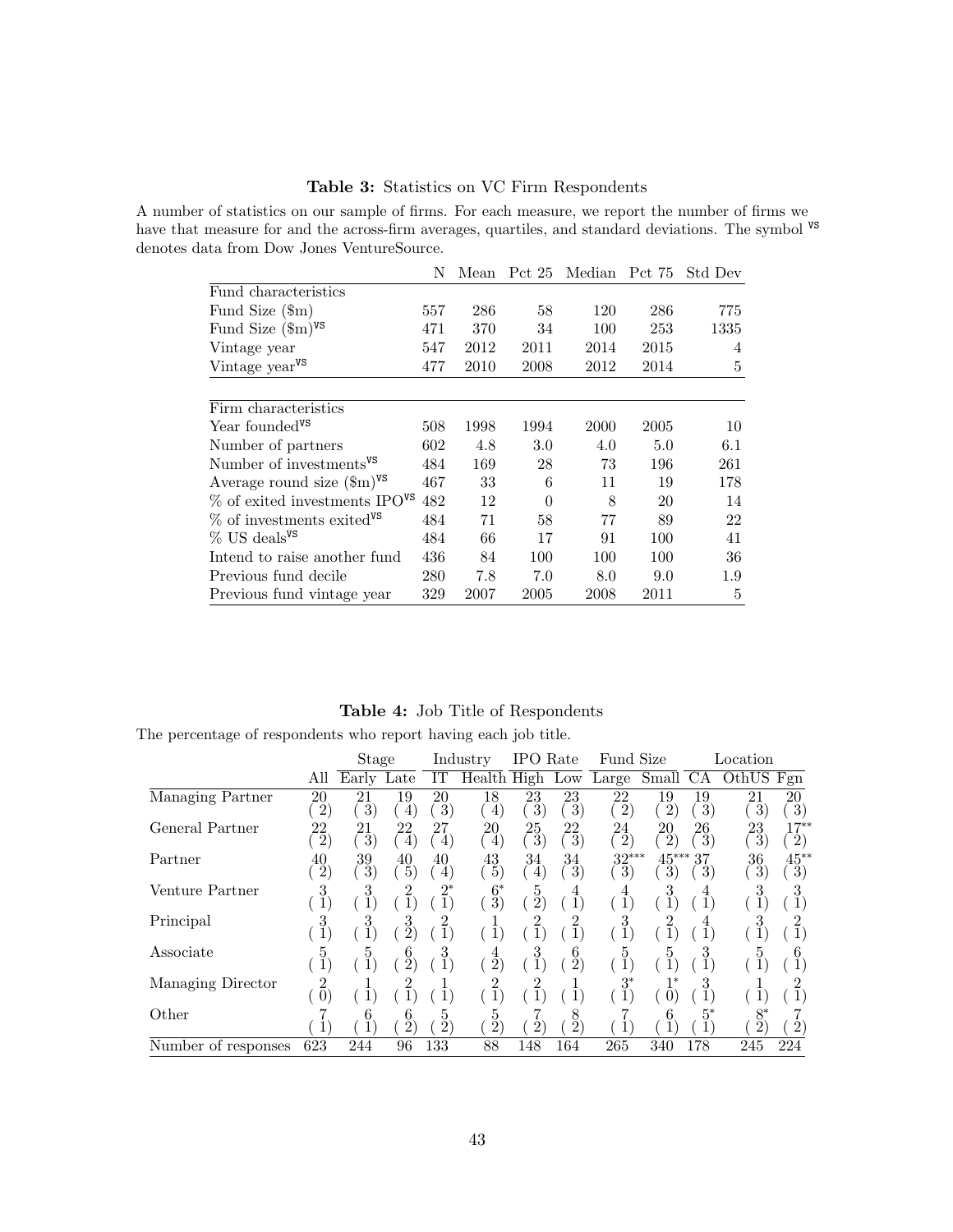**Table 3:** Statistics on VC Firm Respondents

A number of statistics on our sample of firms. For each measure, we report the number of firms we have that measure for and the across-firm averages, quartiles, and standard deviations. The symbol VS denotes data from Dow Jones VentureSource.

| | N | Mean | Pct 25 | Median | Pct 75 | Std Dev |
|---|---|---|---|---|---|---|
| Fund characteristics | | | | | | |
| Fund Size ($m) | 557 | 286 | 58 | 120 | 286 | 775 |
| Fund Size ($m)VS | 471 | 370 | 34 | 100 | 253 | 1335 |
| Vintage year | 547 | 2012 | 2011 | 2014 | 2015 | 4 |
| Vintage yearVS | 477 | 2010 | 2008 | 2012 | 2014 | 5 |
| Firm characteristics | | | | | | |
| Year foundedVS | 508 | 1998 | 1994 | 2000 | 2005 | 10 |
| Number of partners | 602 | 4.8 | 3.0 | 4.0 | 5.0 | 6.1 |
| Number of investmentsVS | 484 | 169 | 28 | 73 | 196 | 261 |
| Average round size ($m)VS | 467 | 33 | 6 | 11 | 19 | 178 |
| % of exited investments IPOVS | 482 | 12 | 0 | 8 | 20 | 14 |
| % of investments exitedVS | 484 | 71 | 58 | 77 | 89 | 22 |
| % US dealsVS | 484 | 66 | 17 | 91 | 100 | 41 |
| Intend to raise another fund | 436 | 84 | 100 | 100 | 100 | 36 |
| Previous fund decile | 280 | 7.8 | 7.0 | 8.0 | 9.0 | 1.9 |
| Previous fund vintage year | 329 | 2007 | 2005 | 2008 | 2011 | 5 |

**Table 4:** Job Title of Respondents

The percentage of respondents who report having each job title.

| | | Stage | | Industry | | IPO Rate | | Fund Size | | Location | | |
|---|---|---|---|---|---|---|---|---|---|---|---|---|
| | All | Early | Late | IT | Health | High | Low | Large | Small | CA | OthUS | Fgn |
| Managing Partner | 20 | 21 | 19 | 20 | 18 | 23 | 23 | 22 | 19 | 19 | 21 | 20 |
| | (2) | (3) | (4) | (3) | (4) | (3) | (3) | (2) | (2) | (3) | (3) | (3) |
| General Partner | 22 | 21 | 22 | 27 | 20 | 25 | 22 | 24 | 20 | 26 | 23 | 17** |
| | (2) | (3) | (4) | (4) | (4) | (3) | (3) | (2) | (2) | (3) | (3) | (2) |
| Partner | 40 | 39 | 40 | 40 | 43 | 34 | 34 | 32*** | 45*** | 37 | 36 | 45** |
| | (2) | (3) | (5) | (4) | (5) | (4) | (3) | (3) | (3) | (3) | (3) | (3) |
| Venture Partner | 3 | 3 | 2 | 2* | 6* | 5 | 4 | 4 | 3 | 4 | 3 | 3 |
| | (1) | (1) | (1) | (1) | (3) | (2) | (1) | (1) | (1) | (1) | (1) | (1) |
| Principal | 3 | 3 | 3 | 2 | 1 | 2 | 2 | 3 | 2 | 4 | 3 | 2 |
| | (1) | (1) | (2) | (1) | (1) | (1) | (1) | (1) | (1) | (1) | (1) | (1) |
| Associate | 5 | 5 | 6 | 3 | 4 | 3 | 6 | 5 | 5 | 3 | 5 | 6 |
| | (1) | (1) | (2) | (1) | (2) | (1) | (2) | (1) | (1) | (1) | (1) | (1) |
| Managing Director | 2 | 1 | 2 | 1 | 2 | 2 | 1 | 3* | 1* | 3 | 1 | 2 |
| | (0) | (1) | (1) | (1) | (1) | (1) | (1) | (1) | (0) | (1) | (1) | (1) |
| Other | 7 | 6 | 6 | 5 | 5 | 7 | 8 | 7 | 6 | 5* | 8* | 7 |
| | (1) | (1) | (2) | (2) | (2) | (2) | (2) | (1) | (1) | (1) | (2) | (2) |
| Number of responses | 623 | 244 | 96 | 133 | 88 | 148 | 164 | 265 | 340 | 178 | 245 | 224 |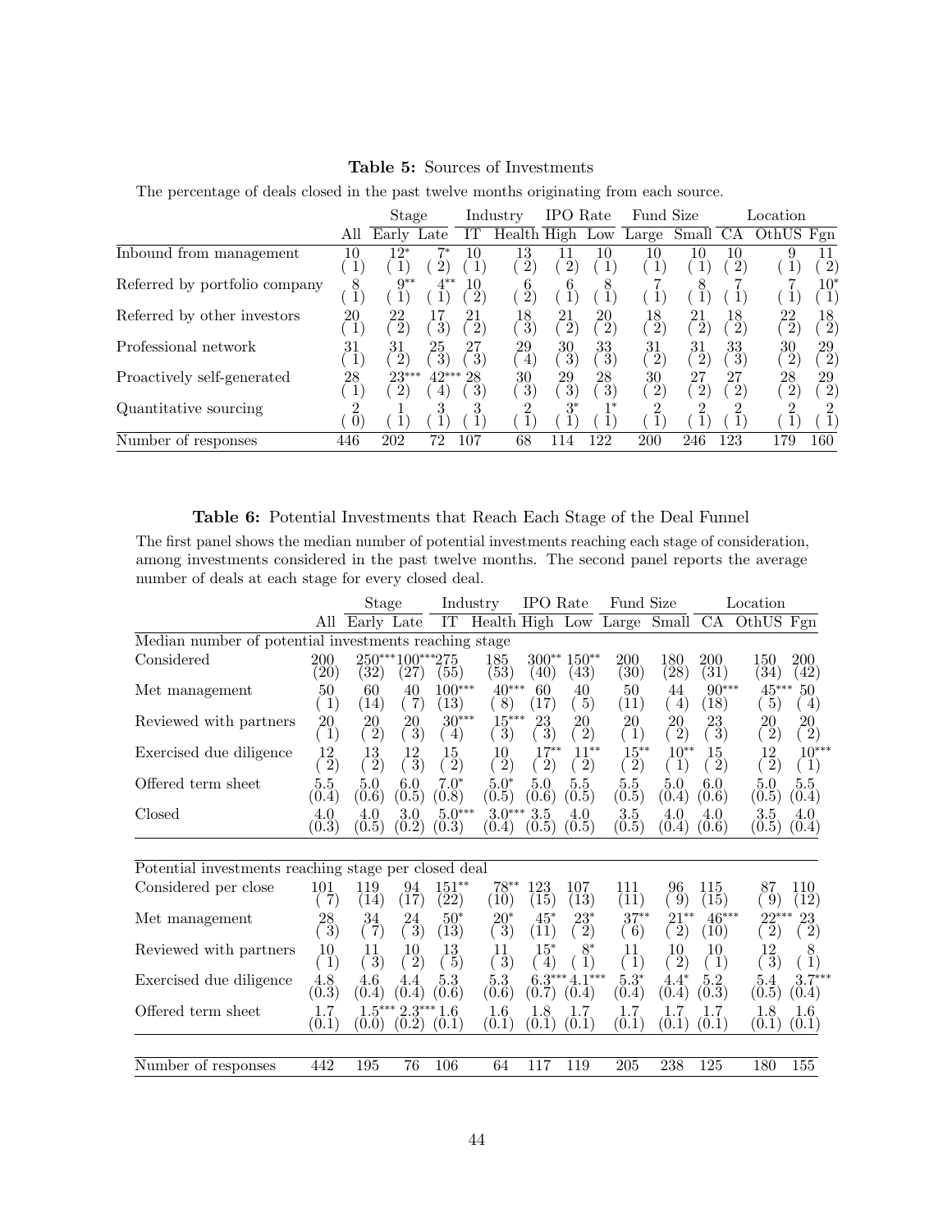**Table 5:** Sources of Investments

The percentage of deals closed in the past twelve months originating from each source.

| | | Stage | | Industry | | IPO Rate | | Fund Size | | Location | | |
|---|---|---|---|---|---|---|---|---|---|---|---|---|
| | All | Early | Late | IT | Health | High | Low | Large | Small | CA | OthUS | Fgn |
| Inbound from management | 10 | 12* | 7* | 10 | 13 | 11 | 10 | 10 | 10 | 10 | 9 | 11 |
| | (1) | (1) | (2) | (1) | (2) | (2) | (1) | (1) | (1) | (2) | (1) | (2) |
| Referred by portfolio company | 8 | 9** | 4** | 10 | 6 | 6 | 8 | 7 | 8 | 7 | 7 | 10* |
| | (1) | (1) | (1) | (2) | (2) | (1) | (1) | (1) | (1) | (1) | (1) | (1) |
| Referred by other investors | 20 | 22 | 17 | 21 | 18 | 21 | 20 | 18 | 21 | 18 | 22 | 18 |
| | (1) | (2) | (3) | (2) | (3) | (2) | (2) | (2) | (2) | (2) | (2) | (2) |
| Professional network | 31 | 31 | 25 | 27 | 29 | 30 | 33 | 31 | 31 | 33 | 30 | 29 |
| | (1) | (2) | (3) | (3) | (4) | (3) | (3) | (2) | (2) | (3) | (2) | (2) |
| Proactively self-generated | 28 | 23*** | 42*** | 28 | 30 | 29 | 28 | 30 | 27 | 27 | 28 | 29 |
| | (1) | (2) | (4) | (3) | (3) | (3) | (3) | (2) | (2) | (2) | (2) | (2) |
| Quantitative sourcing | 2 | 1 | 3 | 3 | 2 | 3* | 1* | 2 | 2 | 2 | 2 | 2 |
| | (0) | (1) | (1) | (1) | (1) | (1) | (1) | (1) | (1) | (1) | (1) | (1) |
| Number of responses | 446 | 202 | 72 | 107 | 68 | 114 | 122 | 200 | 246 | 123 | 179 | 160 |

**Table 6:** Potential Investments that Reach Each Stage of the Deal Funnel

The first panel shows the median number of potential investments reaching each stage of consideration, among investments considered in the past twelve months. The second panel reports the average number of deals at each stage for every closed deal.

| | | Stage | | Industry | | IPO Rate | | Fund Size | | Location | | |
|---|---|---|---|---|---|---|---|---|---|---|---|---|
| | All | Early | Late | IT | Health | High | Low | Large | Small | CA | OthUS | Fgn |
| *Median number of potential investments reaching stage* | | | | | | | | | | | | |
| Considered | 200 | 250*** | 100*** | 275 | 185 | 300** | 150** | 200 | 180 | 200 | 150 | 200 |
| | (20) | (32) | (27) | (55) | (53) | (40) | (43) | (30) | (28) | (31) | (34) | (42) |
| Met management | 50 | 60 | 40 | 100*** | 40*** | 60 | 40 | 50 | 44 | 90*** | 45*** | 50 |
| | (1) | (14) | (7) | (13) | (8) | (17) | (5) | (11) | (4) | (18) | (5) | (4) |
| Reviewed with partners | 20 | 20 | 20 | 30*** | 15*** | 23 | 20 | 20 | 20 | 23 | 20 | 20 |
| | (1) | (2) | (3) | (4) | (3) | (3) | (2) | (1) | (2) | (3) | (2) | (2) |
| Exercised due diligence | 12 | 13 | 12 | 15 | 10 | 17** | 11** | 15** | 10** | 15 | 12 | 10*** |
| | (2) | (2) | (3) | (2) | (2) | (2) | (2) | (2) | (1) | (2) | (2) | (1) |
| Offered term sheet | 5.5 | 5.0 | 6.0 | 7.0* | 5.0* | 5.0 | 5.5 | 5.5 | 5.0 | 6.0 | 5.0 | 5.5 |
| | (0.4) | (0.6) | (0.5) | (0.8) | (0.5) | (0.6) | (0.5) | (0.5) | (0.4) | (0.6) | (0.5) | (0.4) |
| Closed | 4.0 | 4.0 | 3.0 | 5.0*** | 3.0*** | 3.5 | 4.0 | 3.5 | 4.0 | 4.0 | 3.5 | 4.0 |
| | (0.3) | (0.5) | (0.2) | (0.3) | (0.4) | (0.5) | (0.5) | (0.5) | (0.4) | (0.6) | (0.5) | (0.4) |
| *Potential investments reaching stage per closed deal* | | | | | | | | | | | | |
| Considered per close | 101 | 119 | 94 | 151** | 78** | 123 | 107 | 111 | 96 | 115 | 87 | 110 |
| | (7) | (14) | (17) | (22) | (10) | (15) | (13) | (11) | (9) | (15) | (9) | (12) |
| Met management | 28 | 34 | 24 | 50* | 20* | 45* | 23* | 37** | 21** | 46*** | 22*** | 23 |
| | (3) | (7) | (3) | (13) | (3) | (11) | (2) | (6) | (2) | (10) | (2) | (2) |
| Reviewed with partners | 10 | 11 | 10 | 13 | 11 | 15* | 8* | 11 | 10 | 10 | 12 | 8 |
| | (1) | (3) | (2) | (5) | (3) | (4) | (1) | (1) | (2) | (1) | (3) | (1) |
| Exercised due diligence | 4.8 | 4.6 | 4.4 | 5.3 | 5.3 | 6.3*** | 4.1*** | 5.3* | 4.4* | 5.2 | 5.4 | 3.7*** |
| | (0.3) | (0.4) | (0.4) | (0.6) | (0.6) | (0.7) | (0.4) | (0.4) | (0.4) | (0.3) | (0.5) | (0.4) |
| Offered term sheet | 1.7 | 1.5*** | 2.3*** | 1.6 | 1.6 | 1.8 | 1.7 | 1.7 | 1.7 | 1.7 | 1.8 | 1.6 |
| | (0.1) | (0.0) | (0.2) | (0.1) | (0.1) | (0.1) | (0.1) | (0.1) | (0.1) | (0.1) | (0.1) | (0.1) |
| Number of responses | 442 | 195 | 76 | 106 | 64 | 117 | 119 | 205 | 238 | 125 | 180 | 155 |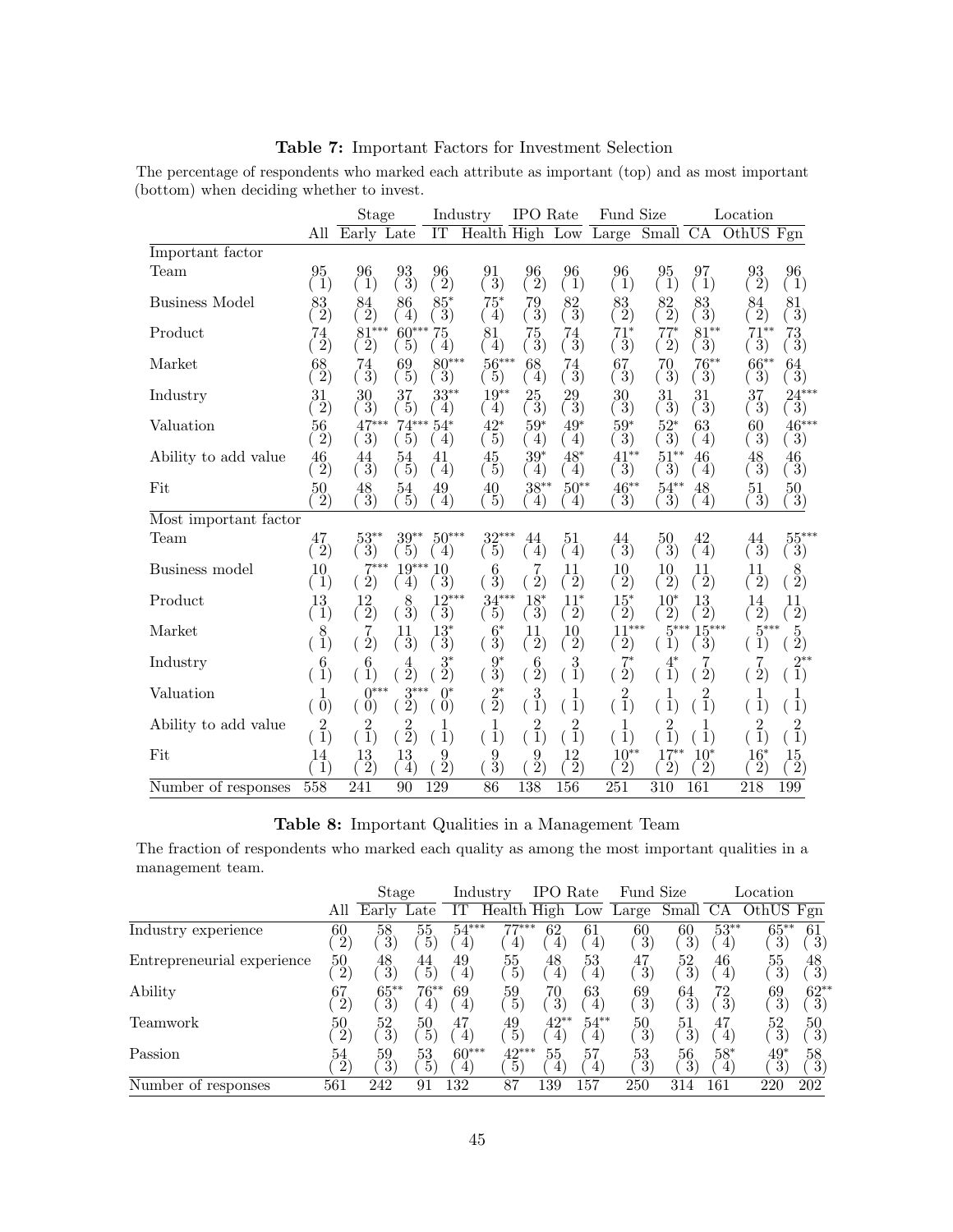**Table 7:** Important Factors for Investment Selection

The percentage of respondents who marked each attribute as important (top) and as most important (bottom) when deciding whether to invest.

| | All | Stage | | Industry | | IPO Rate | | Fund Size | | Location | | |
|---|---|---|---|---|---|---|---|---|---|---|---|---|
| | | Early | Late | IT | Health | High | Low | Large | Small | CA | OthUS | Fgn |
| **Important factor** | | | | | | | | | | | | |
| Team | 95 (1) | 96 (1) | 93 (3) | 96 (2) | 91 (3) | 96 (2) | 96 (1) | 96 (1) | 95 (1) | 97 (1) | 93 (2) | 96 (1) |
| Business Model | 83 (2) | 84 (2) | 86 (4) | 85* (3) | 75* (4) | 79 (3) | 82 (3) | 83 (2) | 82 (2) | 83 (3) | 84 (2) | 81 (3) |
| Product | 74 (2) | 81*** (2) | 60*** (5) | 75 (4) | 81 (4) | 75 (3) | 74 (3) | 71* (3) | 77* (2) | 81** (3) | 71** (3) | 73 (3) |
| Market | 68 (2) | 74 (3) | 69 (5) | 80*** (3) | 56*** (5) | 68 (4) | 74 (3) | 67 (3) | 70 (3) | 76** (3) | 66** (3) | 64 (3) |
| Industry | 31 (2) | 30 (3) | 37 (5) | 33** (4) | 19** (4) | 25 (3) | 29 (3) | 30 (3) | 31 (3) | 31 (3) | 37 (3) | 24*** (3) |
| Valuation | 56 (2) | 47*** (3) | 74*** (5) | 54* (4) | 42* (5) | 59* (4) | 49* (4) | 59* (3) | 52* (3) | 63 (4) | 60 (3) | 46*** (3) |
| Ability to add value | 46 (2) | 44 (3) | 54 (5) | 41 (4) | 45 (5) | 39* (4) | 48* (4) | 41** (3) | 51** (3) | 46 (4) | 48 (3) | 46 (3) |
| Fit | 50 (2) | 48 (3) | 54 (5) | 49 (4) | 40 (5) | 38** (4) | 50** (4) | 46** (3) | 54** (3) | 48 (4) | 51 (3) | 50 (3) |
| **Most important factor** | | | | | | | | | | | | |
| Team | 47 (2) | 53** (3) | 39** (5) | 50*** (4) | 32*** (5) | 44 (4) | 51 (4) | 44 (3) | 50 (3) | 42 (4) | 44 (3) | 55*** (3) |
| Business model | 10 (1) | 7*** (2) | 19*** (4) | 10 (3) | 6 (3) | 7 (2) | 11 (2) | 10 (2) | 10 (2) | 11 (2) | 11 (2) | 8 (2) |
| Product | 13 (1) | 12 (2) | 8 (3) | 12*** (3) | 34*** (5) | 18* (3) | 11* (2) | 15* (2) | 10* (2) | 13 (2) | 14 (2) | 11 (2) |
| Market | 8 (1) | 7 (2) | 11 (3) | 13* (3) | 6* (3) | 11 (2) | 10 (2) | 11*** (2) | 5*** (1) | 15*** (3) | 5*** (1) | 5 (2) |
| Industry | 6 (1) | 6 (1) | 4 (2) | 3* (2) | 9* (3) | 6 (2) | 3 (1) | 7* (2) | 4* (1) | 7 (2) | 7 (2) | 2** (1) |
| Valuation | 1 (0) | 0*** (0) | 3*** (2) | 0* (0) | 2* (2) | 3 (1) | 1 (1) | 2 (1) | 1 (1) | 2 (1) | 1 (1) | 1 (1) |
| Ability to add value | 2 (1) | 2 (1) | 2 (2) | 1 (1) | 1 (1) | 2 (1) | 2 (1) | 1 (1) | 2 (1) | 1 (1) | 2 (1) | 2 (1) |
| Fit | 14 (1) | 13 (2) | 13 (4) | 9 (2) | 9 (3) | 9 (2) | 12 (2) | 10** (2) | 17** (2) | 10* (2) | 16* (2) | 15 (2) |
| Number of responses | 558 | 241 | 90 | 129 | 86 | 138 | 156 | 251 | 310 | 161 | 218 | 199 |

**Table 8:** Important Qualities in a Management Team

The fraction of respondents who marked each quality as among the most important qualities in a management team.

| | All | Stage | | Industry | | IPO Rate | | Fund Size | | Location | | |
|---|---|---|---|---|---|---|---|---|---|---|---|---|
| | | Early | Late | IT | Health | High | Low | Large | Small | CA | OthUS | Fgn |
| Industry experience | 60 (2) | 58 (3) | 55 (5) | 54*** (4) | 77*** (4) | 62 (4) | 61 (4) | 60 (3) | 60 (3) | 53** (4) | 65** (3) | 61 (3) |
| Entrepreneurial experience | 50 (2) | 48 (3) | 44 (5) | 49 (4) | 55 (5) | 48 (4) | 53 (4) | 47 (3) | 52 (3) | 46 (4) | 55 (3) | 48 (3) |
| Ability | 67 (2) | 65** (3) | 76** (4) | 69 (4) | 59 (5) | 70 (3) | 63 (4) | 69 (3) | 64 (3) | 72 (3) | 69 (3) | 62** (3) |
| Teamwork | 50 (2) | 52 (3) | 50 (5) | 47 (4) | 49 (5) | 42** (4) | 54** (4) | 50 (3) | 51 (3) | 47 (4) | 52 (3) | 50 (3) |
| Passion | 54 (2) | 59 (3) | 53 (5) | 60*** (4) | 42*** (5) | 55 (4) | 57 (4) | 53 (3) | 56 (3) | 58* (4) | 49* (3) | 58 (3) |
| Number of responses | 561 | 242 | 91 | 132 | 87 | 139 | 157 | 250 | 314 | 161 | 220 | 202 |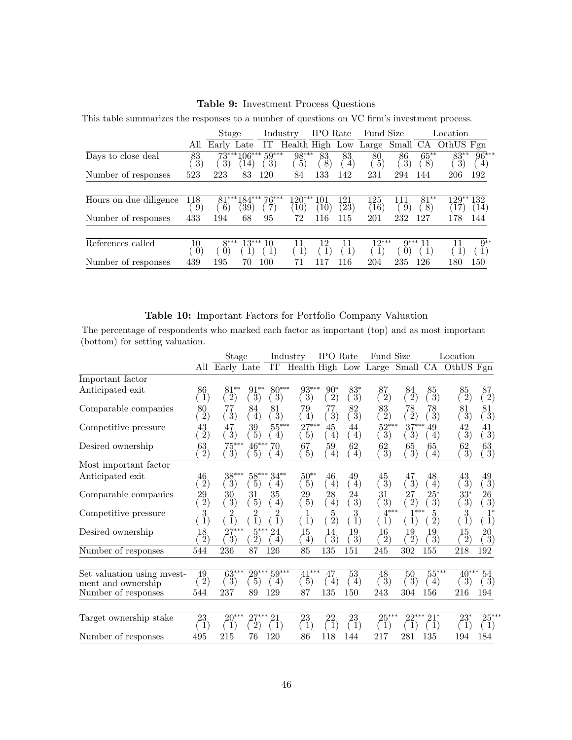**Table 9:** Investment Process Questions

This table summarizes the responses to a number of questions on VC firm's investment process.

| | | Stage | | Industry | | IPO Rate | | Fund Size | | Location | | |
|---|---|---|---|---|---|---|---|---|---|---|---|---|
| | All | Early | Late | IT | Health | High | Low | Large | Small | CA | OthUS | Fgn |
| Days to close deal | 83 | 73*** | 106*** | 59*** | 98*** | 83 | 83 | 80 | 86 | 65** | 83** | 96*** |
| | (3) | (3) | (14) | (3) | (5) | (8) | (4) | (5) | (3) | (8) | (3) | (4) |
| Number of responses | 523 | 223 | 83 | 120 | 84 | 133 | 142 | 231 | 294 | 144 | 206 | 192 |
| Hours on due diligence | 118 | 81*** | 184*** | 76*** | 120*** | 101 | 121 | 125 | 111 | 81** | 129** | 132 |
| | (9) | (6) | (39) | (7) | (10) | (10) | (23) | (16) | (9) | (8) | (17) | (14) |
| Number of responses | 433 | 194 | 68 | 95 | 72 | 116 | 115 | 201 | 232 | 127 | 178 | 144 |
| References called | 10 | 8*** | 13*** | 10 | 11 | 12 | 11 | 12*** | 9*** | 11 | 11 | 9** |
| | (0) | (0) | (1) | (1) | (1) | (1) | (1) | (1) | (0) | (1) | (1) | (1) |
| Number of responses | 439 | 195 | 70 | 100 | 71 | 117 | 116 | 204 | 235 | 126 | 180 | 150 |

**Table 10:** Important Factors for Portfolio Company Valuation

The percentage of respondents who marked each factor as important (top) and as most important (bottom) for setting valuation.

| | | Stage | | Industry | | IPO Rate | | Fund Size | | Location | | |
|---|---|---|---|---|---|---|---|---|---|---|---|---|
| | All | Early | Late | IT | Health | High | Low | Large | Small | CA | OthUS | Fgn |
| Important factor | | | | | | | | | | | | |
| Anticipated exit | 86 | 81** | 91** | 80*** | 93*** | 90* | 83* | 87 | 84 | 85 | 85 | 87 |
| | (1) | (2) | (3) | (3) | (3) | (2) | (3) | (2) | (2) | (3) | (2) | (2) |
| Comparable companies | 80 | 77 | 84 | 81 | 79 | 77 | 82 | 83 | 78 | 78 | 81 | 81 |
| | (2) | (3) | (4) | (3) | (4) | (3) | (3) | (2) | (2) | (3) | (3) | (3) |
| Competitive pressure | 43 | 47 | 39 | 55*** | 27*** | 45 | 44 | 52*** | 37*** | 49 | 42 | 41 |
| | (2) | (3) | (5) | (4) | (5) | (4) | (4) | (3) | (3) | (4) | (3) | (3) |
| Desired ownership | 63 | 75*** | 46*** | 70 | 67 | 59 | 62 | 62 | 65 | 65 | 62 | 63 |
| | (2) | (3) | (5) | (4) | (5) | (4) | (4) | (3) | (3) | (4) | (3) | (3) |
| Most important factor | | | | | | | | | | | | |
| Anticipated exit | 46 | 38*** | 58*** | 34** | 50** | 46 | 49 | 45 | 47 | 48 | 43 | 49 |
| | (2) | (3) | (5) | (4) | (5) | (4) | (4) | (3) | (3) | (4) | (3) | (3) |
| Comparable companies | 29 | 30 | 31 | 35 | 29 | 28 | 24 | 31 | 27 | 25* | 33* | 26 |
| | (2) | (3) | (5) | (4) | (5) | (4) | (3) | (3) | (2) | (3) | (3) | (3) |
| Competitive pressure | 3 | 2 | 2 | 2 | 1 | 5 | 3 | 4*** | 1*** | 5 | 3 | 1* |
| | (1) | (1) | (1) | (1) | (1) | (2) | (1) | (1) | (1) | (2) | (1) | (1) |
| Desired ownership | 18 | 27*** | 5*** | 24 | 15 | 14 | 19 | 16 | 19 | 19 | 15 | 20 |
| | (2) | (3) | (2) | (4) | (4) | (3) | (3) | (2) | (2) | (3) | (2) | (3) |
| Number of responses | 544 | 236 | 87 | 126 | 85 | 135 | 151 | 245 | 302 | 155 | 218 | 192 |
| Set valuation using investment and ownership | 49 | 63*** | 29*** | 59*** | 41*** | 47 | 53 | 48 | 50 | 55*** | 40*** | 54 |
| | (2) | (3) | (5) | (4) | (5) | (4) | (4) | (3) | (3) | (4) | (3) | (3) |
| Number of responses | 544 | 237 | 89 | 129 | 87 | 135 | 150 | 243 | 304 | 156 | 216 | 194 |
| Target ownership stake | 23 | 20*** | 27*** | 21 | 23 | 22 | 23 | 25*** | 22*** | 21* | 23* | 25*** |
| | (1) | (1) | (2) | (1) | (1) | (1) | (1) | (1) | (1) | (1) | (1) | (1) |
| Number of responses | 495 | 215 | 76 | 120 | 86 | 118 | 144 | 217 | 281 | 135 | 194 | 184 |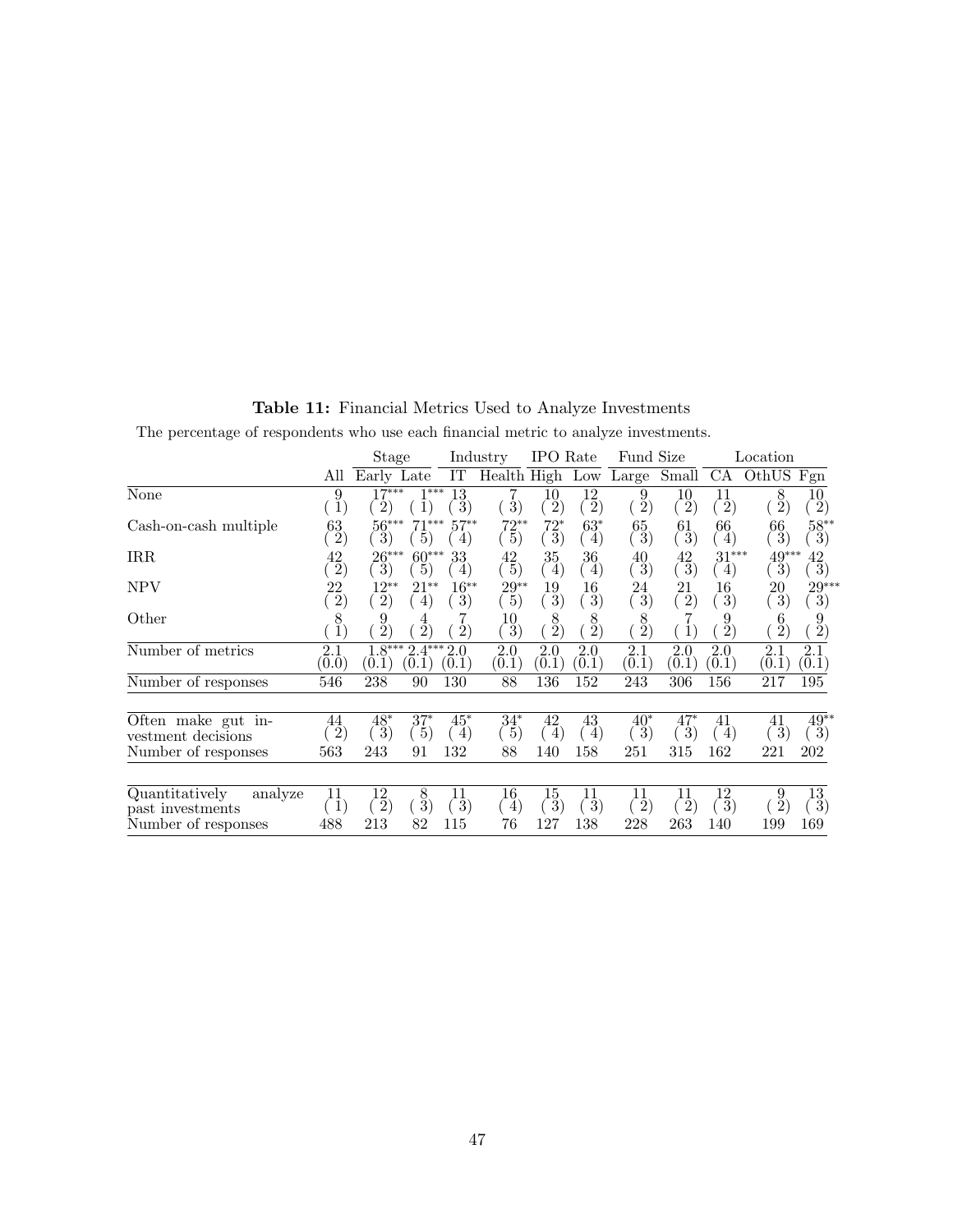**Table 11:** Financial Metrics Used to Analyze Investments

The percentage of respondents who use each financial metric to analyze investments.

| | All | Stage | | Industry | | IPO Rate | | Fund Size | | Location | | |
|---|---|---|---|---|---|---|---|---|---|---|---|---|
| | | Early | Late | IT | Health | High | Low | Large | Small | CA | OthUS | Fgn |
| None | 9 | 17*** | 1*** | 13 | 7 | 10 | 12 | 9 | 10 | 11 | 8 | 10 |
| | (1) | (2) | (1) | (3) | (3) | (2) | (2) | (2) | (2) | (2) | (2) | (2) |
| Cash-on-cash multiple | 63 | 56*** | 71*** | 57** | 72** | 72* | 63* | 65 | 61 | 66 | 66 | 58** |
| | (2) | (3) | (5) | (4) | (5) | (3) | (4) | (3) | (3) | (4) | (3) | (3) |
| IRR | 42 | 26*** | 60*** | 33 | 42 | 35 | 36 | 40 | 42 | 31*** | 49*** | 42 |
| | (2) | (3) | (5) | (4) | (5) | (4) | (4) | (3) | (3) | (4) | (3) | (3) |
| NPV | 22 | 12** | 21** | 16** | 29** | 19 | 16 | 24 | 21 | 16 | 20 | 29*** |
| | (2) | (2) | (4) | (3) | (5) | (3) | (3) | (3) | (2) | (3) | (3) | (3) |
| Other | 8 | 9 | 4 | 7 | 10 | 8 | 8 | 8 | 7 | 9 | 6 | 9 |
| | (1) | (2) | (2) | (2) | (3) | (2) | (2) | (2) | (1) | (2) | (2) | (2) |
| Number of metrics | 2.1 | 1.8*** | 2.4*** | 2.0 | 2.0 | 2.0 | 2.0 | 2.1 | 2.0 | 2.0 | 2.1 | 2.1 |
| | (0.0) | (0.1) | (0.1) | (0.1) | (0.1) | (0.1) | (0.1) | (0.1) | (0.1) | (0.1) | (0.1) | (0.1) |
| Number of responses | 546 | 238 | 90 | 130 | 88 | 136 | 152 | 243 | 306 | 156 | 217 | 195 |
| Often make gut investment decisions | 44 | 48* | 37* | 45* | 34* | 42 | 43 | 40* | 47* | 41 | 41 | 49** |
| | (2) | (3) | (5) | (4) | (5) | (4) | (4) | (3) | (3) | (4) | (3) | (3) |
| Number of responses | 563 | 243 | 91 | 132 | 88 | 140 | 158 | 251 | 315 | 162 | 221 | 202 |
| Quantitatively analyze past investments | 11 | 12 | 8 | 11 | 16 | 15 | 11 | 11 | 11 | 12 | 9 | 13 |
| | (1) | (2) | (3) | (3) | (4) | (3) | (3) | (2) | (2) | (3) | (2) | (3) |
| Number of responses | 488 | 213 | 82 | 115 | 76 | 127 | 138 | 228 | 263 | 140 | 199 | 169 |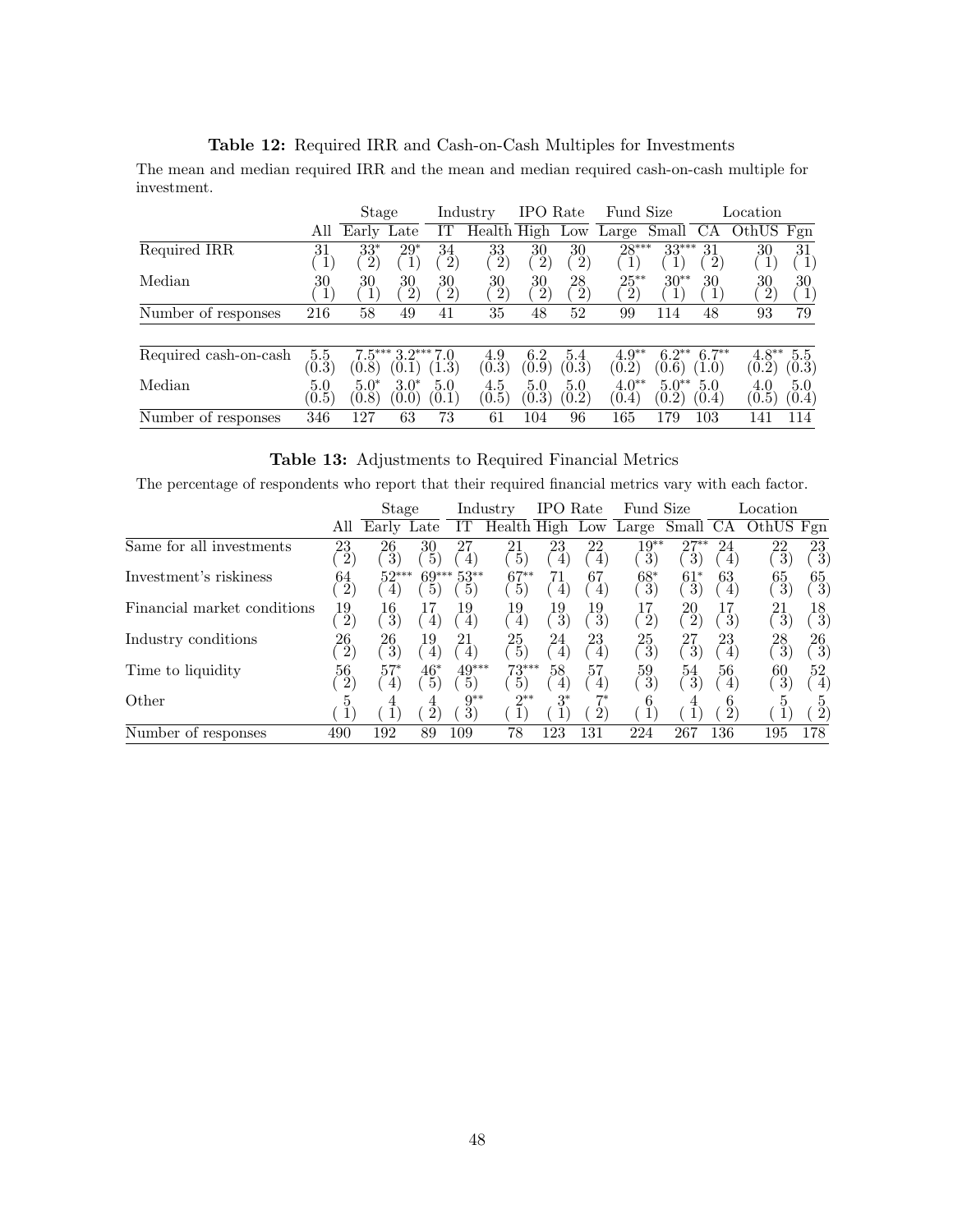**Table 12:** Required IRR and Cash-on-Cash Multiples for Investments

The mean and median required IRR and the mean and median required cash-on-cash multiple for investment.

| | | Stage | | Industry | | IPO Rate | | Fund Size | | Location | | |
|---|---|---|---|---|---|---|---|---|---|---|---|---|
| | All | Early | Late | IT | Health | High | Low | Large | Small | CA | OthUS | Fgn |
| Required IRR | 31 | 33* | 29* | 34 | 33 | 30 | 30 | 28*** | 33*** | 31 | 30 | 31 |
| | (1) | (2) | (1) | (2) | (2) | (2) | (2) | (1) | (1) | (2) | (1) | (1) |
| Median | 30 | 30 | 30 | 30 | 30 | 30 | 28 | 25** | 30** | 30 | 30 | 30 |
| | (1) | (1) | (2) | (2) | (2) | (2) | (2) | (2) | (1) | (1) | (2) | (1) |
| Number of responses | 216 | 58 | 49 | 41 | 35 | 48 | 52 | 99 | 114 | 48 | 93 | 79 |
| Required cash-on-cash | 5.5 | 7.5*** | 3.2*** | 7.0 | 4.9 | 6.2 | 5.4 | 4.9** | 6.2** | 6.7** | 4.8** | 5.5 |
| | (0.3) | (0.8) | (0.1) | (1.3) | (0.3) | (0.9) | (0.3) | (0.2) | (0.6) | (1.0) | (0.2) | (0.3) |
| Median | 5.0 | 5.0* | 3.0* | 5.0 | 4.5 | 5.0 | 5.0 | 4.0** | 5.0** | 5.0 | 4.0 | 5.0 |
| | (0.5) | (0.8) | (0.0) | (0.1) | (0.5) | (0.3) | (0.2) | (0.4) | (0.2) | (0.4) | (0.5) | (0.4) |
| Number of responses | 346 | 127 | 63 | 73 | 61 | 104 | 96 | 165 | 179 | 103 | 141 | 114 |

**Table 13:** Adjustments to Required Financial Metrics

The percentage of respondents who report that their required financial metrics vary with each factor.

| | | Stage | | Industry | | IPO Rate | | Fund Size | | Location | | |
|---|---|---|---|---|---|---|---|---|---|---|---|---|
| | All | Early | Late | IT | Health | High | Low | Large | Small | CA | OthUS | Fgn |
| Same for all investments | 23 | 26 | 30 | 27 | 21 | 23 | 22 | 19** | 27** | 24 | 22 | 23 |
| | (2) | (3) | (5) | (4) | (5) | (4) | (4) | (3) | (3) | (4) | (3) | (3) |
| Investment's riskiness | 64 | 52*** | 69*** | 53** | 67** | 71 | 67 | 68* | 61* | 63 | 65 | 65 |
| | (2) | (4) | (5) | (5) | (5) | (4) | (4) | (3) | (3) | (4) | (3) | (3) |
| Financial market conditions | 19 | 16 | 17 | 19 | 19 | 19 | 19 | 17 | 20 | 17 | 21 | 18 |
| | (2) | (3) | (4) | (4) | (4) | (3) | (3) | (2) | (2) | (3) | (3) | (3) |
| Industry conditions | 26 | 26 | 19 | 21 | 25 | 24 | 23 | 25 | 27 | 23 | 28 | 26 |
| | (2) | (3) | (4) | (4) | (5) | (4) | (4) | (3) | (3) | (4) | (3) | (3) |
| Time to liquidity | 56 | 57* | 46* | 49*** | 73*** | 58 | 57 | 59 | 54 | 56 | 60 | 52 |
| | (2) | (4) | (5) | (5) | (5) | (4) | (4) | (3) | (3) | (4) | (3) | (4) |
| Other | 5 | 4 | 4 | 9** | 2** | 3* | 7* | 6 | 4 | 6 | 5 | 5 |
| | (1) | (1) | (2) | (3) | (1) | (1) | (2) | (1) | (1) | (2) | (1) | (2) |
| Number of responses | 490 | 192 | 89 | 109 | 78 | 123 | 131 | 224 | 267 | 136 | 195 | 178 |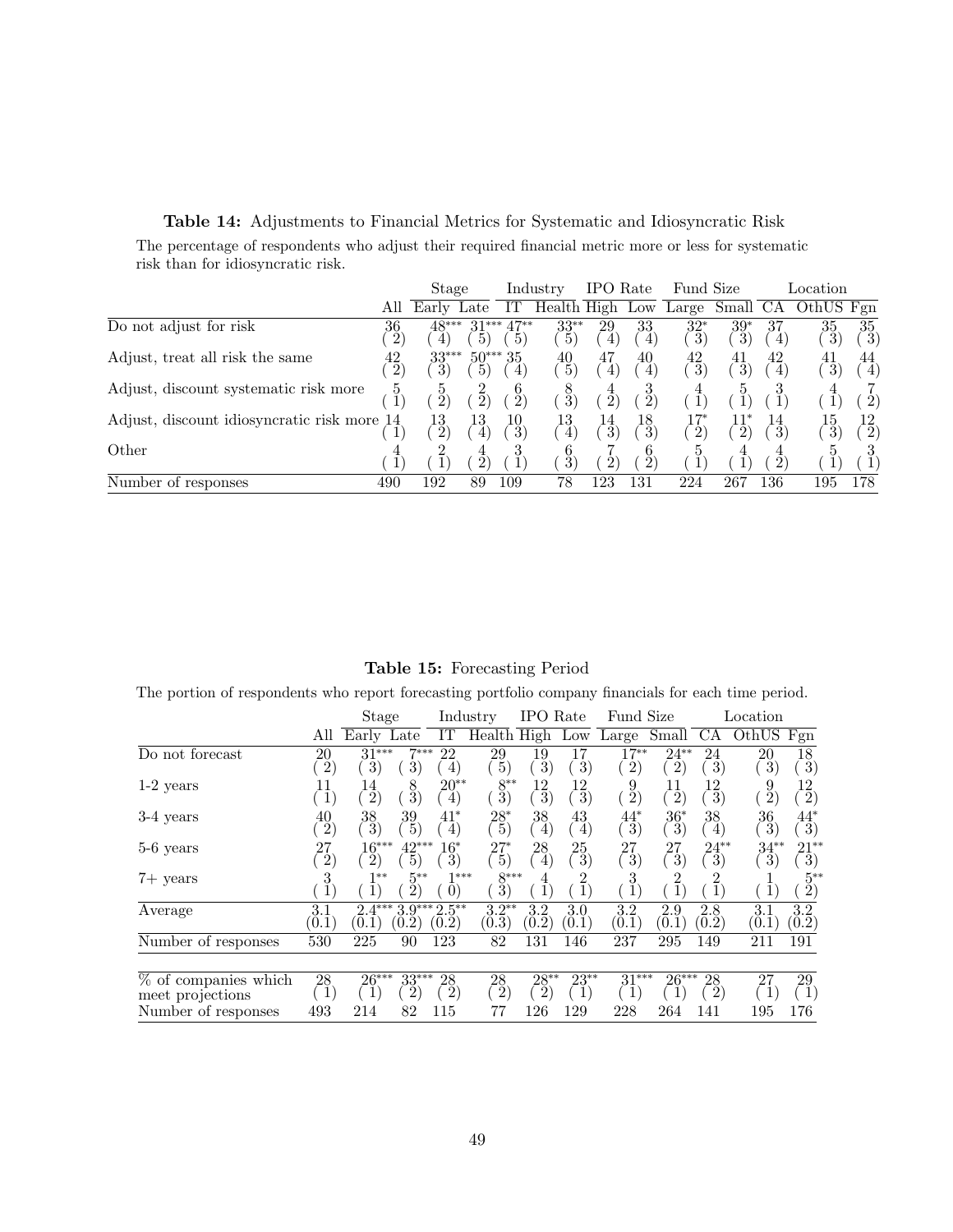**Table 14:** Adjustments to Financial Metrics for Systematic and Idiosyncratic Risk

The percentage of respondents who adjust their required financial metric more or less for systematic risk than for idiosyncratic risk.

| | | Stage | | Industry | | IPO Rate | | Fund Size | | Location | | |
|---|---|---|---|---|---|---|---|---|---|---|---|---|
| | All | Early | Late | IT | Health | High | Low | Large | Small | CA | OthUS | Fgn |
| Do not adjust for risk | 36 | 48*** | 31*** | 47** | 33** | 29 | 33 | 32* | 39* | 37 | 35 | 35 |
| | (2) | (4) | (5) | (5) | (5) | (4) | (4) | (3) | (3) | (4) | (3) | (3) |
| Adjust, treat all risk the same | 42 | 33*** | 50*** | 35 | 40 | 47 | 40 | 42 | 41 | 42 | 41 | 44 |
| | (2) | (3) | (5) | (4) | (5) | (4) | (4) | (3) | (3) | (4) | (3) | (4) |
| Adjust, discount systematic risk more | 5 | 5 | 2 | 6 | 8 | 4 | 3 | 4 | 5 | 3 | 4 | 7 |
| | (1) | (2) | (2) | (2) | (3) | (2) | (2) | (1) | (1) | (1) | (1) | (2) |
| Adjust, discount idiosyncratic risk more | 14 | 13 | 13 | 10 | 13 | 14 | 18 | 17* | 11* | 14 | 15 | 12 |
| | (1) | (2) | (4) | (3) | (4) | (3) | (3) | (2) | (2) | (3) | (3) | (2) |
| Other | 4 | 2 | 4 | 3 | 6 | 7 | 6 | 5 | 4 | 4 | 5 | 3 |
| | (1) | (1) | (2) | (1) | (3) | (2) | (2) | (1) | (1) | (2) | (1) | (1) |
| Number of responses | 490 | 192 | 89 | 109 | 78 | 123 | 131 | 224 | 267 | 136 | 195 | 178 |

**Table 15:** Forecasting Period

The portion of respondents who report forecasting portfolio company financials for each time period.

| | | Stage | | Industry | | IPO Rate | | Fund Size | | Location | | |
|---|---|---|---|---|---|---|---|---|---|---|---|---|
| | All | Early | Late | IT | Health | High | Low | Large | Small | CA | OthUS | Fgn |
| Do not forecast | 20 | 31*** | 7*** | 22 | 29 | 19 | 17 | 17** | 24** | 24 | 20 | 18 |
| | (2) | (3) | (3) | (4) | (5) | (3) | (3) | (2) | (2) | (3) | (3) | (3) |
| 1-2 years | 11 | 14 | 8 | 20** | 8** | 12 | 12 | 9 | 11 | 12 | 9 | 12 |
| | (1) | (2) | (3) | (4) | (3) | (3) | (3) | (2) | (2) | (3) | (2) | (2) |
| 3-4 years | 40 | 38 | 39 | 41* | 28* | 38 | 43 | 44* | 36* | 38 | 36 | 44* |
| | (2) | (3) | (5) | (4) | (5) | (4) | (4) | (3) | (3) | (4) | (3) | (3) |
| 5-6 years | 27 | 16*** | 42*** | 16* | 27* | 28 | 25 | 27 | 27 | 24** | 34** | 21** |
| | (2) | (2) | (5) | (3) | (5) | (4) | (3) | (3) | (3) | (3) | (3) | (3) |
| 7+ years | 3 | 1** | 5** | 1*** | 8*** | 4 | 2 | 3 | 2 | 2 | 1 | 5** |
| | (1) | (1) | (2) | (0) | (3) | (1) | (1) | (1) | (1) | (1) | (1) | (2) |
| Average | 3.1 | 2.4*** | 3.9*** | 2.5** | 3.2** | 3.2 | 3.0 | 3.2 | 2.9 | 2.8 | 3.1 | 3.2 |
| | (0.1) | (0.1) | (0.2) | (0.2) | (0.3) | (0.2) | (0.1) | (0.1) | (0.1) | (0.2) | (0.1) | (0.2) |
| Number of responses | 530 | 225 | 90 | 123 | 82 | 131 | 146 | 237 | 295 | 149 | 211 | 191 |
| % of companies which meet projections | 28 | 26*** | 33*** | 28 | 28 | 28** | 23** | 31*** | 26*** | 28 | 27 | 29 |
| | (1) | (1) | (2) | (2) | (2) | (2) | (1) | (1) | (1) | (2) | (1) | (1) |
| Number of responses | 493 | 214 | 82 | 115 | 77 | 126 | 129 | 228 | 264 | 141 | 195 | 176 |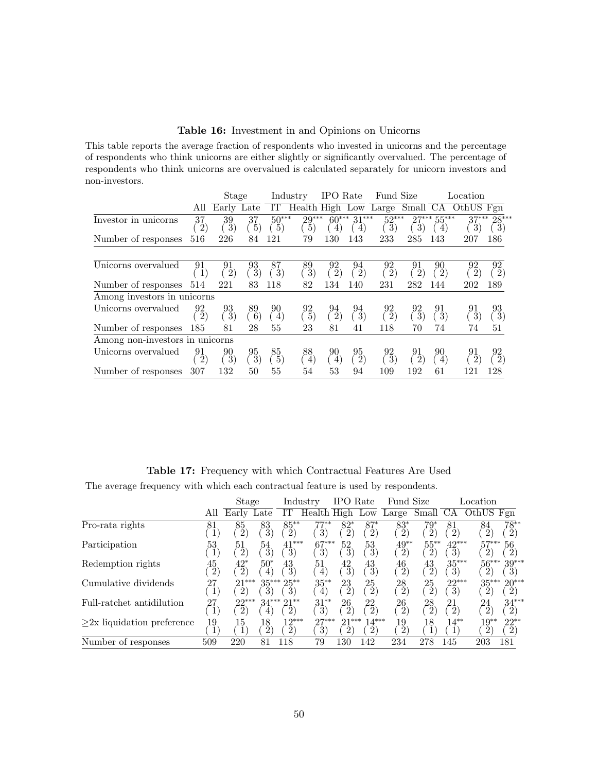**Table 16:** Investment in and Opinions on Unicorns

This table reports the average fraction of respondents who invested in unicorns and the percentage of respondents who think unicorns are either slightly or significantly overvalued. The percentage of respondents who think unicorns are overvalued is calculated separately for unicorn investors and non-investors.

| | | Stage | | Industry | | IPO Rate | | Fund Size | | Location | | |
|---|---|---|---|---|---|---|---|---|---|---|---|---|
| | All | Early | Late | IT | Health | High | Low | Large | Small | CA | OthUS | Fgn |
| Investor in unicorns | 37 | 39 | 37 | 50*** | 29*** | 60*** | 31*** | 52*** | 27*** | 55*** | 37*** | 28*** |
| | (2) | (3) | (5) | (5) | (5) | (4) | (4) | (3) | (3) | (4) | (3) | (3) |
| Number of responses | 516 | 226 | 84 | 121 | 79 | 130 | 143 | 233 | 285 | 143 | 207 | 186 |
| Unicorns overvalued | 91 | 91 | 93 | 87 | 89 | 92 | 94 | 92 | 91 | 90 | 92 | 92 |
| | (1) | (2) | (3) | (3) | (3) | (2) | (2) | (2) | (2) | (2) | (2) | (2) |
| Number of responses | 514 | 221 | 83 | 118 | 82 | 134 | 140 | 231 | 282 | 144 | 202 | 189 |
| *Among investors in unicorns* | | | | | | | | | | | | |
| Unicorns overvalued | 92 | 93 | 89 | 90 | 92 | 94 | 94 | 92 | 92 | 91 | 91 | 93 |
| | (2) | (3) | (6) | (4) | (5) | (2) | (3) | (2) | (3) | (3) | (3) | (3) |
| Number of responses | 185 | 81 | 28 | 55 | 23 | 81 | 41 | 118 | 70 | 74 | 74 | 51 |
| *Among non-investors in unicorns* | | | | | | | | | | | | |
| Unicorns overvalued | 91 | 90 | 95 | 85 | 88 | 90 | 95 | 92 | 91 | 90 | 91 | 92 |
| | (2) | (3) | (3) | (5) | (4) | (4) | (2) | (3) | (2) | (4) | (2) | (2) |
| Number of responses | 307 | 132 | 50 | 55 | 54 | 53 | 94 | 109 | 192 | 61 | 121 | 128 |

**Table 17:** Frequency with which Contractual Features Are Used

The average frequency with which each contractual feature is used by respondents.

| | | Stage | | Industry | | IPO Rate | | Fund Size | | Location | | |
|---|---|---|---|---|---|---|---|---|---|---|---|---|
| | All | Early | Late | IT | Health | High | Low | Large | Small | CA | OthUS | Fgn |
| Pro-rata rights | 81 | 85 | 83 | 85** | 77** | 82* | 87* | 83* | 79* | 81 | 84 | 78** |
| | (1) | (2) | (3) | (2) | (3) | (2) | (2) | (2) | (2) | (2) | (2) | (2) |
| Participation | 53 | 51 | 54 | 41*** | 67*** | 52 | 53 | 49** | 55** | 42*** | 57*** | 56 |
| | (1) | (2) | (3) | (3) | (3) | (3) | (3) | (2) | (2) | (3) | (2) | (2) |
| Redemption rights | 45 | 42* | 50* | 43 | 51 | 42 | 43 | 46 | 43 | 35*** | 56*** | 39*** |
| | (2) | (2) | (4) | (3) | (4) | (3) | (3) | (2) | (2) | (3) | (2) | (3) |
| Cumulative dividends | 27 | 21*** | 35*** | 25** | 35** | 23 | 25 | 28 | 25 | 22*** | 35*** | 20*** |
| | (1) | (2) | (3) | (3) | (4) | (2) | (2) | (2) | (2) | (3) | (2) | (2) |
| Full-ratchet antidilution | 27 | 22*** | 34*** | 21** | 31** | 26 | 22 | 26 | 28 | 21 | 24 | 34*** |
| | (1) | (2) | (4) | (2) | (3) | (2) | (2) | (2) | (2) | (2) | (2) | (2) |
| $\geq$2x liquidation preference | 19 | 15 | 18 | 12*** | 27*** | 21*** | 14*** | 19 | 18 | 14** | 19** | 22** |
| | (1) | (1) | (2) | (2) | (3) | (2) | (2) | (2) | (1) | (1) | (2) | (2) |
| Number of responses | 509 | 220 | 81 | 118 | 79 | 130 | 142 | 234 | 278 | 145 | 203 | 181 |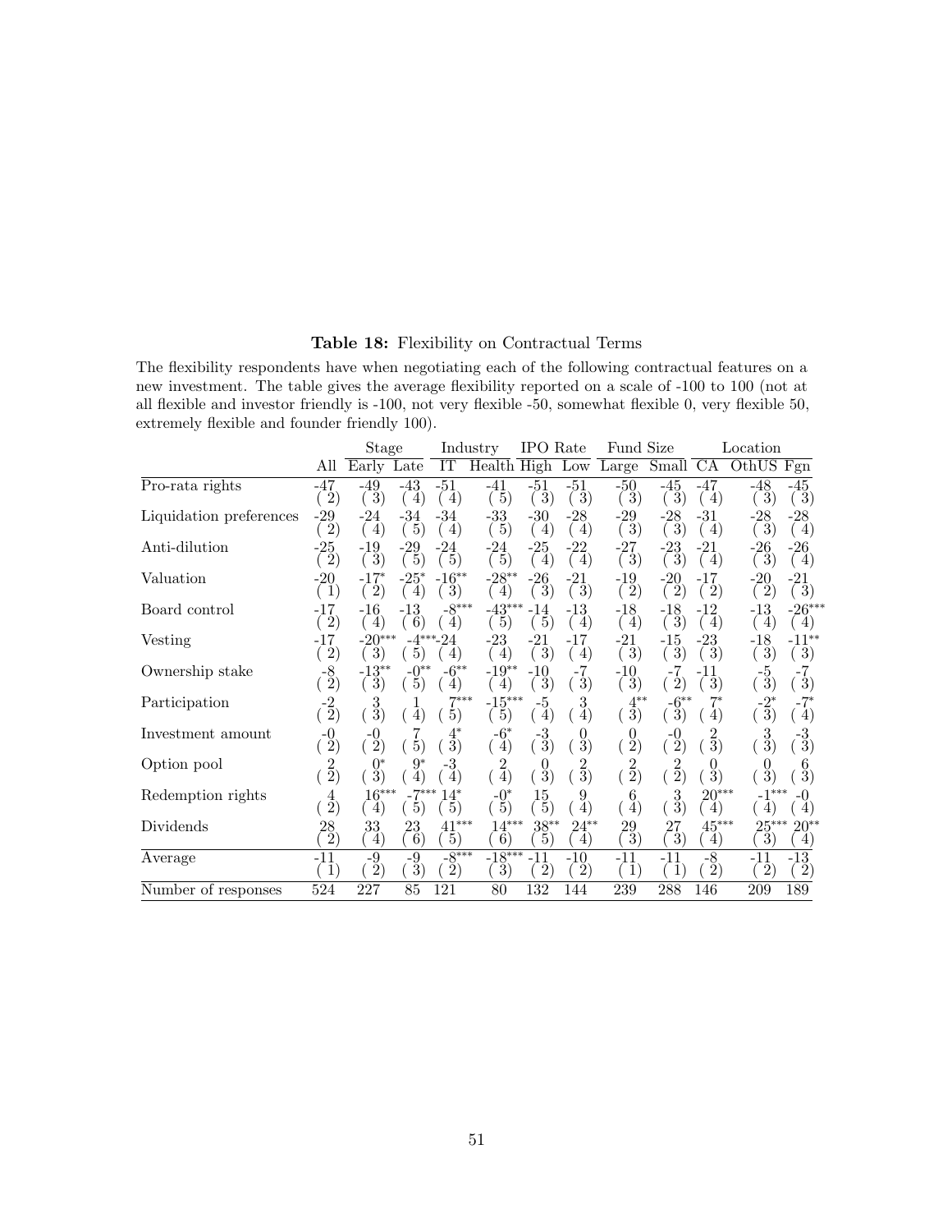**Table 18:** Flexibility on Contractual Terms

The flexibility respondents have when negotiating each of the following contractual features on a new investment. The table gives the average flexibility reported on a scale of -100 to 100 (not at all flexible and investor friendly is -100, not very flexible -50, somewhat flexible 0, very flexible 50, extremely flexible and founder friendly 100).

| | | Stage | | Industry | | IPO Rate | | Fund Size | | Location | | |
|---|---|---|---|---|---|---|---|---|---|---|---|---|
| | All | Early | Late | IT | Health | High | Low | Large | Small | CA | OthUS | Fgn |
| Pro-rata rights | -47 | -49 | -43 | -51 | -41 | -51 | -51 | -50 | -45 | -47 | -48 | -45 |
| | (2) | (3) | (4) | (4) | (5) | (3) | (3) | (3) | (3) | (4) | (3) | (3) |
| Liquidation preferences | -29 | -24 | -34 | -34 | -33 | -30 | -28 | -29 | -28 | -31 | -28 | -28 |
| | (2) | (4) | (5) | (4) | (5) | (4) | (4) | (3) | (3) | (4) | (3) | (4) |
| Anti-dilution | -25 | -19 | -29 | -24 | -24 | -25 | -22 | -27 | -23 | -21 | -26 | -26 |
| | (2) | (3) | (5) | (5) | (5) | (4) | (4) | (3) | (3) | (4) | (3) | (4) |
| Valuation | -20 | -17* | -25* | -16** | -28** | -26 | -21 | -19 | -20 | -17 | -20 | -21 |
| | (1) | (2) | (4) | (3) | (4) | (3) | (3) | (2) | (2) | (2) | (2) | (3) |
| Board control | -17 | -16 | -13 | -8*** | -43*** | -14 | -13 | -18 | -18 | -12 | -13 | -26*** |
| | (2) | (4) | (6) | (4) | (5) | (5) | (4) | (4) | (3) | (4) | (4) | (4) |
| Vesting | -17 | -20*** | -4*** | -24 | -23 | -21 | -17 | -21 | -15 | -23 | -18 | -11** |
| | (2) | (3) | (5) | (4) | (4) | (3) | (4) | (3) | (3) | (3) | (3) | (3) |
| Ownership stake | -8 | -13** | -0** | -6** | -19** | -10 | -7 | -10 | -7 | -11 | -5 | -7 |
| | (2) | (3) | (5) | (4) | (4) | (3) | (3) | (3) | (2) | (3) | (3) | (3) |
| Participation | -2 | 3 | 1 | 7*** | -15*** | -5 | 3 | 4** | -6** | 7* | -2* | -7* |
| | (2) | (3) | (4) | (5) | (5) | (4) | (4) | (3) | (3) | (4) | (3) | (4) |
| Investment amount | -0 | -0 | 7 | 4* | -6* | -3 | 0 | 0 | -0 | 2 | 3 | -3 |
| | (2) | (2) | (5) | (3) | (4) | (3) | (3) | (2) | (2) | (3) | (3) | (3) |
| Option pool | 2 | 0* | 9* | -3 | 2 | 0 | 2 | 2 | 2 | 0 | 0 | 6 |
| | (2) | (3) | (4) | (4) | (4) | (3) | (3) | (2) | (2) | (3) | (3) | (3) |
| Redemption rights | 4 | 16*** | -7*** | 14* | -0* | 15 | 9 | 6 | 3 | 20*** | -1*** | -0 |
| | (2) | (4) | (5) | (5) | (5) | (5) | (4) | (4) | (3) | (4) | (4) | (4) |
| Dividends | 28 | 33 | 23 | 41*** | 14*** | 38** | 24** | 29 | 27 | 45*** | 25*** | 20** |
| | (2) | (4) | (6) | (5) | (6) | (5) | (4) | (3) | (3) | (4) | (3) | (4) |
| Average | -11 | -9 | -9 | -8*** | -18*** | -11 | -10 | -11 | -11 | -8 | -11 | -13 |
| | (1) | (2) | (3) | (2) | (3) | (2) | (2) | (1) | (1) | (2) | (2) | (2) |
| Number of responses | 524 | 227 | 85 | 121 | 80 | 132 | 144 | 239 | 288 | 146 | 209 | 189 |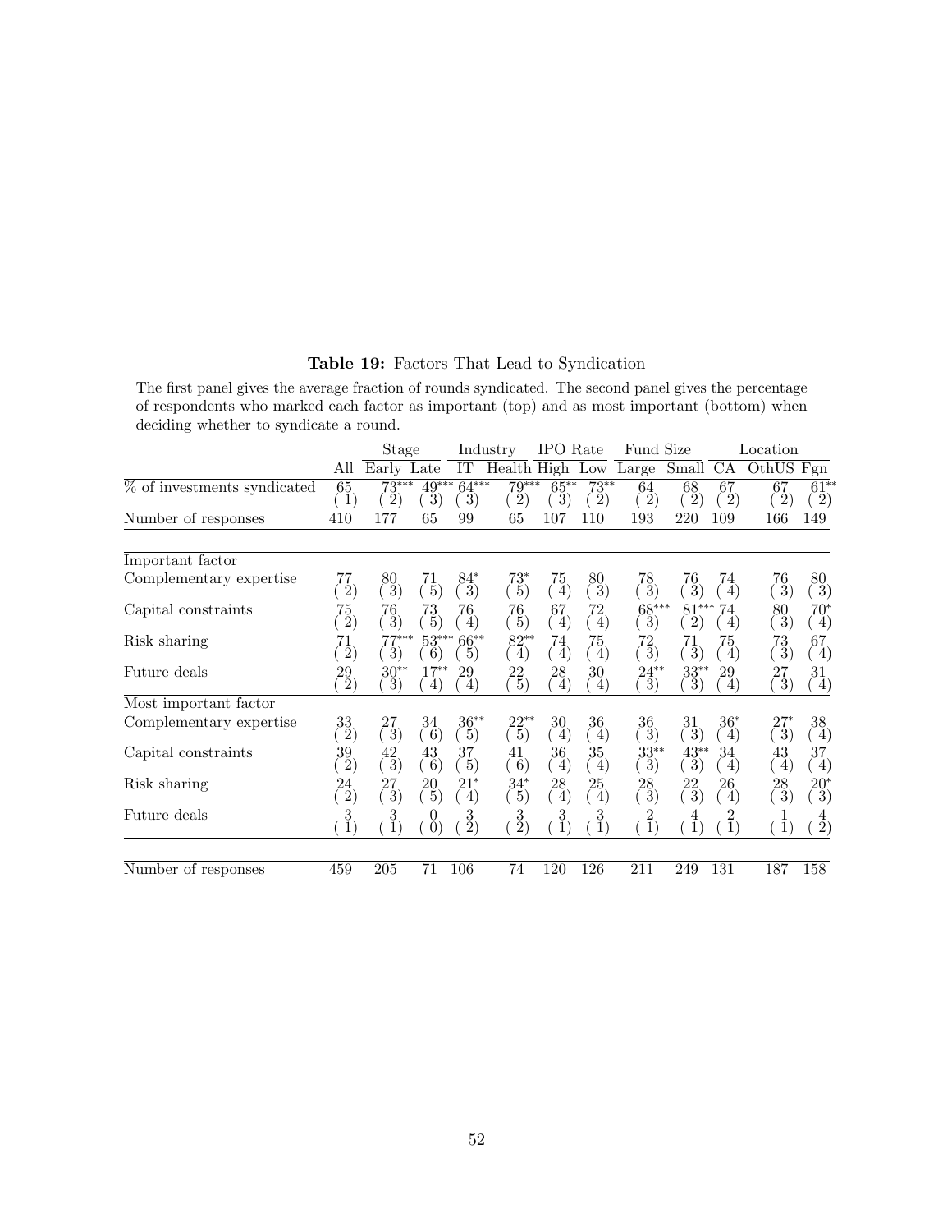**Table 19:** Factors That Lead to Syndication

The first panel gives the average fraction of rounds syndicated. The second panel gives the percentage of respondents who marked each factor as important (top) and as most important (bottom) when deciding whether to syndicate a round.

| | | Stage | | Industry | | IPO Rate | | Fund Size | | Location | | |
|---|---|---|---|---|---|---|---|---|---|---|---|---|
| | All | Early | Late | IT | Health | High | Low | Large | Small | CA | OthUS | Fgn |
| % of investments syndicated | 65 (1) | 73*** (2) | 49*** (3) | 64*** (3) | 79*** (2) | 65** (3) | 73** (2) | 64 (2) | 68 (2) | 67 (2) | 67 (2) | 61** (2) |
| Number of responses | 410 | 177 | 65 | 99 | 65 | 107 | 110 | 193 | 220 | 109 | 166 | 149 |
| **Important factor** | | | | | | | | | | | | |
| Complementary expertise | 77 (2) | 80 (3) | 71 (5) | 84* (3) | 73* (5) | 75 (4) | 80 (3) | 78 (3) | 76 (3) | 74 (4) | 76 (3) | 80 (3) |
| Capital constraints | 75 (2) | 76 (3) | 73 (5) | 76 (4) | 76 (5) | 67 (4) | 72 (4) | 68*** (3) | 81*** (2) | 74 (4) | 80 (3) | 70* (4) |
| Risk sharing | 71 (2) | 77*** (3) | 53*** (6) | 66** (5) | 82** (4) | 74 (4) | 75 (4) | 72 (3) | 71 (3) | 75 (4) | 73 (3) | 67 (4) |
| Future deals | 29 (2) | 30** (3) | 17** (4) | 29 (4) | 22 (5) | 28 (4) | 30 (4) | 24** (3) | 33** (3) | 29 (4) | 27 (3) | 31 (4) |
| **Most important factor** | | | | | | | | | | | | |
| Complementary expertise | 33 (2) | 27 (3) | 34 (6) | 36** (5) | 22** (5) | 30 (4) | 36 (4) | 36 (3) | 31 (3) | 36* (4) | 27* (3) | 38 (4) |
| Capital constraints | 39 (2) | 42 (3) | 43 (6) | 37 (5) | 41 (6) | 36 (4) | 35 (4) | 33** (3) | 43** (3) | 34 (4) | 43 (4) | 37 (4) |
| Risk sharing | 24 (2) | 27 (3) | 20 (5) | 21* (4) | 34* (5) | 28 (4) | 25 (4) | 28 (3) | 22 (3) | 26 (4) | 28 (3) | 20* (3) |
| Future deals | 3 (1) | 3 (1) | 0 (0) | 3 (2) | 3 (2) | 3 (1) | 3 (1) | 2 (1) | 4 (1) | 2 (1) | 1 (1) | 4 (2) |
| Number of responses | 459 | 205 | 71 | 106 | 74 | 120 | 126 | 211 | 249 | 131 | 187 | 158 |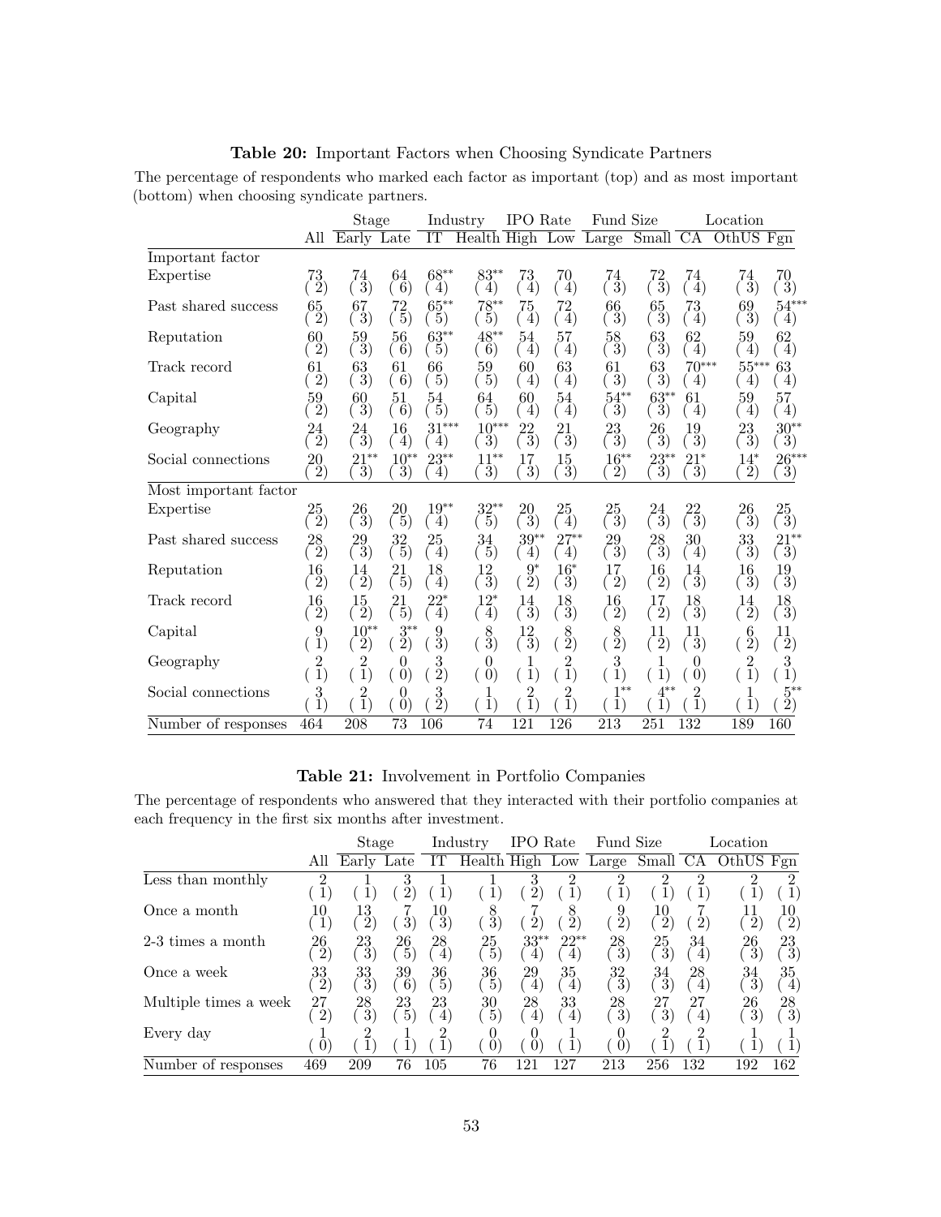**Table 20:** Important Factors when Choosing Syndicate Partners

The percentage of respondents who marked each factor as important (top) and as most important (bottom) when choosing syndicate partners.

| | | Stage | | Industry | | IPO Rate | | Fund Size | | Location | | |
|---|---|---|---|---|---|---|---|---|---|---|---|---|
| | All | Early | Late | IT | Health | High | Low | Large | Small | CA | OthUS | Fgn |
| *Important factor* | | | | | | | | | | | | |
| Expertise | 73 | 74 | 64 | 68** | 83** | 73 | 70 | 74 | 72 | 74 | 74 | 70 |
| | (2) | (3) | (6) | (4) | (4) | (4) | (4) | (3) | (3) | (4) | (3) | (3) |
| Past shared success | 65 | 67 | 72 | 65** | 78** | 75 | 72 | 66 | 65 | 73 | 69 | 54*** |
| | (2) | (3) | (5) | (5) | (5) | (4) | (4) | (3) | (3) | (4) | (3) | (4) |
| Reputation | 60 | 59 | 56 | 63** | 48** | 54 | 57 | 58 | 63 | 62 | 59 | 62 |
| | (2) | (3) | (6) | (5) | (6) | (4) | (4) | (3) | (3) | (4) | (4) | (4) |
| Track record | 61 | 63 | 61 | 66 | 59 | 60 | 63 | 61 | 63 | 70*** | 55*** | 63 |
| | (2) | (3) | (6) | (5) | (5) | (4) | (4) | (3) | (3) | (4) | (4) | (4) |
| Capital | 59 | 60 | 51 | 54 | 64 | 60 | 54 | 54** | 63** | 61 | 59 | 57 |
| | (2) | (3) | (6) | (5) | (5) | (4) | (4) | (3) | (3) | (4) | (4) | (4) |
| Geography | 24 | 24 | 16 | 31*** | 10*** | 22 | 21 | 23 | 26 | 19 | 23 | 30** |
| | (2) | (3) | (4) | (4) | (3) | (3) | (3) | (3) | (3) | (3) | (3) | (3) |
| Social connections | 20 | 21** | 10** | 23** | 11** | 17 | 15 | 16** | 23** | 21* | 14* | 26*** |
| | (2) | (3) | (3) | (4) | (3) | (3) | (3) | (2) | (3) | (3) | (2) | (3) |
| *Most important factor* | | | | | | | | | | | | |
| Expertise | 25 | 26 | 20 | 19** | 32** | 20 | 25 | 25 | 24 | 22 | 26 | 25 |
| | (2) | (3) | (5) | (4) | (5) | (3) | (4) | (3) | (3) | (3) | (3) | (3) |
| Past shared success | 28 | 29 | 32 | 25 | 34 | 39** | 27** | 29 | 28 | 30 | 33 | 21** |
| | (2) | (3) | (5) | (4) | (5) | (4) | (4) | (3) | (3) | (4) | (3) | (3) |
| Reputation | 16 | 14 | 21 | 18 | 12 | 9* | 16* | 17 | 16 | 14 | 16 | 19 |
| | (2) | (2) | (5) | (4) | (3) | (2) | (3) | (2) | (2) | (3) | (3) | (3) |
| Track record | 16 | 15 | 21 | 22* | 12* | 14 | 18 | 16 | 17 | 18 | 14 | 18 |
| | (2) | (2) | (5) | (4) | (4) | (3) | (3) | (2) | (2) | (3) | (2) | (3) |
| Capital | 9 | 10** | 3** | 9 | 8 | 12 | 8 | 8 | 11 | 11 | 6 | 11 |
| | (1) | (2) | (2) | (3) | (3) | (3) | (2) | (2) | (2) | (3) | (2) | (2) |
| Geography | 2 | 2 | 0 | 3 | 0 | 1 | 2 | 3 | 1 | 0 | 2 | 3 |
| | (1) | (1) | (0) | (2) | (0) | (1) | (1) | (1) | (1) | (0) | (1) | (1) |
| Social connections | 3 | 2 | 0 | 3 | 1 | 2 | 2 | 1** | 4** | 2 | 1 | 5** |
| | (1) | (1) | (0) | (2) | (1) | (1) | (1) | (1) | (1) | (1) | (1) | (2) |
| Number of responses | 464 | 208 | 73 | 106 | 74 | 121 | 126 | 213 | 251 | 132 | 189 | 160 |

**Table 21:** Involvement in Portfolio Companies

The percentage of respondents who answered that they interacted with their portfolio companies at each frequency in the first six months after investment.

| | | Stage | | Industry | | IPO Rate | | Fund Size | | Location | | |
|---|---|---|---|---|---|---|---|---|---|---|---|---|
| | All | Early | Late | IT | Health | High | Low | Large | Small | CA | OthUS | Fgn |
| Less than monthly | 2 | 1 | 3 | 1 | 1 | 3 | 2 | 2 | 2 | 2 | 2 | 2 |
| | (1) | (1) | (2) | (1) | (1) | (2) | (1) | (1) | (1) | (1) | (1) | (1) |
| Once a month | 10 | 13 | 7 | 10 | 8 | 7 | 8 | 9 | 10 | 7 | 11 | 10 |
| | (1) | (2) | (3) | (3) | (3) | (2) | (2) | (2) | (2) | (2) | (2) | (2) |
| 2-3 times a month | 26 | 23 | 26 | 28 | 25 | 33** | 22** | 28 | 25 | 34 | 26 | 23 |
| | (2) | (3) | (5) | (4) | (5) | (4) | (4) | (3) | (3) | (4) | (3) | (3) |
| Once a week | 33 | 33 | 39 | 36 | 36 | 29 | 35 | 32 | 34 | 28 | 34 | 35 |
| | (2) | (3) | (6) | (5) | (5) | (4) | (4) | (3) | (3) | (4) | (3) | (4) |
| Multiple times a week | 27 | 28 | 23 | 23 | 30 | 28 | 33 | 28 | 27 | 27 | 26 | 28 |
| | (2) | (3) | (5) | (4) | (5) | (4) | (4) | (3) | (3) | (4) | (3) | (3) |
| Every day | 1 | 2 | 1 | 2 | 0 | 0 | 1 | 0 | 2 | 2 | 1 | 1 |
| | (0) | (1) | (1) | (1) | (0) | (0) | (1) | (0) | (1) | (1) | (1) | (1) |
| Number of responses | 469 | 209 | 76 | 105 | 76 | 121 | 127 | 213 | 256 | 132 | 192 | 162 |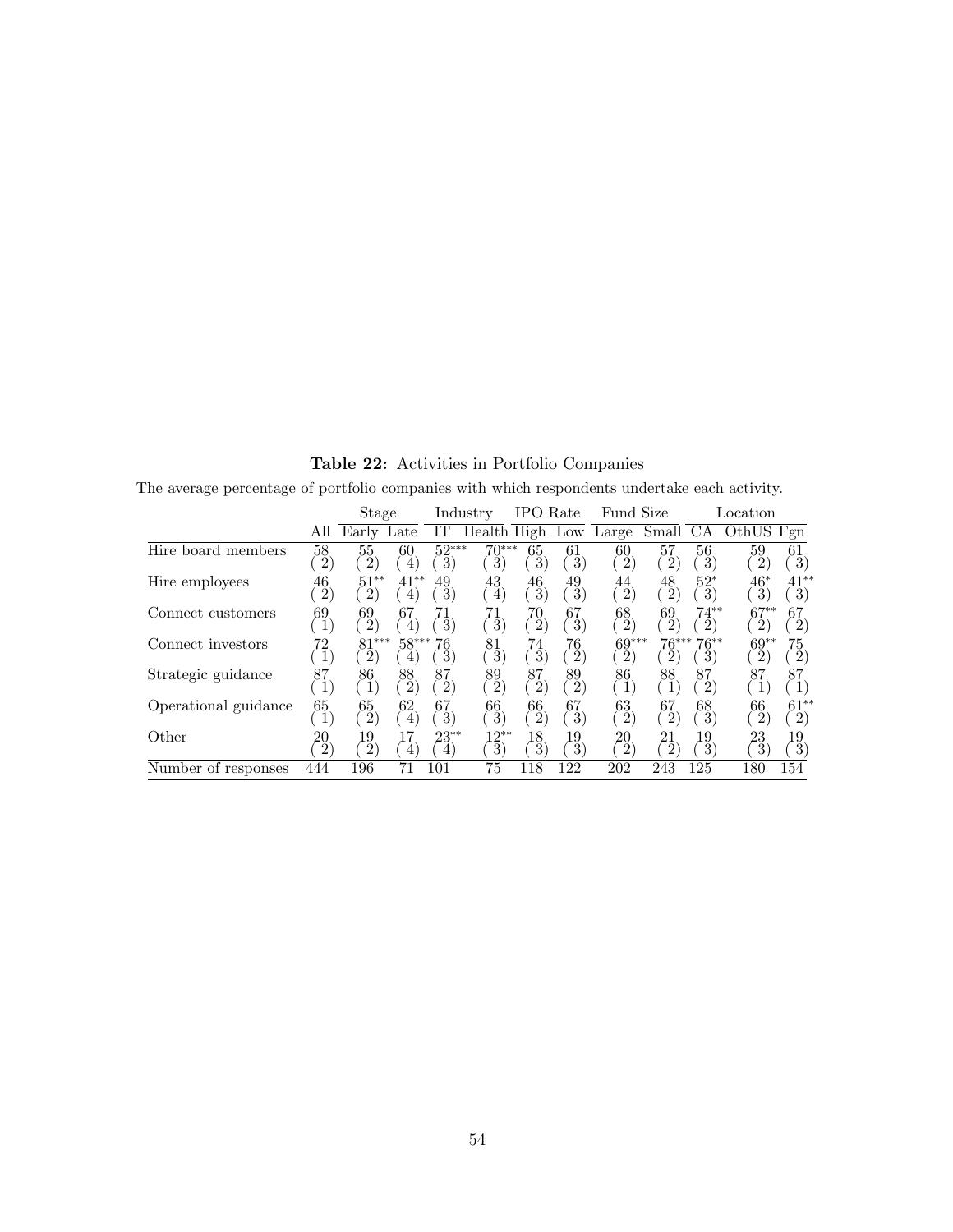**Table 22:** Activities in Portfolio Companies

The average percentage of portfolio companies with which respondents undertake each activity.

| | | Stage | | Industry | | IPO Rate | | Fund Size | | Location | | |
|---|---|---|---|---|---|---|---|---|---|---|---|---|
| | All | Early | Late | IT | Health | High | Low | Large | Small | CA | OthUS | Fgn |
| Hire board members | 58 | 55 | 60 | 52*** | 70*** | 65 | 61 | 60 | 57 | 56 | 59 | 61 |
| | (2) | (2) | (4) | (3) | (3) | (3) | (3) | (2) | (2) | (3) | (2) | (3) |
| Hire employees | 46 | 51** | 41** | 49 | 43 | 46 | 49 | 44 | 48 | 52* | 46* | 41** |
| | (2) | (2) | (4) | (3) | (4) | (3) | (3) | (2) | (2) | (3) | (3) | (3) |
| Connect customers | 69 | 69 | 67 | 71 | 71 | 70 | 67 | 68 | 69 | 74** | 67** | 67 |
| | (1) | (2) | (4) | (3) | (3) | (2) | (3) | (2) | (2) | (2) | (2) | (2) |
| Connect investors | 72 | 81*** | 58*** | 76 | 81 | 74 | 76 | 69*** | 76*** | 76** | 69** | 75 |
| | (1) | (2) | (4) | (3) | (3) | (3) | (2) | (2) | (2) | (3) | (2) | (2) |
| Strategic guidance | 87 | 86 | 88 | 87 | 89 | 87 | 89 | 86 | 88 | 87 | 87 | 87 |
| | (1) | (1) | (2) | (2) | (2) | (2) | (2) | (1) | (1) | (2) | (1) | (1) |
| Operational guidance | 65 | 65 | 62 | 67 | 66 | 66 | 67 | 63 | 67 | 68 | 66 | 61** |
| | (1) | (2) | (4) | (3) | (3) | (2) | (3) | (2) | (2) | (3) | (2) | (2) |
| Other | 20 | 19 | 17 | 23** | 12** | 18 | 19 | 20 | 21 | 19 | 23 | 19 |
| | (2) | (2) | (4) | (4) | (3) | (3) | (3) | (2) | (2) | (3) | (3) | (3) |
| Number of responses | 444 | 196 | 71 | 101 | 75 | 118 | 122 | 202 | 243 | 125 | 180 | 154 |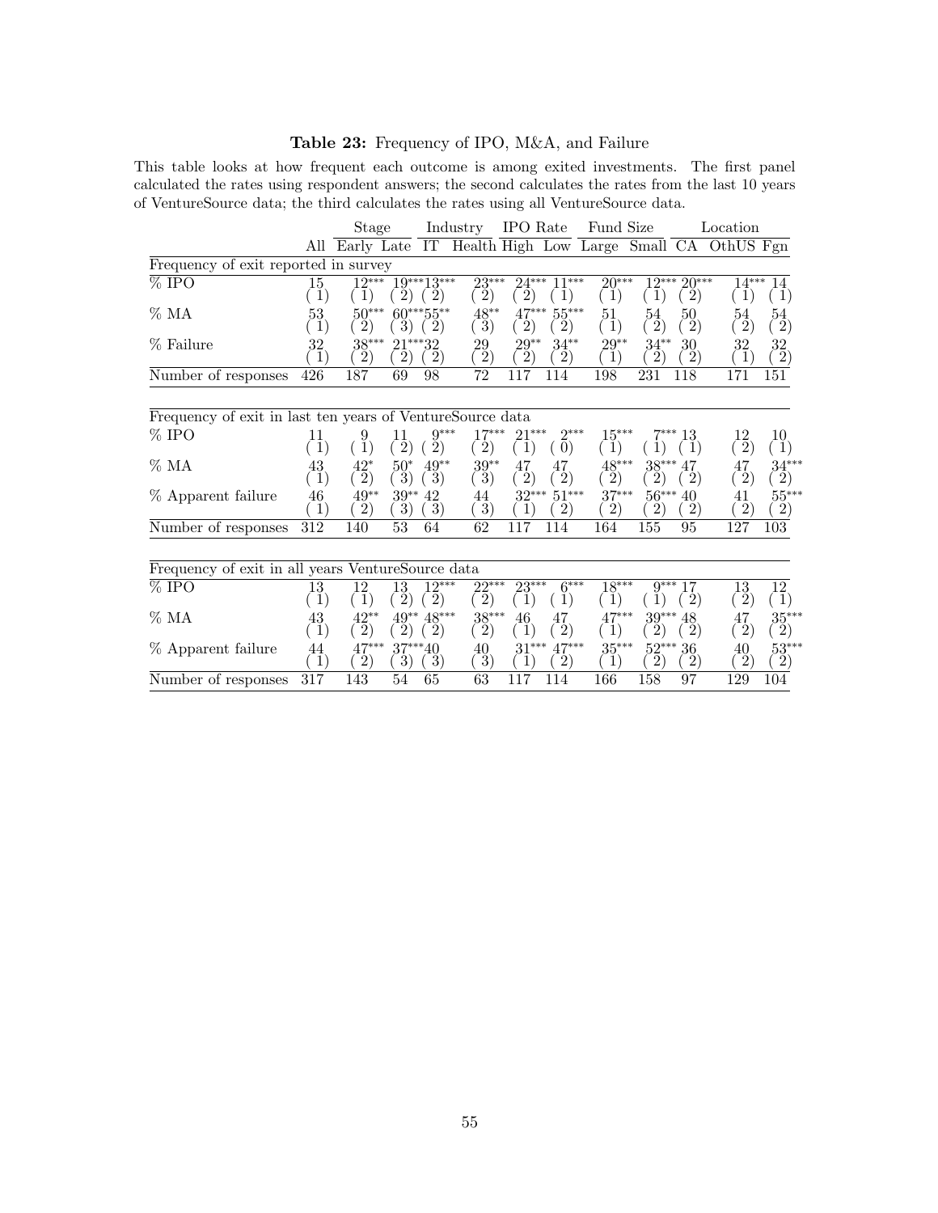**Table 23:** Frequency of IPO, M&A, and Failure

This table looks at how frequent each outcome is among exited investments. The first panel calculated the rates using respondent answers; the second calculates the rates from the last 10 years of VentureSource data; the third calculates the rates using all VentureSource data.

| | | Stage | | Industry | | IPO Rate | | Fund Size | | Location | | |
|---|---|---|---|---|---|---|---|---|---|---|---|---|
| | All | Early | Late | IT | Health | High | Low | Large | Small | CA | OthUS | Fgn |
| **Frequency of exit reported in survey** | | | | | | | | | | | | |
| % IPO | 15 | 12*** | 19*** | 13*** | 23*** | 24*** | 11*** | 20*** | 12*** | 20*** | 14*** | 14 |
| | (1) | (1) | (2) | (2) | (2) | (2) | (1) | (1) | (1) | (2) | (1) | (1) |
| % MA | 53 | 50*** | 60*** | 55** | 48** | 47*** | 55*** | 51 | 54 | 50 | 54 | 54 |
| | (1) | (2) | (3) | (2) | (3) | (2) | (2) | (1) | (2) | (2) | (2) | (2) |
| % Failure | 32 | 38*** | 21*** | 32 | 29 | 29** | 34** | 29** | 34** | 30 | 32 | 32 |
| | (1) | (2) | (2) | (2) | (2) | (2) | (2) | (1) | (2) | (2) | (1) | (2) |
| Number of responses | 426 | 187 | 69 | 98 | 72 | 117 | 114 | 198 | 231 | 118 | 171 | 151 |
| **Frequency of exit in last ten years of VentureSource data** | | | | | | | | | | | | |
| % IPO | 11 | 9 | 11 | 9*** | 17*** | 21*** | 2*** | 15*** | 7*** | 13 | 12 | 10 |
| | (1) | (1) | (2) | (2) | (2) | (1) | (0) | (1) | (1) | (1) | (2) | (1) |
| % MA | 43 | 42* | 50* | 49** | 39** | 47 | 47 | 48*** | 38*** | 47 | 47 | 34*** |
| | (1) | (2) | (3) | (3) | (3) | (2) | (2) | (2) | (2) | (2) | (2) | (2) |
| % Apparent failure | 46 | 49** | 39** | 42 | 44 | 32*** | 51*** | 37*** | 56*** | 40 | 41 | 55*** |
| | (1) | (2) | (3) | (3) | (3) | (1) | (2) | (2) | (2) | (2) | (2) | (2) |
| Number of responses | 312 | 140 | 53 | 64 | 62 | 117 | 114 | 164 | 155 | 95 | 127 | 103 |
| **Frequency of exit in all years VentureSource data** | | | | | | | | | | | | |
| % IPO | 13 | 12 | 13 | 12*** | 22*** | 23*** | 6*** | 18*** | 9*** | 17 | 13 | 12 |
| | (1) | (1) | (2) | (2) | (2) | (1) | (1) | (1) | (1) | (2) | (2) | (1) |
| % MA | 43 | 42** | 49** | 48*** | 38*** | 46 | 47 | 47*** | 39*** | 48 | 47 | 35*** |
| | (1) | (2) | (2) | (2) | (2) | (1) | (2) | (1) | (2) | (2) | (2) | (2) |
| % Apparent failure | 44 | 47*** | 37*** | 40 | 40 | 31*** | 47*** | 35*** | 52*** | 36 | 40 | 53*** |
| | (1) | (2) | (3) | (3) | (3) | (1) | (2) | (1) | (2) | (2) | (2) | (2) |
| Number of responses | 317 | 143 | 54 | 65 | 63 | 117 | 114 | 166 | 158 | 97 | 129 | 104 |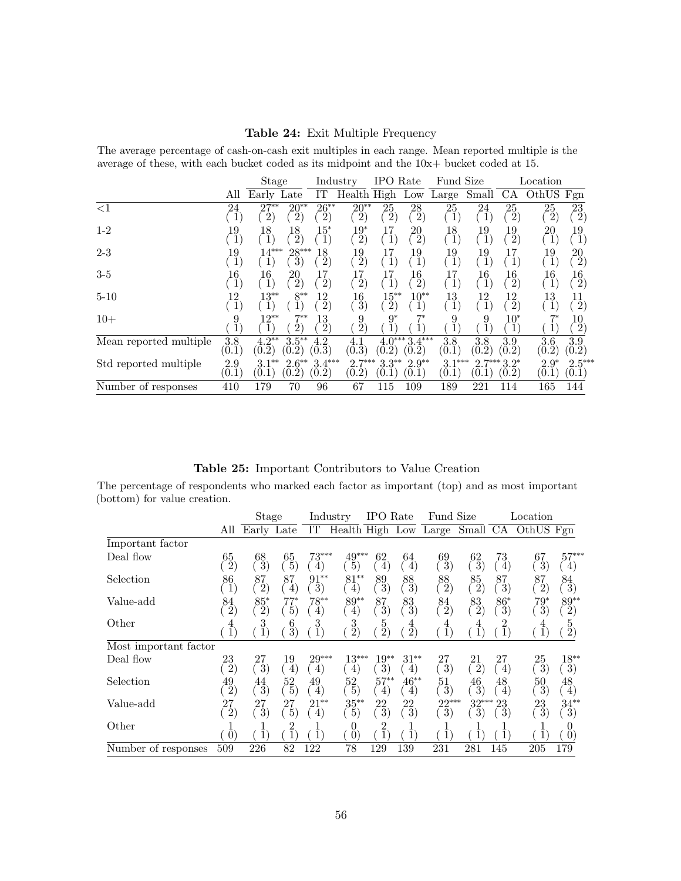**Table 24:** Exit Multiple Frequency

The average percentage of cash-on-cash exit multiples in each range. Mean reported multiple is the average of these, with each bucket coded as its midpoint and the 10x+ bucket coded at 15.

| | | Stage | | Industry | | IPO Rate | | Fund Size | | Location | | |
|---|---|---|---|---|---|---|---|---|---|---|---|---|
| | All | Early | Late | IT | Health | High | Low | Large | Small | CA | OthUS | Fgn |
| <1 | 24 (1) | 27** (2) | 20** (2) | 26** (2) | 20** (2) | 25 (2) | 28 (2) | 25 (1) | 24 (1) | 25 (2) | 25 (2) | 23 (2) |
| 1-2 | 19 (1) | 18 (1) | 18 (2) | 15* (1) | 19* (2) | 17 (1) | 20 (2) | 18 (1) | 19 (1) | 19 (2) | 20 (1) | 19 (1) |
| 2-3 | 19 (1) | 14*** (1) | 28*** (3) | 18 (2) | 19 (2) | 17 (1) | 19 (1) | 19 (1) | 19 (1) | 17 (1) | 19 (1) | 20 (2) |
| 3-5 | 16 (1) | 16 (1) | 20 (2) | 17 (2) | 17 (2) | 17 (1) | 16 (2) | 17 (1) | 16 (1) | 16 (2) | 16 (1) | 16 (2) |
| 5-10 | 12 (1) | 13** (1) | 8** (1) | 12 (2) | 16 (3) | 15** (2) | 10** (1) | 13 (1) | 12 (1) | 12 (2) | 13 (1) | 11 (2) |
| 10+ | 9 (1) | 12** (1) | 7** (2) | 13 (2) | 9 (2) | 9* (1) | 7* (1) | 9 (1) | 9 (1) | 10* (1) | 7* (1) | 10 (2) |
| Mean reported multiple | 3.8 (0.1) | 4.2** (0.2) | 3.5** (0.2) | 4.2 (0.3) | 4.1 (0.3) | 4.0*** (0.2) | 3.4*** (0.2) | 3.8 (0.1) | 3.8 (0.2) | 3.9 (0.2) | 3.6 (0.2) | 3.9 (0.2) |
| Std reported multiple | 2.9 (0.1) | 3.1** (0.1) | 2.6** (0.2) | 3.4*** (0.2) | 2.7*** (0.2) | 3.3** (0.1) | 2.9** (0.1) | 3.1*** (0.1) | 2.7*** (0.1) | 3.2* (0.2) | 2.9* (0.1) | 2.5*** (0.1) |
| Number of responses | 410 | 179 | 70 | 96 | 67 | 115 | 109 | 189 | 221 | 114 | 165 | 144 |

**Table 25:** Important Contributors to Value Creation

The percentage of respondents who marked each factor as important (top) and as most important (bottom) for value creation.

| | | Stage | | Industry | | IPO Rate | | Fund Size | | Location | | |
|---|---|---|---|---|---|---|---|---|---|---|---|---|
| | All | Early | Late | IT | Health | High | Low | Large | Small | CA | OthUS | Fgn |
| Important factor | | | | | | | | | | | | |
| Deal flow | 65 (2) | 68 (3) | 65 (5) | 73*** (4) | 49*** (5) | 62 (4) | 64 (4) | 69 (3) | 62 (3) | 73 (4) | 67 (3) | 57*** (4) |
| Selection | 86 (1) | 87 (2) | 87 (4) | 91** (3) | 81** (4) | 89 (3) | 88 (3) | 88 (2) | 85 (2) | 87 (3) | 87 (2) | 84 (3) |
| Value-add | 84 (2) | 85* (2) | 77* (5) | 78** (4) | 89** (4) | 87 (3) | 83 (3) | 84 (2) | 83 (2) | 86* (3) | 79* (3) | 89** (2) |
| Other | 4 (1) | 3 (1) | 6 (3) | 3 (1) | 3 (2) | 5 (2) | 4 (2) | 4 (1) | 4 (1) | 2 (1) | 4 (1) | 5 (2) |
| Most important factor | | | | | | | | | | | | |
| Deal flow | 23 (2) | 27 (3) | 19 (4) | 29*** (4) | 13*** (4) | 19** (3) | 31** (4) | 27 (3) | 21 (2) | 27 (4) | 25 (3) | 18** (3) |
| Selection | 49 (2) | 44 (3) | 52 (5) | 49 (4) | 52 (5) | 57** (4) | 46** (4) | 51 (3) | 46 (3) | 48 (4) | 50 (3) | 48 (4) |
| Value-add | 27 (2) | 27 (3) | 27 (5) | 21** (4) | 35** (5) | 22 (3) | 22 (3) | 22*** (3) | 32*** (3) | 23 (3) | 23 (3) | 34** (3) |
| Other | 1 (0) | 1 (1) | 2 (1) | 1 (1) | 0 (0) | 2 (1) | 1 (1) | 1 (1) | 1 (1) | 1 (1) | 1 (1) | 0 (0) |
| Number of responses | 509 | 226 | 82 | 122 | 78 | 129 | 139 | 231 | 281 | 145 | 205 | 179 |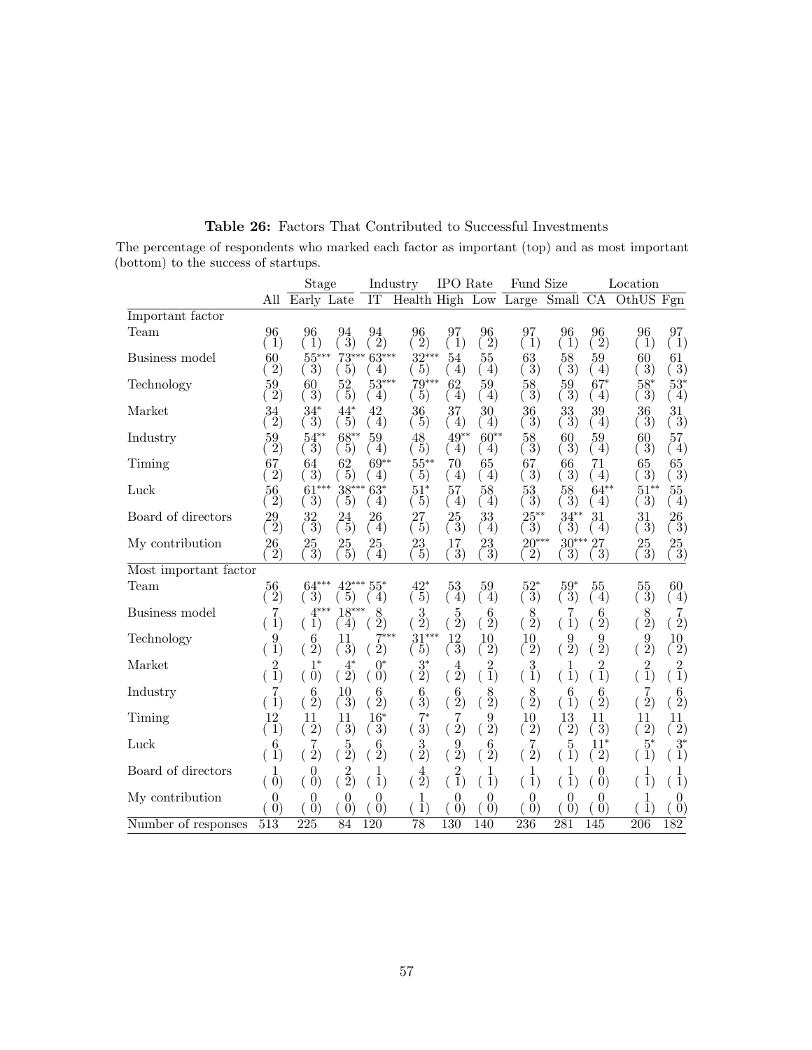**Table 26:** Factors That Contributed to Successful Investments

The percentage of respondents who marked each factor as important (top) and as most important (bottom) to the success of startups.

| | All | Stage | | Industry | | IPO Rate | | Fund Size | | Location | | |
|---|---|---|---|---|---|---|---|---|---|---|---|---|
| | | Early | Late | IT | Health | High | Low | Large | Small | CA | OthUS | Fgn |
| **Important factor** | | | | | | | | | | | | |
| Team | 96 (1) | 96 (1) | 94 (3) | 94 (2) | 96 (2) | 97 (1) | 96 (2) | 97 (1) | 96 (1) | 96 (2) | 96 (1) | 97 (1) |
| Business model | 60 (2) | 55*** (3) | 73*** (5) | 63*** (4) | 32*** (5) | 54 (4) | 55 (4) | 63 (3) | 58 (3) | 59 (4) | 60 (3) | 61 (3) |
| Technology | 59 (2) | 60 (3) | 52 (5) | 53*** (4) | 79*** (5) | 62 (4) | 59 (4) | 58 (3) | 59 (3) | 67* (4) | 58* (3) | 53* (4) |
| Market | 34 (2) | 34* (3) | 44* (5) | 42 (4) | 36 (5) | 37 (4) | 30 (4) | 36 (3) | 33 (3) | 39 (4) | 36 (3) | 31 (3) |
| Industry | 59 (2) | 54** (3) | 68** (5) | 59 (4) | 48 (5) | 49** (4) | 60** (4) | 58 (3) | 60 (3) | 59 (4) | 60 (3) | 57 (4) |
| Timing | 67 (2) | 64 (3) | 62 (5) | 69** (4) | 55** (5) | 70 (4) | 65 (4) | 67 (3) | 66 (3) | 71 (4) | 65 (3) | 65 (3) |
| Luck | 56 (2) | 61*** (3) | 38*** (5) | 63* (4) | 51* (5) | 57 (4) | 58 (4) | 53 (3) | 58 (3) | 64** (4) | 51** (3) | 55 (4) |
| Board of directors | 29 (2) | 32 (3) | 24 (5) | 26 (4) | 27 (5) | 25 (3) | 33 (4) | 25** (3) | 34** (3) | 31 (4) | 31 (3) | 26 (3) |
| My contribution | 26 (2) | 25 (3) | 25 (5) | 25 (4) | 23 (5) | 17 (3) | 23 (3) | 20*** (2) | 30*** (3) | 27 (3) | 25 (3) | 25 (3) |
| **Most important factor** | | | | | | | | | | | | |
| Team | 56 (2) | 64*** (3) | 42*** (5) | 55* (4) | 42* (5) | 53 (4) | 59 (4) | 52* (3) | 59* (3) | 55 (4) | 55 (3) | 60 (4) |
| Business model | 7 (1) | 4*** (1) | 18*** (4) | 8 (2) | 3 (2) | 5 (2) | 6 (2) | 8 (2) | 7 (1) | 6 (2) | 8 (2) | 7 (2) |
| Technology | 9 (1) | 6 (2) | 11 (3) | 7*** (2) | 31*** (5) | 12 (3) | 10 (2) | 10 (2) | 9 (2) | 9 (2) | 9 (2) | 10 (2) |
| Market | 2 (1) | 1* (0) | 4* (2) | 0* (0) | 3* (2) | 4 (2) | 2 (1) | 3 (1) | 1 (1) | 2 (1) | 2 (1) | 2 (1) |
| Industry | 7 (1) | 6 (2) | 10 (3) | 6 (2) | 6 (3) | 6 (2) | 8 (2) | 8 (2) | 6 (1) | 6 (2) | 7 (2) | 6 (2) |
| Timing | 12 (1) | 11 (2) | 11 (3) | 16* (3) | 7* (3) | 7 (2) | 9 (2) | 10 (2) | 13 (2) | 11 (3) | 11 (2) | 11 (2) |
| Luck | 6 (1) | 7 (2) | 5 (2) | 6 (2) | 3 (2) | 9 (2) | 6 (2) | 7 (2) | 5 (1) | 11* (2) | 5* (1) | 3* (1) |
| Board of directors | 1 (0) | 0 (0) | 2 (2) | 1 (1) | 4 (2) | 2 (1) | 1 (1) | 1 (1) | 1 (1) | 0 (0) | 1 (1) | 1 (1) |
| My contribution | 0 (0) | 0 (0) | 0 (0) | 0 (0) | 1 (1) | 0 (0) | 0 (0) | 0 (0) | 0 (0) | 0 (0) | 1 (1) | 0 (0) |
| Number of responses | 513 | 225 | 84 | 120 | 78 | 130 | 140 | 236 | 281 | 145 | 206 | 182 |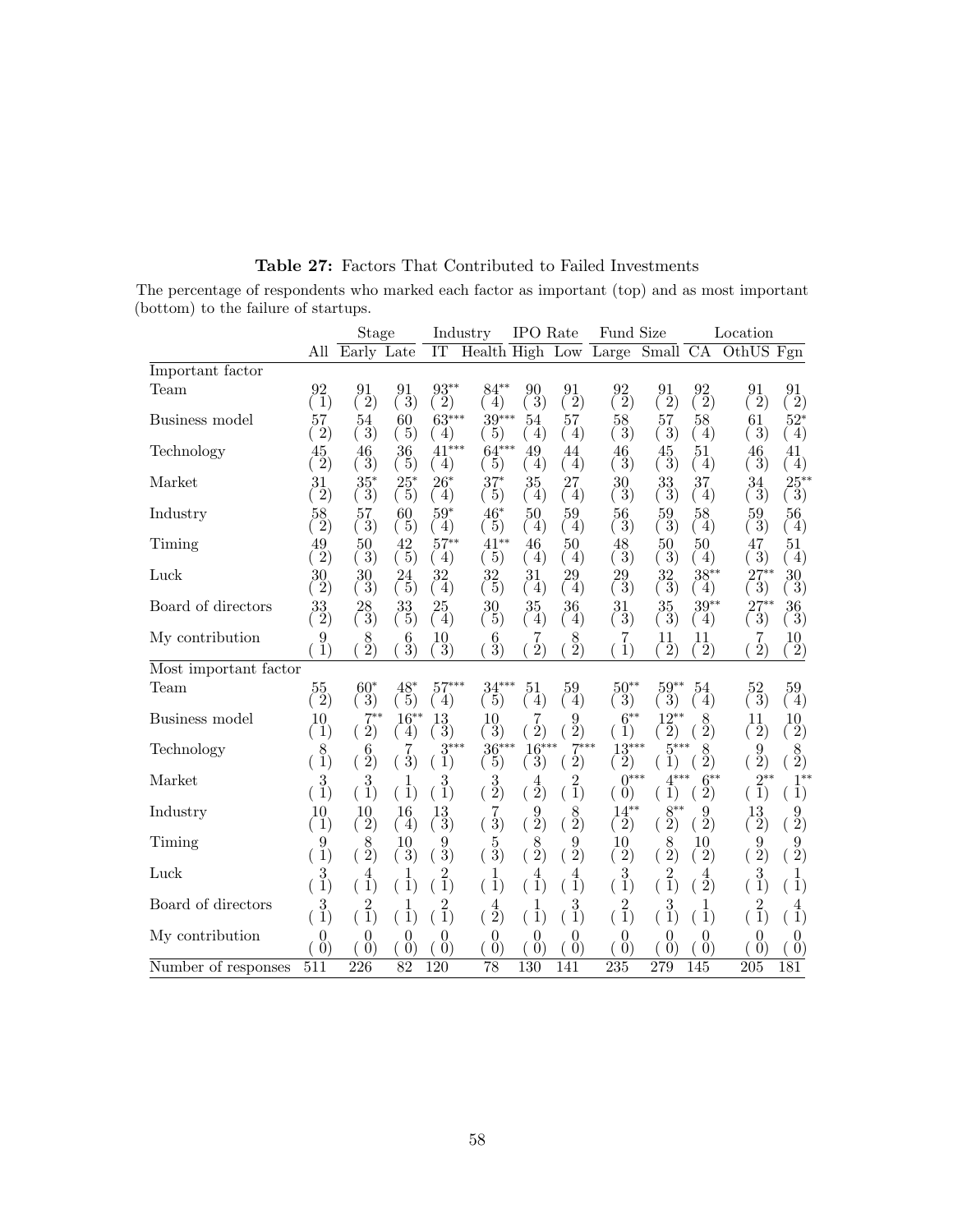**Table 27:** Factors That Contributed to Failed Investments

The percentage of respondents who marked each factor as important (top) and as most important (bottom) to the failure of startups.

| | | Stage | | Industry | | IPO Rate | | Fund Size | | Location | | |
|---|---|---|---|---|---|---|---|---|---|---|---|---|
| | All | Early | Late | IT | Health | High | Low | Large | Small | CA | OthUS | Fgn |
| *Important factor* | | | | | | | | | | | | |
| Team | 92 | 91 | 91 | 93** | 84** | 90 | 91 | 92 | 91 | 92 | 91 | 91 |
| | (1) | (2) | (3) | (2) | (4) | (3) | (2) | (2) | (2) | (2) | (2) | (2) |
| Business model | 57 | 54 | 60 | 63*** | 39*** | 54 | 57 | 58 | 57 | 58 | 61 | 52* |
| | (2) | (3) | (5) | (4) | (5) | (4) | (4) | (3) | (3) | (4) | (3) | (4) |
| Technology | 45 | 46 | 36 | 41*** | 64*** | 49 | 44 | 46 | 45 | 51 | 46 | 41 |
| | (2) | (3) | (5) | (4) | (5) | (4) | (4) | (3) | (3) | (4) | (3) | (4) |
| Market | 31 | 35* | 25* | 26* | 37* | 35 | 27 | 30 | 33 | 37 | 34 | 25** |
| | (2) | (3) | (5) | (4) | (5) | (4) | (4) | (3) | (3) | (4) | (3) | (3) |
| Industry | 58 | 57 | 60 | 59* | 46* | 50 | 59 | 56 | 59 | 58 | 59 | 56 |
| | (2) | (3) | (5) | (4) | (5) | (4) | (4) | (3) | (3) | (4) | (3) | (4) |
| Timing | 49 | 50 | 42 | 57** | 41** | 46 | 50 | 48 | 50 | 50 | 47 | 51 |
| | (2) | (3) | (5) | (4) | (5) | (4) | (4) | (3) | (3) | (4) | (3) | (4) |
| Luck | 30 | 30 | 24 | 32 | 32 | 31 | 29 | 29 | 32 | 38** | 27** | 30 |
| | (2) | (3) | (5) | (4) | (5) | (4) | (4) | (3) | (3) | (4) | (3) | (3) |
| Board of directors | 33 | 28 | 33 | 25 | 30 | 35 | 36 | 31 | 35 | 39** | 27** | 36 |
| | (2) | (3) | (5) | (4) | (5) | (4) | (4) | (3) | (3) | (4) | (3) | (3) |
| My contribution | 9 | 8 | 6 | 10 | 6 | 7 | 8 | 7 | 11 | 11 | 7 | 10 |
| | (1) | (2) | (3) | (3) | (3) | (2) | (2) | (1) | (2) | (2) | (2) | (2) |
| *Most important factor* | | | | | | | | | | | | |
| Team | 55 | 60* | 48* | 57*** | 34*** | 51 | 59 | 50** | 59** | 54 | 52 | 59 |
| | (2) | (3) | (5) | (4) | (5) | (4) | (4) | (3) | (3) | (4) | (3) | (4) |
| Business model | 10 | 7** | 16** | 13 | 10 | 7 | 9 | 6** | 12** | 8 | 11 | 10 |
| | (1) | (2) | (4) | (3) | (3) | (2) | (2) | (1) | (2) | (2) | (2) | (2) |
| Technology | 8 | 6 | 7 | 3*** | 36*** | 16*** | 7*** | 13*** | 5*** | 8 | 9 | 8 |
| | (1) | (2) | (3) | (1) | (5) | (3) | (2) | (2) | (1) | (2) | (2) | (2) |
| Market | 3 | 3 | 1 | 3 | 3 | 4 | 2 | 0*** | 4*** | 6** | 2** | 1** |
| | (1) | (1) | (1) | (1) | (2) | (2) | (1) | (0) | (1) | (2) | (1) | (1) |
| Industry | 10 | 10 | 16 | 13 | 7 | 9 | 8 | 14** | 8** | 9 | 13 | 9 |
| | (1) | (2) | (4) | (3) | (3) | (2) | (2) | (2) | (2) | (2) | (2) | (2) |
| Timing | 9 | 8 | 10 | 9 | 5 | 8 | 9 | 10 | 8 | 10 | 9 | 9 |
| | (1) | (2) | (3) | (3) | (3) | (2) | (2) | (2) | (2) | (2) | (2) | (2) |
| Luck | 3 | 4 | 1 | 2 | 1 | 4 | 4 | 3 | 2 | 4 | 3 | 1 |
| | (1) | (1) | (1) | (1) | (1) | (1) | (1) | (1) | (1) | (2) | (1) | (1) |
| Board of directors | 3 | 2 | 1 | 2 | 4 | 1 | 3 | 2 | 3 | 1 | 2 | 4 |
| | (1) | (1) | (1) | (1) | (2) | (1) | (1) | (1) | (1) | (1) | (1) | (1) |
| My contribution | 0 | 0 | 0 | 0 | 0 | 0 | 0 | 0 | 0 | 0 | 0 | 0 |
| | (0) | (0) | (0) | (0) | (0) | (0) | (0) | (0) | (0) | (0) | (0) | (0) |
| Number of responses | 511 | 226 | 82 | 120 | 78 | 130 | 141 | 235 | 279 | 145 | 205 | 181 |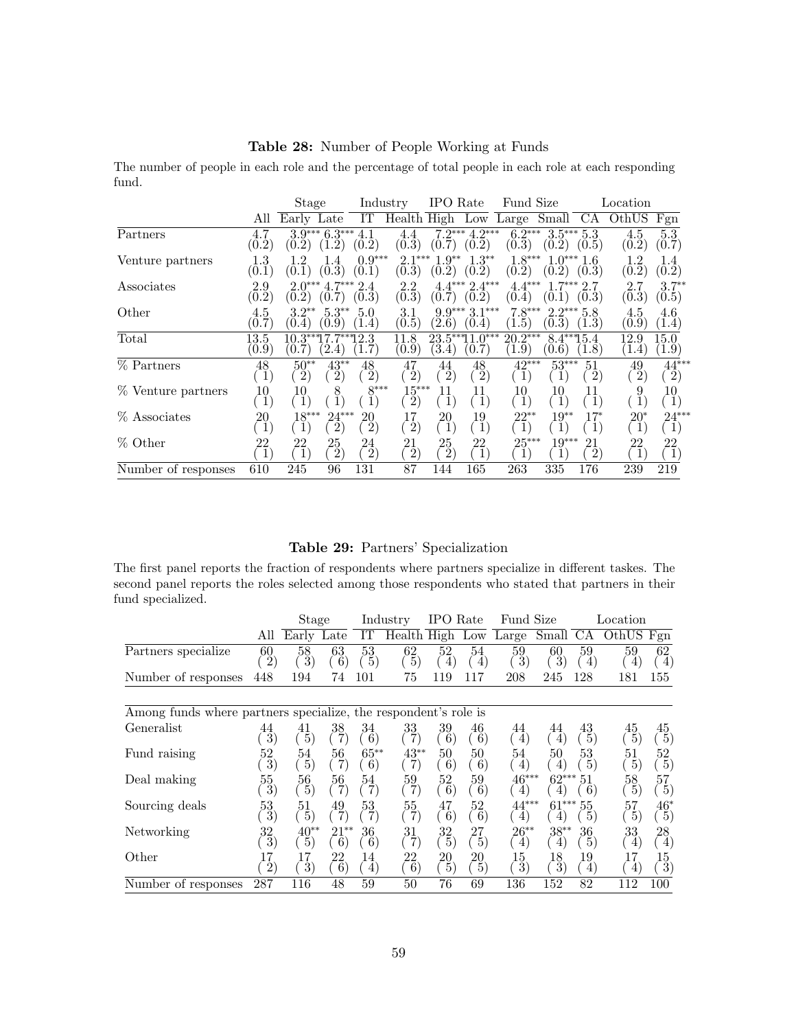**Table 28:** Number of People Working at Funds

The number of people in each role and the percentage of total people in each role at each responding fund.

| | | Stage | | Industry | | IPO Rate | | Fund Size | | Location | | |
|---|---|---|---|---|---|---|---|---|---|---|---|---|
| | All | Early | Late | IT | Health | High | Low | Large | Small | CA | OthUS | Fgn |
| Partners | 4.7 | 3.9*** | 6.3*** | 4.1 | 4.4 | 7.2*** | 4.2*** | 6.2*** | 3.5*** | 5.3 | 4.5 | 5.3 |
| | (0.2) | (0.2) | (1.2) | (0.2) | (0.3) | (0.7) | (0.2) | (0.3) | (0.2) | (0.5) | (0.2) | (0.7) |
| Venture partners | 1.3 | 1.2 | 1.4 | 0.9*** | 2.1*** | 1.9** | 1.3** | 1.8*** | 1.0*** | 1.6 | 1.2 | 1.4 |
| | (0.1) | (0.1) | (0.3) | (0.1) | (0.3) | (0.2) | (0.2) | (0.2) | (0.2) | (0.3) | (0.2) | (0.2) |
| Associates | 2.9 | 2.0*** | 4.7*** | 2.4 | 2.2 | 4.4*** | 2.4*** | 4.4*** | 1.7*** | 2.7 | 2.7 | 3.7** |
| | (0.2) | (0.2) | (0.7) | (0.3) | (0.3) | (0.7) | (0.2) | (0.4) | (0.1) | (0.3) | (0.3) | (0.5) |
| Other | 4.5 | 3.2** | 5.3** | 5.0 | 3.1 | 9.9*** | 3.1*** | 7.8*** | 2.2*** | 5.8 | 4.5 | 4.6 |
| | (0.7) | (0.4) | (0.9) | (1.4) | (0.5) | (2.6) | (0.4) | (1.5) | (0.3) | (1.3) | (0.9) | (1.4) |
| Total | 13.5 | 10.3*** | 17.7*** | 12.3 | 11.8 | 23.5*** | 11.0*** | 20.2*** | 8.4*** | 15.4 | 12.9 | 15.0 |
| | (0.9) | (0.7) | (2.4) | (1.7) | (0.9) | (3.4) | (0.7) | (1.9) | (0.6) | (1.8) | (1.4) | (1.9) |
| % Partners | 48 | 50** | 43** | 48 | 47 | 44 | 48 | 42*** | 53*** | 51 | 49 | 44*** |
| | (1) | (2) | (2) | (2) | (2) | (2) | (2) | (1) | (1) | (2) | (2) | (2) |
| % Venture partners | 10 | 10 | 8 | 8*** | 15*** | 11 | 11 | 10 | 10 | 11 | 9 | 10 |
| | (1) | (1) | (1) | (1) | (2) | (1) | (1) | (1) | (1) | (1) | (1) | (1) |
| % Associates | 20 | 18*** | 24*** | 20 | 17 | 20 | 19 | 22** | 19** | 17* | 20* | 24*** |
| | (1) | (1) | (2) | (2) | (2) | (1) | (1) | (1) | (1) | (1) | (1) | (1) |
| % Other | 22 | 22 | 25 | 24 | 21 | 25 | 22 | 25*** | 19*** | 21 | 22 | 22 |
| | (1) | (1) | (2) | (2) | (2) | (2) | (1) | (1) | (1) | (2) | (1) | (1) |
| Number of responses | 610 | 245 | 96 | 131 | 87 | 144 | 165 | 263 | 335 | 176 | 239 | 219 |

**Table 29:** Partners' Specialization

The first panel reports the fraction of respondents where partners specialize in different taskes. The second panel reports the roles selected among those respondents who stated that partners in their fund specialized.

| | | Stage | | Industry | | IPO Rate | | Fund Size | | Location | | |
|---|---|---|---|---|---|---|---|---|---|---|---|---|
| | All | Early | Late | IT | Health | High | Low | Large | Small | CA | OthUS | Fgn |
| Partners specialize | 60 | 58 | 63 | 53 | 62 | 52 | 54 | 59 | 60 | 59 | 59 | 62 |
| | (2) | (3) | (6) | (5) | (5) | (4) | (4) | (3) | (3) | (4) | (4) | (4) |
| Number of responses | 448 | 194 | 74 | 101 | 75 | 119 | 117 | 208 | 245 | 128 | 181 | 155 |
| *Among funds where partners specialize, the respondent's role is* | | | | | | | | | | | | |
| Generalist | 44 | 41 | 38 | 34 | 33 | 39 | 46 | 44 | 44 | 43 | 45 | 45 |
| | (3) | (5) | (7) | (6) | (7) | (6) | (6) | (4) | (4) | (5) | (5) | (5) |
| Fund raising | 52 | 54 | 56 | 65** | 43** | 50 | 50 | 54 | 50 | 53 | 51 | 52 |
| | (3) | (5) | (7) | (6) | (7) | (6) | (6) | (4) | (4) | (5) | (5) | (5) |
| Deal making | 55 | 56 | 56 | 54 | 59 | 52 | 59 | 46*** | 62*** | 51 | 58 | 57 |
| | (3) | (5) | (7) | (7) | (7) | (6) | (6) | (4) | (4) | (6) | (5) | (5) |
| Sourcing deals | 53 | 51 | 49 | 53 | 55 | 47 | 52 | 44*** | 61*** | 55 | 57 | 46* |
| | (3) | (5) | (7) | (7) | (7) | (6) | (6) | (4) | (4) | (5) | (5) | (5) |
| Networking | 32 | 40** | 21** | 36 | 31 | 32 | 27 | 26** | 38** | 36 | 33 | 28 |
| | (3) | (5) | (6) | (6) | (7) | (5) | (5) | (4) | (4) | (5) | (4) | (4) |
| Other | 17 | 17 | 22 | 14 | 22 | 20 | 20 | 15 | 18 | 19 | 17 | 15 |
| | (2) | (3) | (6) | (4) | (6) | (5) | (5) | (3) | (3) | (4) | (4) | (3) |
| Number of responses | 287 | 116 | 48 | 59 | 50 | 76 | 69 | 136 | 152 | 82 | 112 | 100 |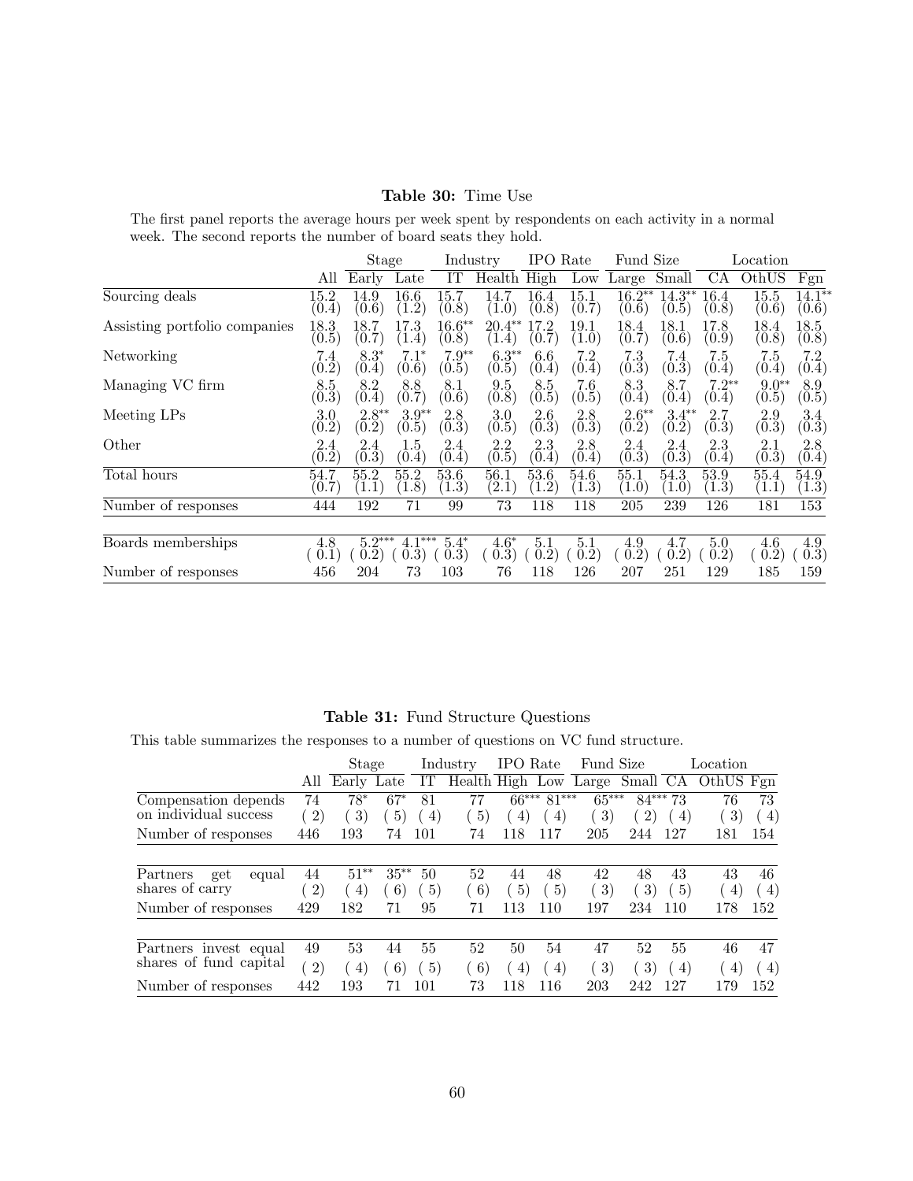**Table 30:** Time Use

The first panel reports the average hours per week spent by respondents on each activity in a normal week. The second reports the number of board seats they hold.

| | | Stage | | Industry | | IPO Rate | | Fund Size | | Location | | |
|---|---|---|---|---|---|---|---|---|---|---|---|---|
| | All | Early | Late | IT | Health | High | Low | Large | Small | CA | OthUS | Fgn |
| Sourcing deals | 15.2 (0.4) | 14.9 (0.6) | 16.6 (1.2) | 15.7 (0.8) | 14.7 (1.0) | 16.4 (0.8) | 15.1 (0.7) | 16.2** (0.6) | 14.3** (0.5) | 16.4 (0.8) | 15.5 (0.6) | 14.1** (0.6) |
| Assisting portfolio companies | 18.3 (0.5) | 18.7 (0.7) | 17.3 (1.4) | 16.6** (0.8) | 20.4** (1.4) | 17.2 (0.7) | 19.1 (1.0) | 18.4 (0.7) | 18.1 (0.6) | 17.8 (0.9) | 18.4 (0.8) | 18.5 (0.8) |
| Networking | 7.4 (0.2) | 8.3* (0.4) | 7.1* (0.6) | 7.9** (0.5) | 6.3** (0.5) | 6.6 (0.4) | 7.2 (0.4) | 7.3 (0.3) | 7.4 (0.3) | 7.5 (0.4) | 7.5 (0.4) | 7.2 (0.4) |
| Managing VC firm | 8.5 (0.3) | 8.2 (0.4) | 8.8 (0.7) | 8.1 (0.6) | 9.5 (0.8) | 8.5 (0.5) | 7.6 (0.5) | 8.3 (0.4) | 8.7 (0.4) | 7.2** (0.4) | 9.0** (0.5) | 8.9 (0.5) |
| Meeting LPs | 3.0 (0.2) | 2.8** (0.2) | 3.9** (0.5) | 2.8 (0.3) | 3.0 (0.5) | 2.6 (0.3) | 2.8 (0.3) | 2.6** (0.2) | 3.4** (0.2) | 2.7 (0.3) | 2.9 (0.3) | 3.4 (0.3) |
| Other | 2.4 (0.2) | 2.4 (0.3) | 1.5 (0.4) | 2.4 (0.4) | 2.2 (0.5) | 2.3 (0.4) | 2.8 (0.4) | 2.4 (0.3) | 2.4 (0.3) | 2.3 (0.4) | 2.1 (0.3) | 2.8 (0.4) |
| Total hours | 54.7 (0.7) | 55.2 (1.1) | 55.2 (1.8) | 53.6 (1.3) | 56.1 (2.1) | 53.6 (1.2) | 54.6 (1.3) | 55.1 (1.0) | 54.3 (1.0) | 53.9 (1.3) | 55.4 (1.1) | 54.9 (1.3) |
| Number of responses | 444 | 192 | 71 | 99 | 73 | 118 | 118 | 205 | 239 | 126 | 181 | 153 |
| Boards memberships | 4.8 (0.1) | 5.2*** (0.2) | 4.1*** (0.3) | 5.4* (0.3) | 4.6* (0.3) | 5.1 (0.2) | 5.1 (0.2) | 4.9 (0.2) | 4.7 (0.2) | 5.0 (0.2) | 4.6 (0.2) | 4.9 (0.3) |
| Number of responses | 456 | 204 | 73 | 103 | 76 | 118 | 126 | 207 | 251 | 129 | 185 | 159 |

**Table 31:** Fund Structure Questions

This table summarizes the responses to a number of questions on VC fund structure.

| | | Stage | | Industry | | IPO Rate | | Fund Size | | Location | | |
|---|---|---|---|---|---|---|---|---|---|---|---|---|
| | All | Early | Late | IT | Health | High | Low | Large | Small | CA | OthUS | Fgn |
| Compensation depends on individual success | 74 (2) | 78* (3) | 67* (5) | 81 (4) | 77 (5) | 66*** (4) | 81*** (4) | 65*** (3) | 84*** (2) | 73 (4) | 76 (3) | 73 (4) |
| Number of responses | 446 | 193 | 74 | 101 | 74 | 118 | 117 | 205 | 244 | 127 | 181 | 154 |
| Partners get equal shares of carry | 44 (2) | 51** (4) | 35** (6) | 50 (5) | 52 (6) | 44 (5) | 48 (5) | 42 (3) | 48 (3) | 43 (5) | 43 (4) | 46 (4) |
| Number of responses | 429 | 182 | 71 | 95 | 71 | 113 | 110 | 197 | 234 | 110 | 178 | 152 |
| Partners invest equal shares of fund capital | 49 (2) | 53 (4) | 44 (6) | 55 (5) | 52 (6) | 50 (4) | 54 (4) | 47 (3) | 52 (3) | 55 (4) | 46 (4) | 47 (4) |
| Number of responses | 442 | 193 | 71 | 101 | 73 | 118 | 116 | 203 | 242 | 127 | 179 | 152 |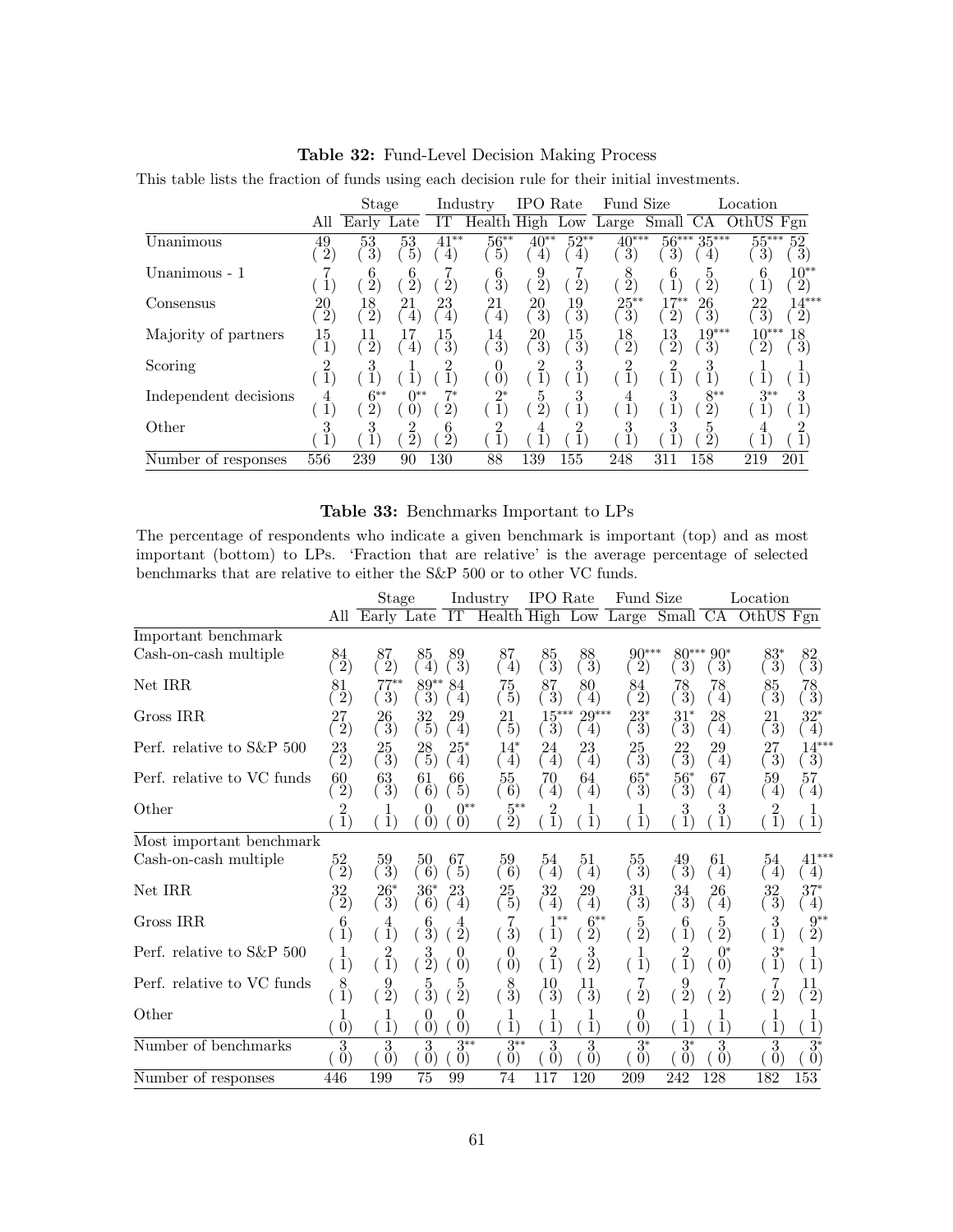**Table 32:** Fund-Level Decision Making Process

This table lists the fraction of funds using each decision rule for their initial investments.

| | | Stage | | Industry | | IPO Rate | | Fund Size | | Location | | |
|---|---|---|---|---|---|---|---|---|---|---|---|---|
| | All | Early | Late | IT | Health | High | Low | Large | Small | CA | OthUS | Fgn |
| Unanimous | 49 (2) | 53 (3) | 53 (5) | 41** (4) | 56** (5) | 40** (4) | 52** (4) | 40*** (3) | 56*** (3) | 35*** (4) | 55*** (3) | 52 (3) |
| Unanimous - 1 | 7 (1) | 6 (2) | 6 (2) | 7 (2) | 6 (3) | 9 (2) | 7 (2) | 8 (2) | 6 (1) | 5 (2) | 6 (1) | 10** (2) |
| Consensus | 20 (2) | 18 (2) | 21 (4) | 23 (4) | 21 (4) | 20 (3) | 19 (3) | 25** (3) | 17** (2) | 26 (3) | 22 (3) | 14*** (2) |
| Majority of partners | 15 (1) | 11 (2) | 17 (4) | 15 (3) | 14 (3) | 20 (3) | 15 (3) | 18 (2) | 13 (2) | 19*** (3) | 10*** (2) | 18 (3) |
| Scoring | 2 (1) | 3 (1) | 1 (1) | 2 (1) | 0 (0) | 2 (1) | 3 (1) | 2 (1) | 2 (1) | 3 (1) | 1 (1) | 1 (1) |
| Independent decisions | 4 (1) | 6** (2) | 0** (0) | 7* (2) | 2* (1) | 5 (2) | 3 (1) | 4 (1) | 3 (1) | 8** (2) | 3** (1) | 3 (1) |
| Other | 3 (1) | 3 (1) | 2 (2) | 6 (2) | 2 (1) | 4 (1) | 2 (1) | 3 (1) | 3 (1) | 5 (2) | 4 (1) | 2 (1) |
| Number of responses | 556 | 239 | 90 | 130 | 88 | 139 | 155 | 248 | 311 | 158 | 219 | 201 |

**Table 33:** Benchmarks Important to LPs

The percentage of respondents who indicate a given benchmark is important (top) and as most important (bottom) to LPs. 'Fraction that are relative' is the average percentage of selected benchmarks that are relative to either the S&P 500 or to other VC funds.

| | | Stage | | Industry | | IPO Rate | | Fund Size | | Location | | |
|---|---|---|---|---|---|---|---|---|---|---|---|---|
| | All | Early | Late | IT | Health | High | Low | Large | Small | CA | OthUS | Fgn |
| Important benchmark | | | | | | | | | | | | |
| Cash-on-cash multiple | 84 (2) | 87 (2) | 85 (4) | 89 (3) | 87 (4) | 85 (3) | 88 (3) | 90*** (2) | 80*** (3) | 90* (3) | 83* (3) | 82 (3) |
| Net IRR | 81 (2) | 77** (3) | 89** (3) | 84 (4) | 75 (5) | 87 (3) | 80 (4) | 84 (2) | 78 (3) | 78 (4) | 85 (3) | 78 (3) |
| Gross IRR | 27 (2) | 26 (3) | 32 (5) | 29 (4) | 21 (5) | 15*** (3) | 29*** (4) | 23* (3) | 31* (3) | 28 (4) | 21 (3) | 32* (4) |
| Perf. relative to S&P 500 | 23 (2) | 25 (3) | 28 (5) | 25* (4) | 14* (4) | 24 (4) | 23 (4) | 25 (3) | 22 (3) | 29 (4) | 27 (3) | 14*** (3) |
| Perf. relative to VC funds | 60 (2) | 63 (3) | 61 (6) | 66 (5) | 55 (6) | 70 (4) | 64 (4) | 65* (3) | 56* (3) | 67 (4) | 59 (4) | 57 (4) |
| Other | 2 (1) | 1 (1) | 0 (0) | 0** (0) | 5** (2) | 2 (1) | 1 (1) | 1 (1) | 3 (1) | 3 (1) | 2 (1) | 1 (1) |
| Most important benchmark | | | | | | | | | | | | |
| Cash-on-cash multiple | 52 (2) | 59 (3) | 50 (6) | 67 (5) | 59 (6) | 54 (4) | 51 (4) | 55 (3) | 49 (3) | 61 (4) | 54 (4) | 41*** (4) |
| Net IRR | 32 (2) | 26* (3) | 36* (6) | 23 (4) | 25 (5) | 32 (4) | 29 (4) | 31 (3) | 34 (3) | 26 (4) | 32 (3) | 37* (4) |
| Gross IRR | 6 (1) | 4 (1) | 6 (3) | 4 (2) | 7 (3) | 1** (1) | 6** (2) | 5 (2) | 6 (1) | 5 (2) | 3 (1) | 9** (2) |
| Perf. relative to S&P 500 | 1 (1) | 2 (1) | 3 (2) | 0 (0) | 0 (0) | 2 (1) | 3 (2) | 1 (1) | 2 (1) | 0* (0) | 3* (1) | 1 (1) |
| Perf. relative to VC funds | 8 (1) | 9 (2) | 5 (3) | 5 (2) | 8 (3) | 10 (3) | 11 (3) | 7 (2) | 9 (2) | 7 (2) | 7 (2) | 11 (2) |
| Other | 1 (0) | 1 (1) | 0 (0) | 0 (0) | 1 (1) | 1 (1) | 1 (1) | 0 (0) | 1 (1) | 1 (1) | 1 (1) | 1 (1) |
| Number of benchmarks | 3 (0) | 3 (0) | 3 (0) | 3** (0) | 3** (0) | 3 (0) | 3 (0) | 3* (0) | 3* (0) | 3 (0) | 3 (0) | 3* (0) |
| Number of responses | 446 | 199 | 75 | 99 | 74 | 117 | 120 | 209 | 242 | 128 | 182 | 153 |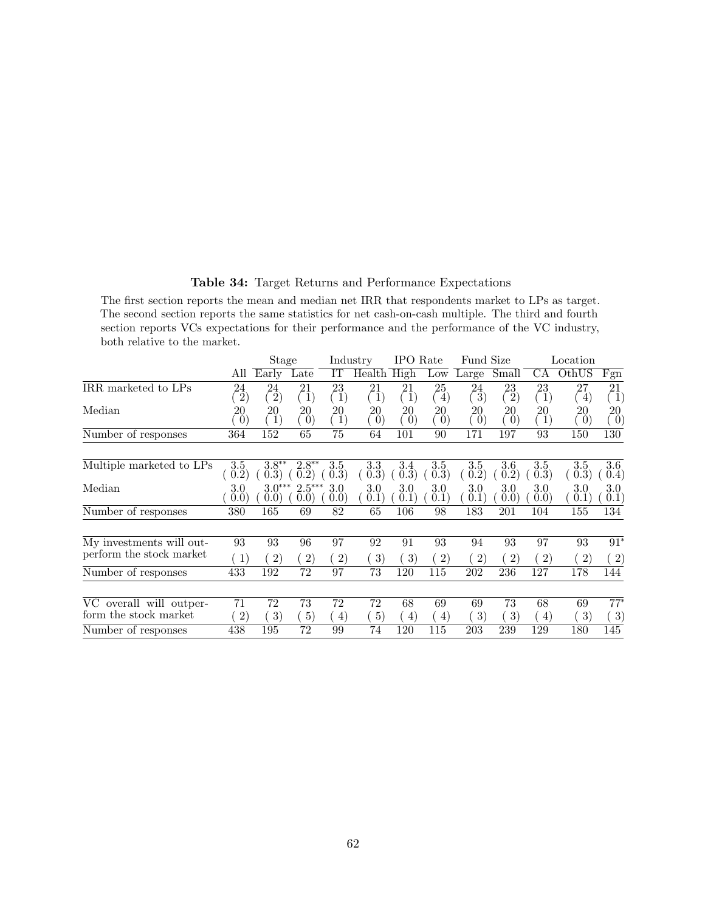**Table 34:** Target Returns and Performance Expectations

The first section reports the mean and median net IRR that respondents market to LPs as target. The second section reports the same statistics for net cash-on-cash multiple. The third and fourth section reports VCs expectations for their performance and the performance of the VC industry, both relative to the market.

| | | Stage | | Industry | | IPO Rate | | Fund Size | | Location | | |
|---|---|---|---|---|---|---|---|---|---|---|---|---|
| | All | Early | Late | IT | Health | High | Low | Large | Small | CA | OthUS | Fgn |
| IRR marketed to LPs | 24 | 24 | 21 | 23 | 21 | 21 | 25 | 24 | 23 | 23 | 27 | 21 |
| | ( 2) | ( 2) | ( 1) | ( 1) | ( 1) | ( 1) | ( 4) | ( 3) | ( 2) | ( 1) | ( 4) | ( 1) |
| Median | 20 | 20 | 20 | 20 | 20 | 20 | 20 | 20 | 20 | 20 | 20 | 20 |
| | ( 0) | ( 1) | ( 0) | ( 1) | ( 0) | ( 0) | ( 0) | ( 0) | ( 0) | ( 1) | ( 0) | ( 0) |
| Number of responses | 364 | 152 | 65 | 75 | 64 | 101 | 90 | 171 | 197 | 93 | 150 | 130 |
| Multiple marketed to LPs | 3.5 | 3.8** | 2.8** | 3.5 | 3.3 | 3.4 | 3.5 | 3.5 | 3.6 | 3.5 | 3.5 | 3.6 |
| | ( 0.2) | ( 0.3) | ( 0.2) | ( 0.3) | ( 0.3) | ( 0.3) | ( 0.3) | ( 0.2) | ( 0.2) | ( 0.3) | ( 0.3) | ( 0.4) |
| Median | 3.0 | 3.0*** | 2.5*** | 3.0 | 3.0 | 3.0 | 3.0 | 3.0 | 3.0 | 3.0 | 3.0 | 3.0 |
| | ( 0.0) | ( 0.0) | ( 0.0) | ( 0.0) | ( 0.1) | ( 0.1) | ( 0.1) | ( 0.1) | ( 0.0) | ( 0.0) | ( 0.1) | ( 0.1) |
| Number of responses | 380 | 165 | 69 | 82 | 65 | 106 | 98 | 183 | 201 | 104 | 155 | 134 |
| My investments will outperform the stock market | 93 | 93 | 96 | 97 | 92 | 91 | 93 | 94 | 93 | 97 | 93 | 91* |
| | ( 1) | ( 2) | ( 2) | ( 2) | ( 3) | ( 3) | ( 2) | ( 2) | ( 2) | ( 2) | ( 2) | ( 2) |
| Number of responses | 433 | 192 | 72 | 97 | 73 | 120 | 115 | 202 | 236 | 127 | 178 | 144 |
| VC overall will outperform the stock market | 71 | 72 | 73 | 72 | 72 | 68 | 69 | 69 | 73 | 68 | 69 | 77* |
| | ( 2) | ( 3) | ( 5) | ( 4) | ( 5) | ( 4) | ( 4) | ( 3) | ( 3) | ( 4) | ( 3) | ( 3) |
| Number of responses | 438 | 195 | 72 | 99 | 74 | 120 | 115 | 203 | 239 | 129 | 180 | 145 |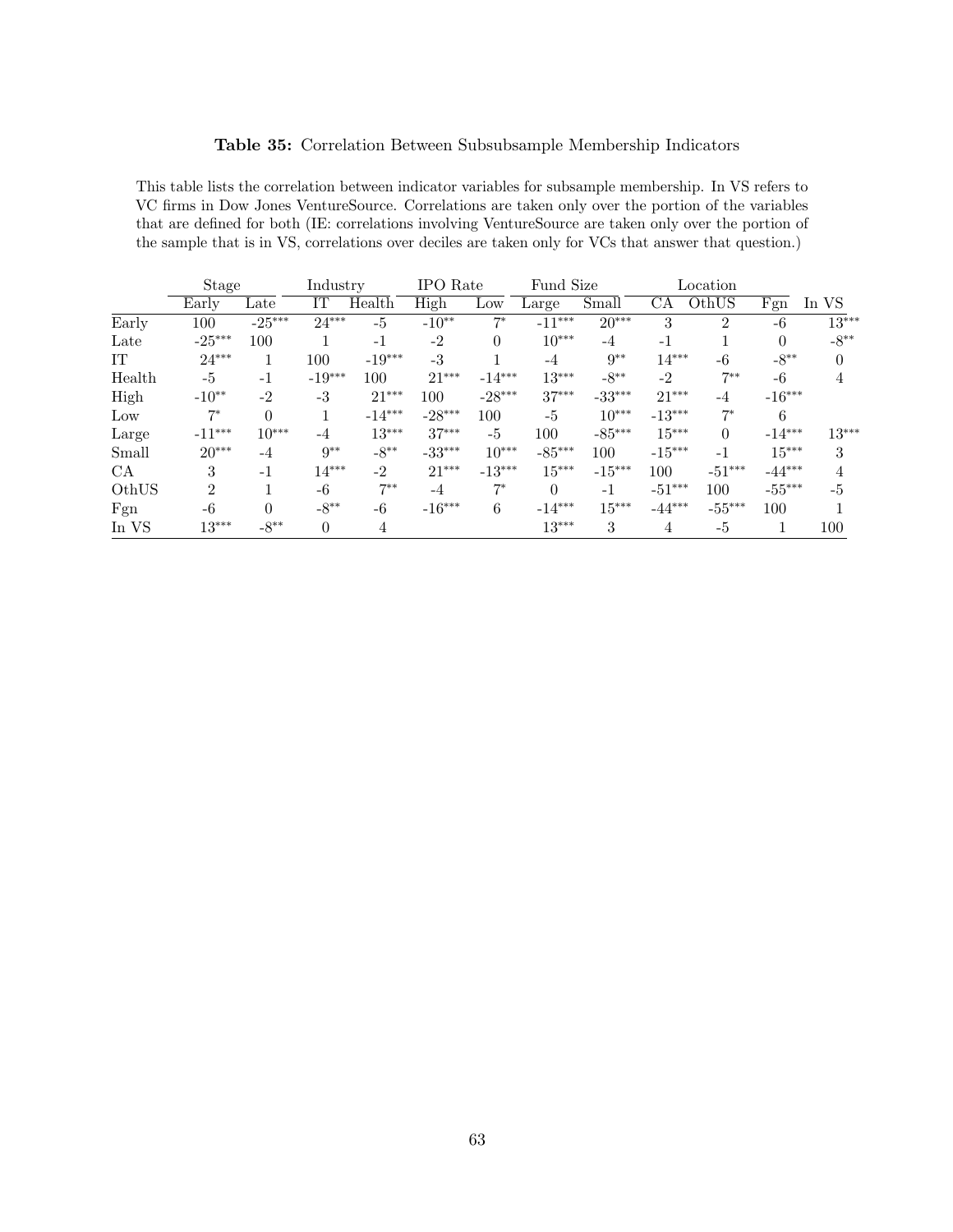**Table 35:** Correlation Between Subsubsample Membership Indicators

This table lists the correlation between indicator variables for subsample membership. In VS refers to VC firms in Dow Jones VentureSource. Correlations are taken only over the portion of the variables that are defined for both (IE: correlations involving VentureSource are taken only over the portion of the sample that is in VS, correlations over deciles are taken only for VCs that answer that question.)

| | Stage | | Industry | | IPO Rate | | Fund Size | | Location | | | |
|---|---|---|---|---|---|---|---|---|---|---|---|---|
| | Early | Late | IT | Health | High | Low | Large | Small | CA | OthUS | Fgn | In VS |
| Early | 100 | -25*** | 24*** | -5 | -10** | 7* | -11*** | 20*** | 3 | 2 | -6 | 13*** |
| Late | -25*** | 100 | 1 | -1 | -2 | 0 | 10*** | -4 | -1 | 1 | 0 | -8** |
| IT | 24*** | 1 | 100 | -19*** | -3 | 1 | -4 | 9** | 14*** | -6 | -8** | 0 |
| Health | -5 | -1 | -19*** | 100 | 21*** | -14*** | 13*** | -8** | -2 | 7** | -6 | 4 |
| High | -10** | -2 | -3 | 21*** | 100 | -28*** | 37*** | -33*** | 21*** | -4 | -16*** | |
| Low | 7* | 0 | 1 | -14*** | -28*** | 100 | -5 | 10*** | -13*** | 7* | 6 | |
| Large | -11*** | 10*** | -4 | 13*** | 37*** | -5 | 100 | -85*** | 15*** | 0 | -14*** | 13*** |
| Small | 20*** | -4 | 9** | -8** | -33*** | 10*** | -85*** | 100 | -15*** | -1 | 15*** | 3 |
| CA | 3 | -1 | 14*** | -2 | 21*** | -13*** | 15*** | -15*** | 100 | -51*** | -44*** | 4 |
| OthUS | 2 | 1 | -6 | 7** | -4 | 7* | 0 | -1 | -51*** | 100 | -55*** | -5 |
| Fgn | -6 | 0 | -8** | -6 | -16*** | 6 | -14*** | 15*** | -44*** | -55*** | 100 | 1 |
| In VS | 13*** | -8** | 0 | 4 | | | 13*** | 3 | 4 | -5 | 1 | 100 |